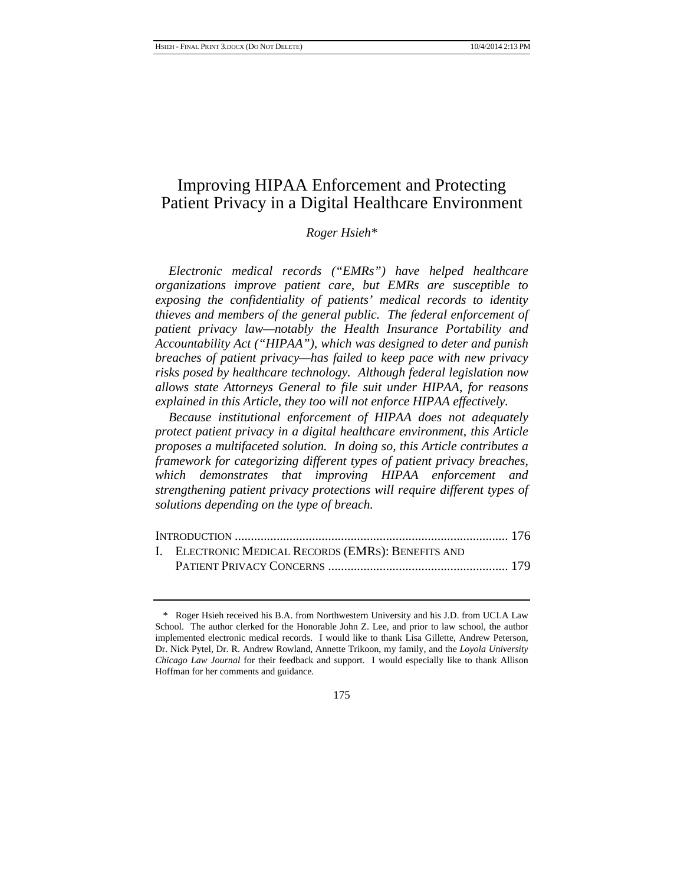# Improving HIPAA Enforcement and Protecting Patient Privacy in a Digital Healthcare Environment

*Roger Hsieh**

*Electronic medical records ("EMRs") have helped healthcare organizations improve patient care, but EMRs are susceptible to exposing the confidentiality of patients' medical records to identity thieves and members of the general public. The federal enforcement of patient privacy law—notably the Health Insurance Portability and Accountability Act ("HIPAA"), which was designed to deter and punish breaches of patient privacy—has failed to keep pace with new privacy risks posed by healthcare technology. Although federal legislation now allows state Attorneys General to file suit under HIPAA, for reasons explained in this Article, they too will not enforce HIPAA effectively.*

*Because institutional enforcement of HIPAA does not adequately protect patient privacy in a digital healthcare environment, this Article proposes a multifaceted solution. In doing so, this Article contributes a framework for categorizing different types of patient privacy breaches, which demonstrates that improving HIPAA enforcement and strengthening patient privacy protections will require different types of solutions depending on the type of breach.*

INTRODUCTION .................................................................................... 176

I. ELECTRONIC MEDICAL RECORDS (EMRS): BENEFITS AND PATIENT PRIVACY CONCERNS ........................................................ 179

---

\* Roger Hsieh received his B.A. from Northwestern University and his J.D. from UCLA Law School. The author clerked for the Honorable John Z. Lee, and prior to law school, the author implemented electronic medical records. I would like to thank Lisa Gillette, Andrew Peterson, Dr. Nick Pytel, Dr. R. Andrew Rowland, Annette Trikoon, my family, and the *Loyola University Chicago Law Journal* for their feedback and support. I would especially like to thank Allison Hoffman for her comments and guidance.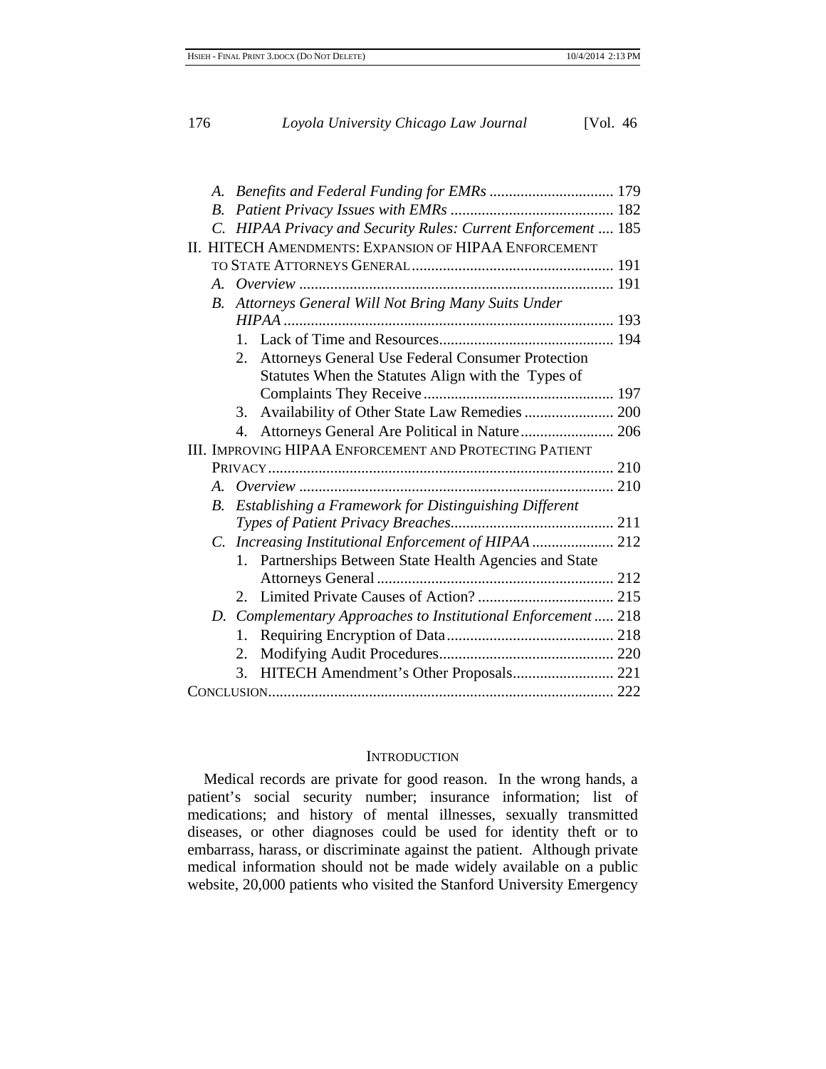- A. *Benefits and Federal Funding for EMRs* ................................ 179
- B. *Patient Privacy Issues with EMRs* .......................................... 182
- C. *HIPAA Privacy and Security Rules: Current Enforcement* .... 185

II. HITECH Amendments: Expansion of HIPAA Enforcement to State Attorneys General .................................................... 191

- A. *Overview* ................................................................................ 191
- B. *Attorneys General Will Not Bring Many Suits Under HIPAA* .................................................................................... 193
  1. Lack of Time and Resources ............................................ 194
  2. Attorneys General Use Federal Consumer Protection Statutes When the Statutes Align with the Types of Complaints They Receive ................................................ 197
  3. Availability of Other State Law Remedies ....................... 200
  4. Attorneys General Are Political in Nature ........................ 206

III. Improving HIPAA Enforcement and Protecting Patient Privacy ........................................................................................ 210

- A. *Overview* ................................................................................ 210
- B. *Establishing a Framework for Distinguishing Different Types of Patient Privacy Breaches* .......................................... 211
- C. *Increasing Institutional Enforcement of HIPAA* ..................... 212
  1. Partnerships Between State Health Agencies and State Attorneys General ............................................................ 212
  2. Limited Private Causes of Action? ................................... 215
- D. *Complementary Approaches to Institutional Enforcement* ..... 218
  1. Requiring Encryption of Data ........................................... 218
  2. Modifying Audit Procedures ............................................ 220
  3. HITECH Amendment's Other Proposals .......................... 221

Conclusion ........................................................................................ 222

## Introduction

Medical records are private for good reason. In the wrong hands, a patient's social security number; insurance information; list of medications; and history of mental illnesses, sexually transmitted diseases, or other diagnoses could be used for identity theft or to embarrass, harass, or discriminate against the patient. Although private medical information should not be made widely available on a public website, 20,000 patients who visited the Stanford University Emergency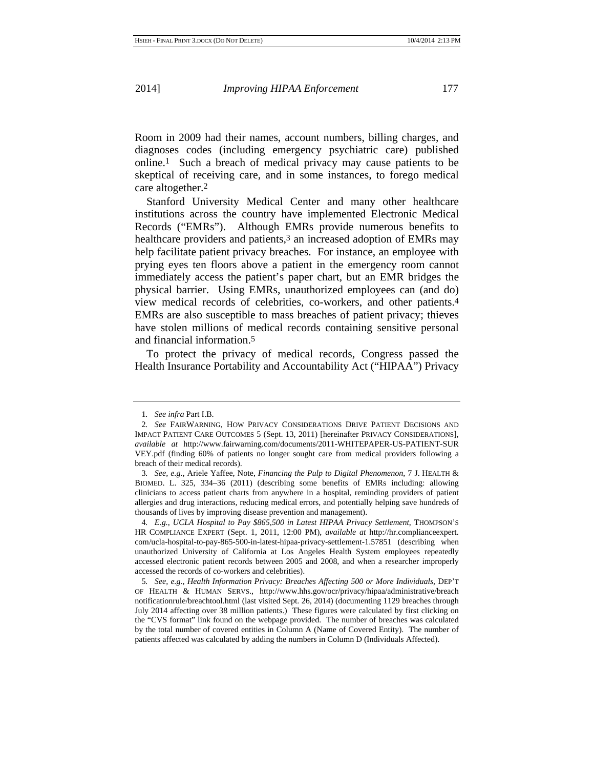Room in 2009 had their names, account numbers, billing charges, and diagnoses codes (including emergency psychiatric care) published online.[1] Such a breach of medical privacy may cause patients to be skeptical of receiving care, and in some instances, to forego medical care altogether.[2]

Stanford University Medical Center and many other healthcare institutions across the country have implemented Electronic Medical Records ("EMRs"). Although EMRs provide numerous benefits to healthcare providers and patients,[3] an increased adoption of EMRs may help facilitate patient privacy breaches. For instance, an employee with prying eyes ten floors above a patient in the emergency room cannot immediately access the patient's paper chart, but an EMR bridges the physical barrier. Using EMRs, unauthorized employees can (and do) view medical records of celebrities, co-workers, and other patients.[4] EMRs are also susceptible to mass breaches of patient privacy; thieves have stolen millions of medical records containing sensitive personal and financial information.[5]

To protect the privacy of medical records, Congress passed the Health Insurance Portability and Accountability Act ("HIPAA") Privacy

---

1. *See infra* Part I.B.

2. *See* FAIRWARNING, HOW PRIVACY CONSIDERATIONS DRIVE PATIENT DECISIONS AND IMPACT PATIENT CARE OUTCOMES 5 (Sept. 13, 2011) [hereinafter PRIVACY CONSIDERATIONS], *available at* http://www.fairwarning.com/documents/2011-WHITEPAPER-US-PATIENT-SURVEY.pdf (finding 60% of patients no longer sought care from medical providers following a breach of their medical records).

3. *See, e.g.*, Ariele Yaffee, Note, *Financing the Pulp to Digital Phenomenon*, 7 J. HEALTH & BIOMED. L. 325, 334–36 (2011) (describing some benefits of EMRs including: allowing clinicians to access patient charts from anywhere in a hospital, reminding providers of patient allergies and drug interactions, reducing medical errors, and potentially helping save hundreds of thousands of lives by improving disease prevention and management).

4. *E.g.*, *UCLA Hospital to Pay $865,500 in Latest HIPAA Privacy Settlement*, THOMPSON'S HR COMPLIANCE EXPERT (Sept. 1, 2011, 12:00 PM), *available at* http://hr.complianceexpert.com/ucla-hospital-to-pay-865-500-in-latest-hipaa-privacy-settlement-1.57851 (describing when unauthorized University of California at Los Angeles Health System employees repeatedly accessed electronic patient records between 2005 and 2008, and when a researcher improperly accessed the records of co-workers and celebrities).

5. *See, e.g.*, *Health Information Privacy: Breaches Affecting 500 or More Individuals*, DEP'T OF HEALTH & HUMAN SERVS., http://www.hhs.gov/ocr/privacy/hipaa/administrative/breachnotificationrule/breachtool.html (last visited Sept. 26, 2014) (documenting 1129 breaches through July 2014 affecting over 38 million patients.) These figures were calculated by first clicking on the "CVS format" link found on the webpage provided. The number of breaches was calculated by the total number of covered entities in Column A (Name of Covered Entity). The number of patients affected was calculated by adding the numbers in Column D (Individuals Affected).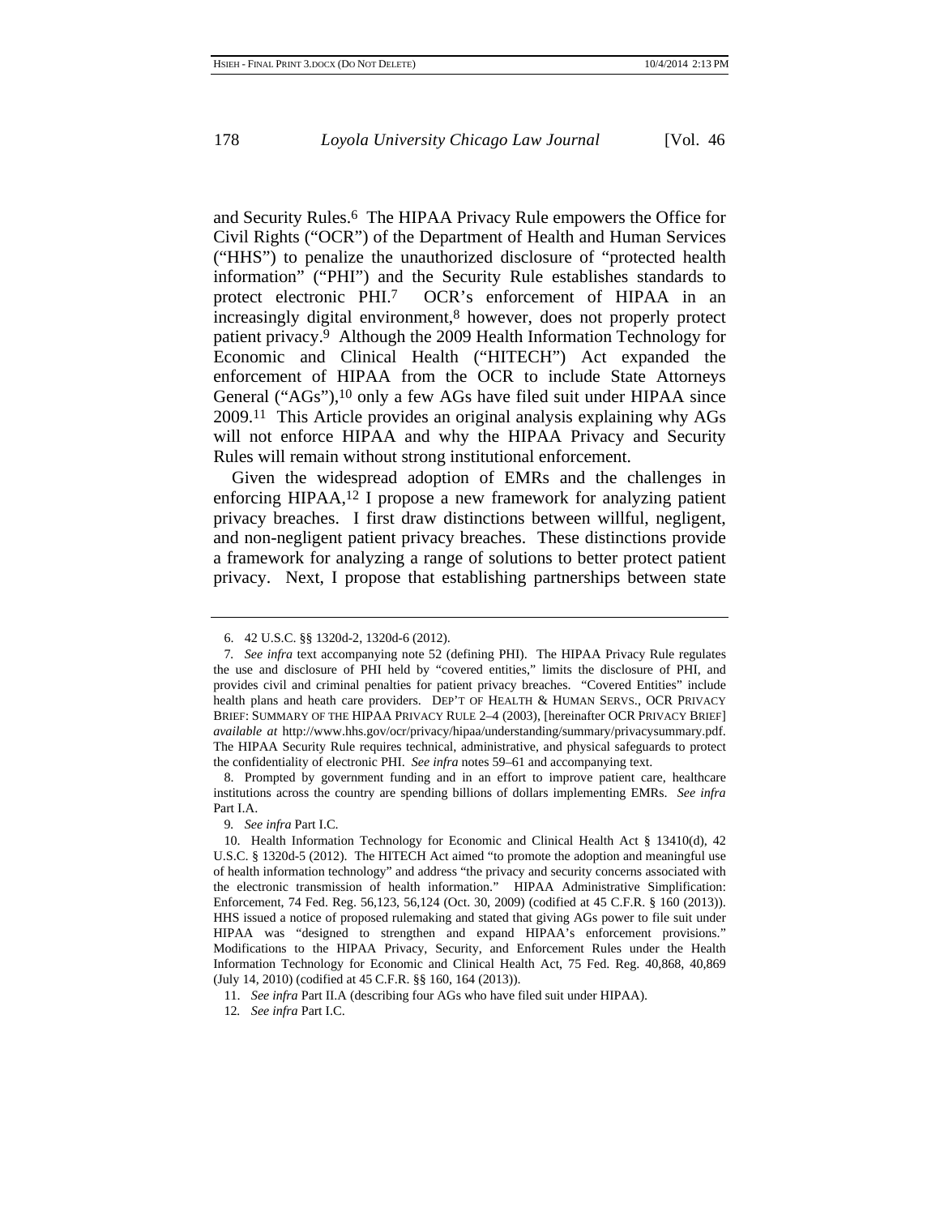and Security Rules.[6] The HIPAA Privacy Rule empowers the Office for Civil Rights ("OCR") of the Department of Health and Human Services ("HHS") to penalize the unauthorized disclosure of "protected health information" ("PHI") and the Security Rule establishes standards to protect electronic PHI.[7] OCR's enforcement of HIPAA in an increasingly digital environment,[8] however, does not properly protect patient privacy.[9] Although the 2009 Health Information Technology for Economic and Clinical Health ("HITECH") Act expanded the enforcement of HIPAA from the OCR to include State Attorneys General ("AGs"),[10] only a few AGs have filed suit under HIPAA since 2009.[11] This Article provides an original analysis explaining why AGs will not enforce HIPAA and why the HIPAA Privacy and Security Rules will remain without strong institutional enforcement.

Given the widespread adoption of EMRs and the challenges in enforcing HIPAA,[12] I propose a new framework for analyzing patient privacy breaches. I first draw distinctions between willful, negligent, and non-negligent patient privacy breaches. These distinctions provide a framework for analyzing a range of solutions to better protect patient privacy. Next, I propose that establishing partnerships between state

---

6. 42 U.S.C. §§ 1320d-2, 1320d-6 (2012).

7. *See infra* text accompanying note 52 (defining PHI). The HIPAA Privacy Rule regulates the use and disclosure of PHI held by "covered entities," limits the disclosure of PHI, and provides civil and criminal penalties for patient privacy breaches. "Covered Entities" include health plans and heath care providers. DEP'T OF HEALTH & HUMAN SERVS., OCR PRIVACY BRIEF: SUMMARY OF THE HIPAA PRIVACY RULE 2–4 (2003), [hereinafter OCR PRIVACY BRIEF] *available at* http://www.hhs.gov/ocr/privacy/hipaa/understanding/summary/privacysummary.pdf. The HIPAA Security Rule requires technical, administrative, and physical safeguards to protect the confidentiality of electronic PHI. *See infra* notes 59–61 and accompanying text.

8. Prompted by government funding and in an effort to improve patient care, healthcare institutions across the country are spending billions of dollars implementing EMRs. *See infra* Part I.A.

9. *See infra* Part I.C.

10. Health Information Technology for Economic and Clinical Health Act § 13410(d), 42 U.S.C. § 1320d-5 (2012). The HITECH Act aimed "to promote the adoption and meaningful use of health information technology" and address "the privacy and security concerns associated with the electronic transmission of health information." HIPAA Administrative Simplification: Enforcement, 74 Fed. Reg. 56,123, 56,124 (Oct. 30, 2009) (codified at 45 C.F.R. § 160 (2013)). HHS issued a notice of proposed rulemaking and stated that giving AGs power to file suit under HIPAA was "designed to strengthen and expand HIPAA's enforcement provisions." Modifications to the HIPAA Privacy, Security, and Enforcement Rules under the Health Information Technology for Economic and Clinical Health Act, 75 Fed. Reg. 40,868, 40,869 (July 14, 2010) (codified at 45 C.F.R. §§ 160, 164 (2013)).

11. *See infra* Part II.A (describing four AGs who have filed suit under HIPAA).

12. *See infra* Part I.C.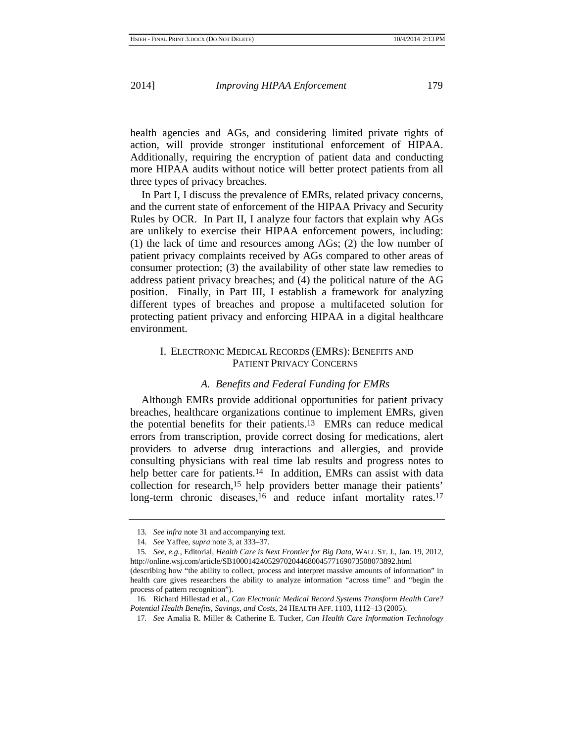health agencies and AGs, and considering limited private rights of action, will provide stronger institutional enforcement of HIPAA. Additionally, requiring the encryption of patient data and conducting more HIPAA audits without notice will better protect patients from all three types of privacy breaches.

In Part I, I discuss the prevalence of EMRs, related privacy concerns, and the current state of enforcement of the HIPAA Privacy and Security Rules by OCR. In Part II, I analyze four factors that explain why AGs are unlikely to exercise their HIPAA enforcement powers, including: (1) the lack of time and resources among AGs; (2) the low number of patient privacy complaints received by AGs compared to other areas of consumer protection; (3) the availability of other state law remedies to address patient privacy breaches; and (4) the political nature of the AG position. Finally, in Part III, I establish a framework for analyzing different types of breaches and propose a multifaceted solution for protecting patient privacy and enforcing HIPAA in a digital healthcare environment.

## I. Electronic Medical Records (EMRs): Benefits and Patient Privacy Concerns

### *A. Benefits and Federal Funding for EMRs*

Although EMRs provide additional opportunities for patient privacy breaches, healthcare organizations continue to implement EMRs, given the potential benefits for their patients.[13] EMRs can reduce medical errors from transcription, provide correct dosing for medications, alert providers to adverse drug interactions and allergies, and provide consulting physicians with real time lab results and progress notes to help better care for patients.[14] In addition, EMRs can assist with data collection for research,[15] help providers better manage their patients' long-term chronic diseases,[16] and reduce infant mortality rates.[17]

---

13. *See infra* note 31 and accompanying text.

14. *See* Yaffee, *supra* note 3, at 333–37.

15. *See, e.g.*, Editorial, *Health Care is Next Frontier for Big Data*, WALL ST. J., Jan. 19, 2012, http://online.wsj.com/article/SB10001424052970204468004577169073508073892.html (describing how "the ability to collect, process and interpret massive amounts of information" in health care gives researchers the ability to analyze information "across time" and "begin the process of pattern recognition").

16. Richard Hillestad et al., *Can Electronic Medical Record Systems Transform Health Care? Potential Health Benefits, Savings, and Costs*, 24 HEALTH AFF. 1103, 1112–13 (2005).

17. *See* Amalia R. Miller & Catherine E. Tucker, *Can Health Care Information Technology*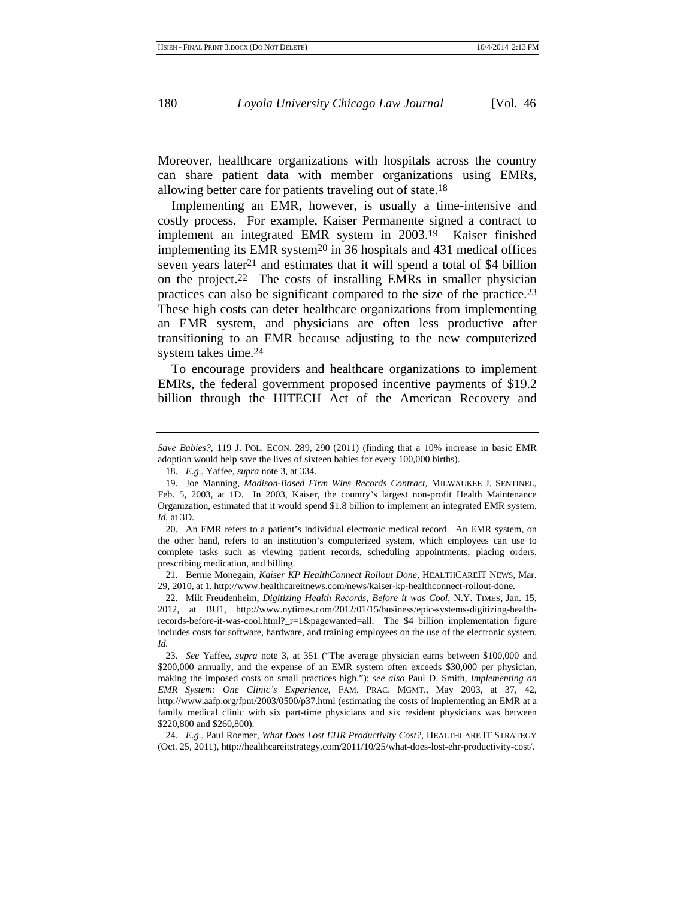Moreover, healthcare organizations with hospitals across the country can share patient data with member organizations using EMRs, allowing better care for patients traveling out of state.[18]

Implementing an EMR, however, is usually a time-intensive and costly process. For example, Kaiser Permanente signed a contract to implement an integrated EMR system in 2003.[19] Kaiser finished implementing its EMR system[20] in 36 hospitals and 431 medical offices seven years later[21] and estimates that it will spend a total of $4 billion on the project.[22] The costs of installing EMRs in smaller physician practices can also be significant compared to the size of the practice.[23] These high costs can deter healthcare organizations from implementing an EMR system, and physicians are often less productive after transitioning to an EMR because adjusting to the new computerized system takes time.[24]

To encourage providers and healthcare organizations to implement EMRs, the federal government proposed incentive payments of $19.2 billion through the HITECH Act of the American Recovery and

---

*Save Babies?*, 119 J. POL. ECON. 289, 290 (2011) (finding that a 10% increase in basic EMR adoption would help save the lives of sixteen babies for every 100,000 births).

18. *E.g.*, Yaffee, *supra* note 3, at 334.

19. Joe Manning, *Madison-Based Firm Wins Records Contract*, MILWAUKEE J. SENTINEL, Feb. 5, 2003, at 1D. In 2003, Kaiser, the country's largest non-profit Health Maintenance Organization, estimated that it would spend $1.8 billion to implement an integrated EMR system. *Id.* at 3D.

20. An EMR refers to a patient's individual electronic medical record. An EMR system, on the other hand, refers to an institution's computerized system, which employees can use to complete tasks such as viewing patient records, scheduling appointments, placing orders, prescribing medication, and billing.

21. Bernie Monegain, *Kaiser KP HealthConnect Rollout Done*, HEALTHCAREIT NEWS, Mar. 29, 2010, at 1, http://www.healthcareitnews.com/news/kaiser-kp-healthconnect-rollout-done.

22. Milt Freudenheim, *Digitizing Health Records, Before it was Cool*, N.Y. TIMES, Jan. 15, 2012, at BU1, http://www.nytimes.com/2012/01/15/business/epic-systems-digitizing-health-records-before-it-was-cool.html?_r=1&pagewanted=all. The $4 billion implementation figure includes costs for software, hardware, and training employees on the use of the electronic system. *Id.*

23. *See* Yaffee, *supra* note 3, at 351 ("The average physician earns between $100,000 and $200,000 annually, and the expense of an EMR system often exceeds $30,000 per physician, making the imposed costs on small practices high."); *see also* Paul D. Smith, *Implementing an EMR System: One Clinic's Experience*, FAM. PRAC. MGMT., May 2003, at 37, 42, http://www.aafp.org/fpm/2003/0500/p37.html (estimating the costs of implementing an EMR at a family medical clinic with six part-time physicians and six resident physicians was between $220,800 and $260,800).

24. *E.g.*, Paul Roemer, *What Does Lost EHR Productivity Cost?*, HEALTHCARE IT STRATEGY (Oct. 25, 2011), http://healthcareitstrategy.com/2011/10/25/what-does-lost-ehr-productivity-cost/.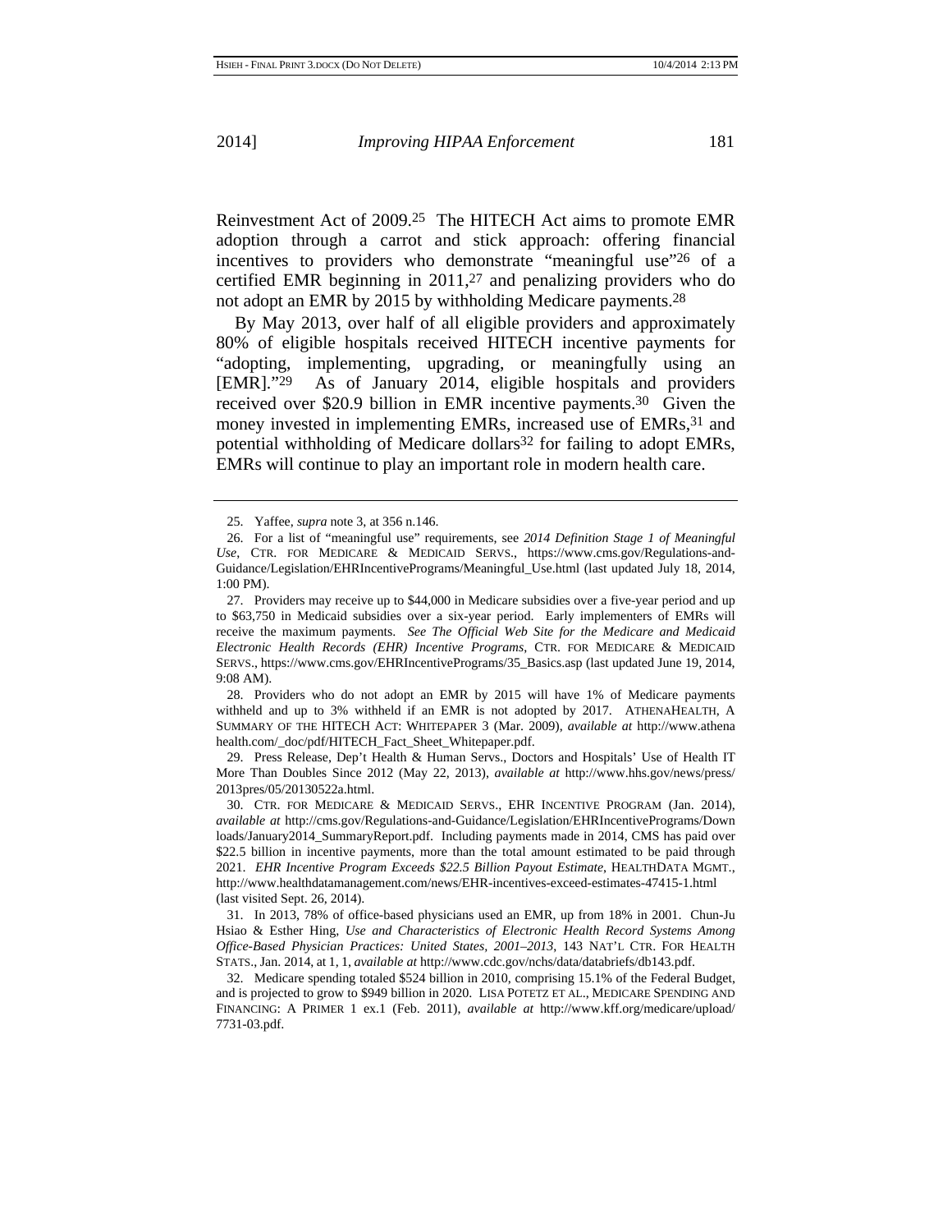Reinvestment Act of 2009.[25] The HITECH Act aims to promote EMR adoption through a carrot and stick approach: offering financial incentives to providers who demonstrate "meaningful use"[26] of a certified EMR beginning in 2011,[27] and penalizing providers who do not adopt an EMR by 2015 by withholding Medicare payments.[28]

By May 2013, over half of all eligible providers and approximately 80% of eligible hospitals received HITECH incentive payments for "adopting, implementing, upgrading, or meaningfully using an [EMR]."[29] As of January 2014, eligible hospitals and providers received over $20.9 billion in EMR incentive payments.[30] Given the money invested in implementing EMRs, increased use of EMRs,[31] and potential withholding of Medicare dollars[32] for failing to adopt EMRs, EMRs will continue to play an important role in modern health care.

---

25. Yaffee, *supra* note 3, at 356 n.146.

26. For a list of "meaningful use" requirements, see *2014 Definition Stage 1 of Meaningful Use*, CTR. FOR MEDICARE & MEDICAID SERVS., https://www.cms.gov/Regulations-and-Guidance/Legislation/EHRIncentivePrograms/Meaningful_Use.html (last updated July 18, 2014, 1:00 PM).

27. Providers may receive up to $44,000 in Medicare subsidies over a five-year period and up to $63,750 in Medicaid subsidies over a six-year period. Early implementers of EMRs will receive the maximum payments. *See The Official Web Site for the Medicare and Medicaid Electronic Health Records (EHR) Incentive Programs*, CTR. FOR MEDICARE & MEDICAID SERVS., https://www.cms.gov/EHRIncentivePrograms/35_Basics.asp (last updated June 19, 2014, 9:08 AM).

28. Providers who do not adopt an EMR by 2015 will have 1% of Medicare payments withheld and up to 3% withheld if an EMR is not adopted by 2017. ATHENAHEALTH, A SUMMARY OF THE HITECH ACT: WHITEPAPER 3 (Mar. 2009), *available at* http://www.athenahealth.com/_doc/pdf/HITECH_Fact_Sheet_Whitepaper.pdf.

29. Press Release, Dep't Health & Human Servs., Doctors and Hospitals' Use of Health IT More Than Doubles Since 2012 (May 22, 2013), *available at* http://www.hhs.gov/news/press/2013pres/05/20130522a.html.

30. CTR. FOR MEDICARE & MEDICAID SERVS., EHR INCENTIVE PROGRAM (Jan. 2014), *available at* http://cms.gov/Regulations-and-Guidance/Legislation/EHRIncentivePrograms/Downloads/January2014_SummaryReport.pdf. Including payments made in 2014, CMS has paid over $22.5 billion in incentive payments, more than the total amount estimated to be paid through 2021. *EHR Incentive Program Exceeds $22.5 Billion Payout Estimate*, HEALTHDATA MGMT., http://www.healthdatamanagement.com/news/EHR-incentives-exceed-estimates-47415-1.html (last visited Sept. 26, 2014).

31. In 2013, 78% of office-based physicians used an EMR, up from 18% in 2001. Chun-Ju Hsiao & Esther Hing, *Use and Characteristics of Electronic Health Record Systems Among Office-Based Physician Practices: United States, 2001–2013*, 143 NAT'L CTR. FOR HEALTH STATS., Jan. 2014, at 1, 1, *available at* http://www.cdc.gov/nchs/data/databriefs/db143.pdf.

32. Medicare spending totaled $524 billion in 2010, comprising 15.1% of the Federal Budget, and is projected to grow to $949 billion in 2020. LISA POTETZ ET AL., MEDICARE SPENDING AND FINANCING: A PRIMER 1 ex.1 (Feb. 2011), *available at* http://www.kff.org/medicare/upload/7731-03.pdf.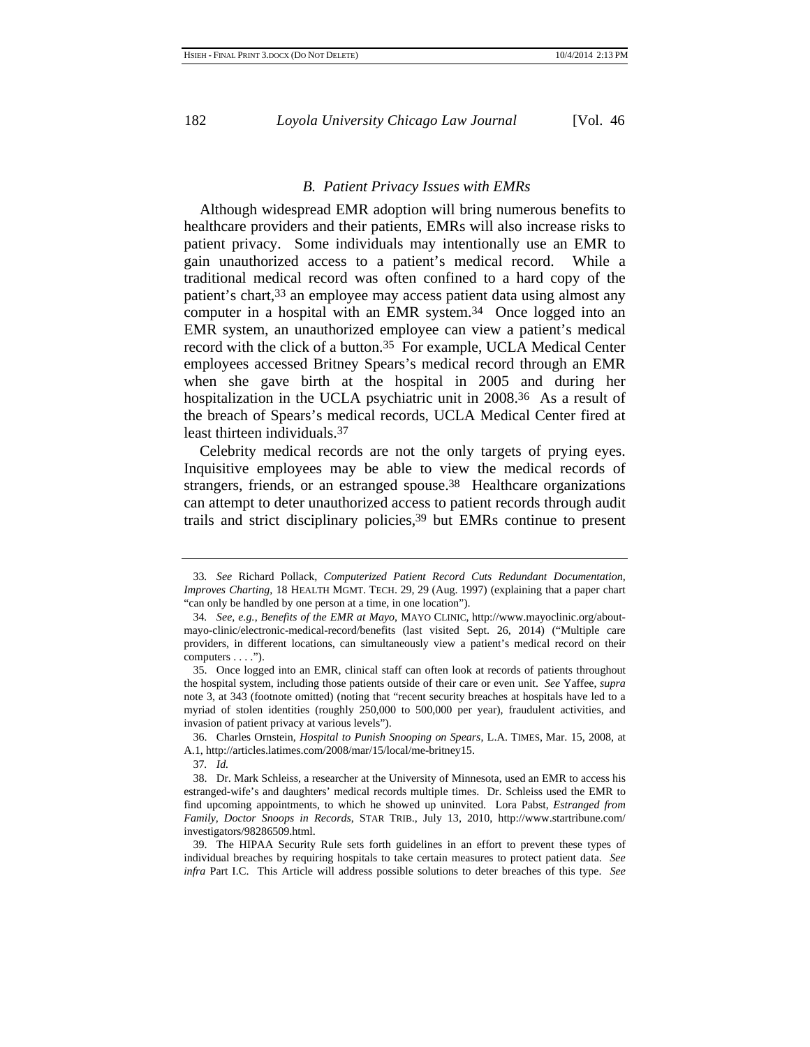### *B. Patient Privacy Issues with EMRs*

Although widespread EMR adoption will bring numerous benefits to healthcare providers and their patients, EMRs will also increase risks to patient privacy. Some individuals may intentionally use an EMR to gain unauthorized access to a patient's medical record. While a traditional medical record was often confined to a hard copy of the patient's chart,[33] an employee may access patient data using almost any computer in a hospital with an EMR system.[34] Once logged into an EMR system, an unauthorized employee can view a patient's medical record with the click of a button.[35] For example, UCLA Medical Center employees accessed Britney Spears's medical record through an EMR when she gave birth at the hospital in 2005 and during her hospitalization in the UCLA psychiatric unit in 2008.[36] As a result of the breach of Spears's medical records, UCLA Medical Center fired at least thirteen individuals.[37]

Celebrity medical records are not the only targets of prying eyes. Inquisitive employees may be able to view the medical records of strangers, friends, or an estranged spouse.[38] Healthcare organizations can attempt to deter unauthorized access to patient records through audit trails and strict disciplinary policies,[39] but EMRs continue to present

---

33. *See* Richard Pollack, *Computerized Patient Record Cuts Redundant Documentation, Improves Charting*, 18 HEALTH MGMT. TECH. 29, 29 (Aug. 1997) (explaining that a paper chart "can only be handled by one person at a time, in one location").

34. *See, e.g.*, *Benefits of the EMR at Mayo*, MAYO CLINIC, http://www.mayoclinic.org/about-mayo-clinic/electronic-medical-record/benefits (last visited Sept. 26, 2014) ("Multiple care providers, in different locations, can simultaneously view a patient's medical record on their computers . . . .").

35. Once logged into an EMR, clinical staff can often look at records of patients throughout the hospital system, including those patients outside of their care or even unit. *See* Yaffee, *supra* note 3, at 343 (footnote omitted) (noting that "recent security breaches at hospitals have led to a myriad of stolen identities (roughly 250,000 to 500,000 per year), fraudulent activities, and invasion of patient privacy at various levels").

36. Charles Ornstein, *Hospital to Punish Snooping on Spears*, L.A. TIMES, Mar. 15, 2008, at A.1, http://articles.latimes.com/2008/mar/15/local/me-britney15.

37. *Id.*

38. Dr. Mark Schleiss, a researcher at the University of Minnesota, used an EMR to access his estranged-wife's and daughters' medical records multiple times. Dr. Schleiss used the EMR to find upcoming appointments, to which he showed up uninvited. Lora Pabst, *Estranged from Family, Doctor Snoops in Records*, STAR TRIB., July 13, 2010, http://www.startribune.com/investigators/98286509.html.

39. The HIPAA Security Rule sets forth guidelines in an effort to prevent these types of individual breaches by requiring hospitals to take certain measures to protect patient data. *See infra* Part I.C. This Article will address possible solutions to deter breaches of this type. *See*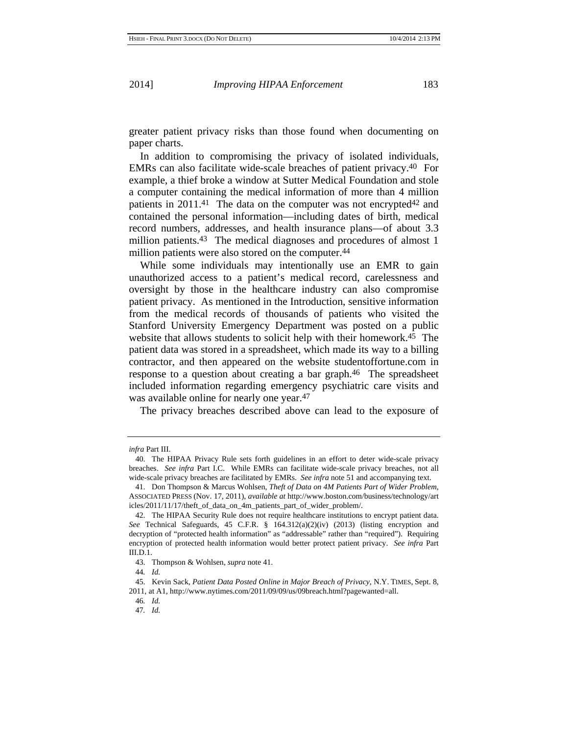greater patient privacy risks than those found when documenting on paper charts.

In addition to compromising the privacy of isolated individuals, EMRs can also facilitate wide-scale breaches of patient privacy.[40] For example, a thief broke a window at Sutter Medical Foundation and stole a computer containing the medical information of more than 4 million patients in 2011.[41] The data on the computer was not encrypted[42] and contained the personal information—including dates of birth, medical record numbers, addresses, and health insurance plans—of about 3.3 million patients.[43] The medical diagnoses and procedures of almost 1 million patients were also stored on the computer.[44]

While some individuals may intentionally use an EMR to gain unauthorized access to a patient's medical record, carelessness and oversight by those in the healthcare industry can also compromise patient privacy. As mentioned in the Introduction, sensitive information from the medical records of thousands of patients who visited the Stanford University Emergency Department was posted on a public website that allows students to solicit help with their homework.[45] The patient data was stored in a spreadsheet, which made its way to a billing contractor, and then appeared on the website studentoffortune.com in response to a question about creating a bar graph.[46] The spreadsheet included information regarding emergency psychiatric care visits and was available online for nearly one year.[47]

The privacy breaches described above can lead to the exposure of

---

*infra* Part III.

40. The HIPAA Privacy Rule sets forth guidelines in an effort to deter wide-scale privacy breaches. *See infra* Part I.C. While EMRs can facilitate wide-scale privacy breaches, not all wide-scale privacy breaches are facilitated by EMRs. *See infra* note 51 and accompanying text.

41. Don Thompson & Marcus Wohlsen, *Theft of Data on 4M Patients Part of Wider Problem*, ASSOCIATED PRESS (Nov. 17, 2011), *available at* http://www.boston.com/business/technology/articles/2011/11/17/theft_of_data_on_4m_patients_part_of_wider_problem/.

42. The HIPAA Security Rule does not require healthcare institutions to encrypt patient data. *See* Technical Safeguards, 45 C.F.R. § 164.312(a)(2)(iv) (2013) (listing encryption and decryption of "protected health information" as "addressable" rather than "required"). Requiring encryption of protected health information would better protect patient privacy. *See infra* Part III.D.1.

43. Thompson & Wohlsen, *supra* note 41.

44. *Id.*

45. Kevin Sack, *Patient Data Posted Online in Major Breach of Privacy*, N.Y. TIMES, Sept. 8, 2011, at A1, http://www.nytimes.com/2011/09/09/us/09breach.html?pagewanted=all.

46. *Id.*

47. *Id.*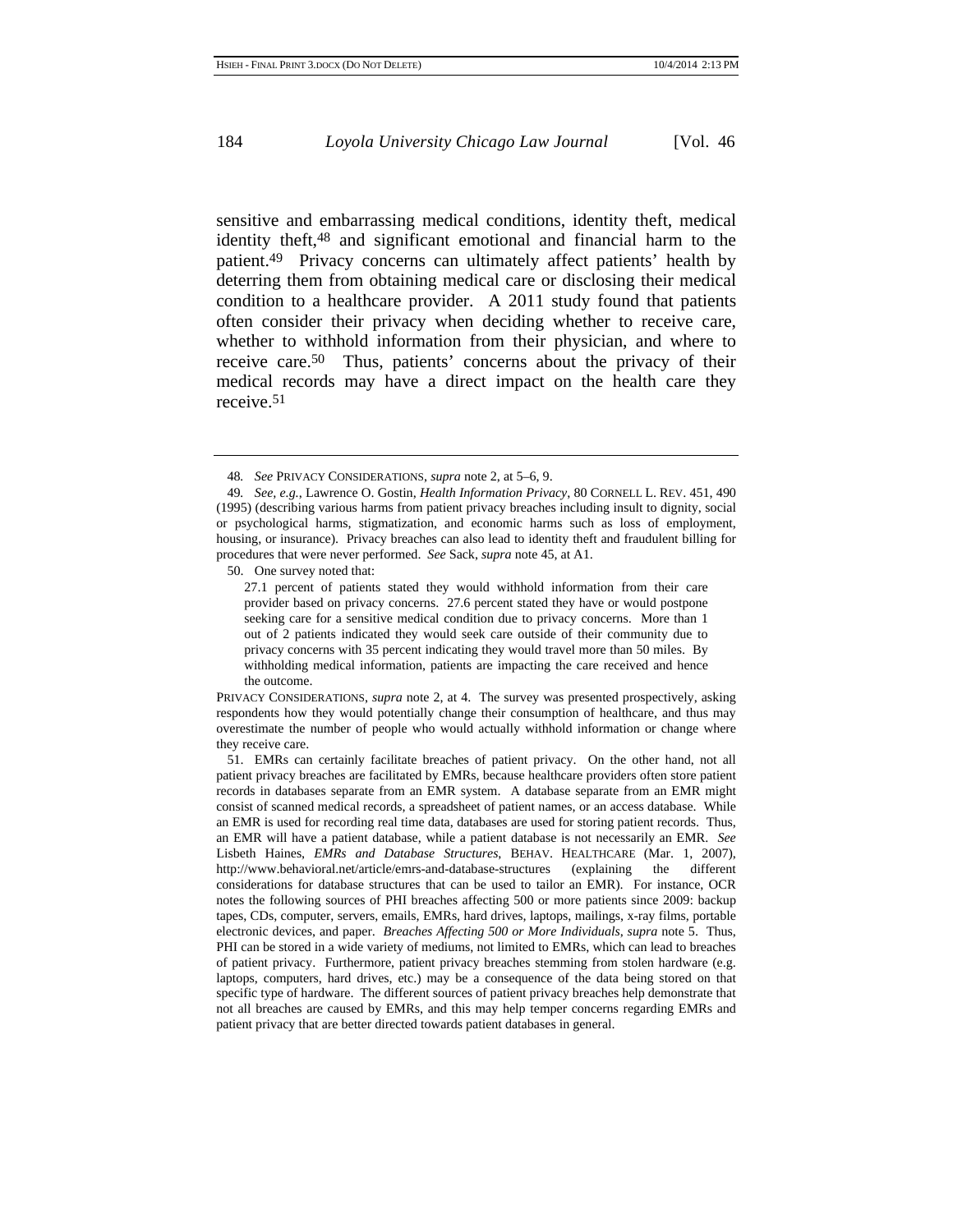sensitive and embarrassing medical conditions, identity theft, medical identity theft,[48] and significant emotional and financial harm to the patient.[49] Privacy concerns can ultimately affect patients' health by deterring them from obtaining medical care or disclosing their medical condition to a healthcare provider. A 2011 study found that patients often consider their privacy when deciding whether to receive care, whether to withhold information from their physician, and where to receive care.[50] Thus, patients' concerns about the privacy of their medical records may have a direct impact on the health care they receive.[51]

---

48. *See* PRIVACY CONSIDERATIONS, *supra* note 2, at 5–6, 9.

49. *See, e.g.*, Lawrence O. Gostin, *Health Information Privacy*, 80 CORNELL L. REV. 451, 490 (1995) (describing various harms from patient privacy breaches including insult to dignity, social or psychological harms, stigmatization, and economic harms such as loss of employment, housing, or insurance). Privacy breaches can also lead to identity theft and fraudulent billing for procedures that were never performed. *See* Sack, *supra* note 45, at A1.

50. One survey noted that:

> 27.1 percent of patients stated they would withhold information from their care provider based on privacy concerns. 27.6 percent stated they have or would postpone seeking care for a sensitive medical condition due to privacy concerns. More than 1 out of 2 patients indicated they would seek care outside of their community due to privacy concerns with 35 percent indicating they would travel more than 50 miles. By withholding medical information, patients are impacting the care received and hence the outcome.

PRIVACY CONSIDERATIONS, *supra* note 2, at 4. The survey was presented prospectively, asking respondents how they would potentially change their consumption of healthcare, and thus may overestimate the number of people who would actually withhold information or change where they receive care.

51. EMRs can certainly facilitate breaches of patient privacy. On the other hand, not all patient privacy breaches are facilitated by EMRs, because healthcare providers often store patient records in databases separate from an EMR system. A database separate from an EMR might consist of scanned medical records, a spreadsheet of patient names, or an access database. While an EMR is used for recording real time data, databases are used for storing patient records. Thus, an EMR will have a patient database, while a patient database is not necessarily an EMR. *See* Lisbeth Haines, *EMRs and Database Structures*, BEHAV. HEALTHCARE (Mar. 1, 2007), http://www.behavioral.net/article/emrs-and-database-structures (explaining the different considerations for database structures that can be used to tailor an EMR). For instance, OCR notes the following sources of PHI breaches affecting 500 or more patients since 2009: backup tapes, CDs, computer, servers, emails, EMRs, hard drives, laptops, mailings, x-ray films, portable electronic devices, and paper. *Breaches Affecting 500 or More Individuals*, *supra* note 5. Thus, PHI can be stored in a wide variety of mediums, not limited to EMRs, which can lead to breaches of patient privacy. Furthermore, patient privacy breaches stemming from stolen hardware (e.g. laptops, computers, hard drives, etc.) may be a consequence of the data being stored on that specific type of hardware. The different sources of patient privacy breaches help demonstrate that not all breaches are caused by EMRs, and this may help temper concerns regarding EMRs and patient privacy that are better directed towards patient databases in general.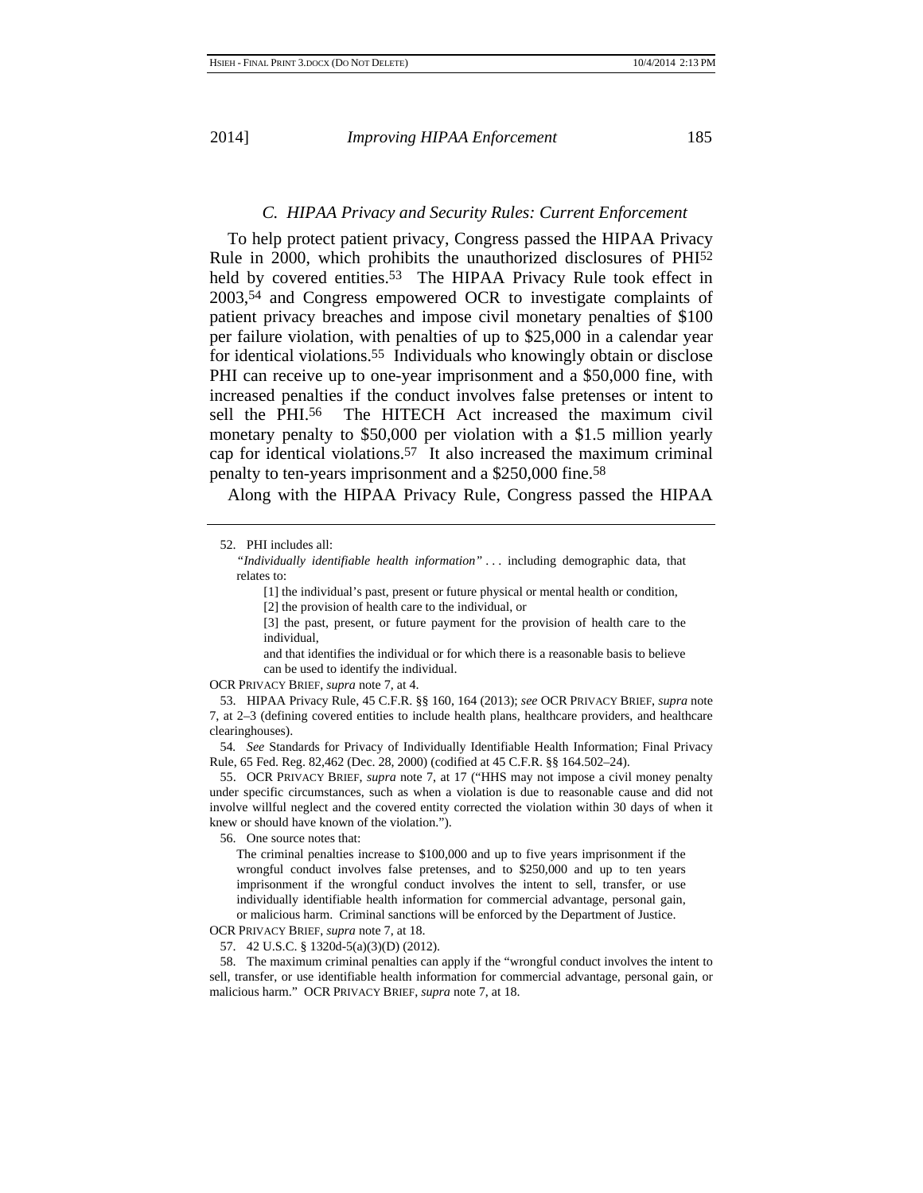### C. HIPAA Privacy and Security Rules: Current Enforcement

To help protect patient privacy, Congress passed the HIPAA Privacy Rule in 2000, which prohibits the unauthorized disclosures of PHI[52] held by covered entities.[53] The HIPAA Privacy Rule took effect in 2003,[54] and Congress empowered OCR to investigate complaints of patient privacy breaches and impose civil monetary penalties of $100 per failure violation, with penalties of up to $25,000 in a calendar year for identical violations.[55] Individuals who knowingly obtain or disclose PHI can receive up to one-year imprisonment and a $50,000 fine, with increased penalties if the conduct involves false pretenses or intent to sell the PHI.[56] The HITECH Act increased the maximum civil monetary penalty to $50,000 per violation with a $1.5 million yearly cap for identical violations.[57] It also increased the maximum criminal penalty to ten-years imprisonment and a $250,000 fine.[58]

Along with the HIPAA Privacy Rule, Congress passed the HIPAA

---

52. PHI includes all:

> *"Individually identifiable health information"* . . . including demographic data, that relates to:
>
> > [1] the individual's past, present or future physical or mental health or condition,
> >
> > [2] the provision of health care to the individual, or
> >
> > [3] the past, present, or future payment for the provision of health care to the individual,
> >
> > and that identifies the individual or for which there is a reasonable basis to believe can be used to identify the individual.

OCR PRIVACY BRIEF, *supra* note 7, at 4.

53. HIPAA Privacy Rule, 45 C.F.R. §§ 160, 164 (2013); *see* OCR PRIVACY BRIEF, *supra* note 7, at 2–3 (defining covered entities to include health plans, healthcare providers, and healthcare clearinghouses).

54. *See* Standards for Privacy of Individually Identifiable Health Information; Final Privacy Rule, 65 Fed. Reg. 82,462 (Dec. 28, 2000) (codified at 45 C.F.R. §§ 164.502–24).

55. OCR PRIVACY BRIEF, *supra* note 7, at 17 ("HHS may not impose a civil money penalty under specific circumstances, such as when a violation is due to reasonable cause and did not involve willful neglect and the covered entity corrected the violation within 30 days of when it knew or should have known of the violation.").

56. One source notes that:

> The criminal penalties increase to $100,000 and up to five years imprisonment if the wrongful conduct involves false pretenses, and to $250,000 and up to ten years imprisonment if the wrongful conduct involves the intent to sell, transfer, or use individually identifiable health information for commercial advantage, personal gain, or malicious harm. Criminal sanctions will be enforced by the Department of Justice.

OCR PRIVACY BRIEF, *supra* note 7, at 18.

57. 42 U.S.C. § 1320d-5(a)(3)(D) (2012).

58. The maximum criminal penalties can apply if the "wrongful conduct involves the intent to sell, transfer, or use identifiable health information for commercial advantage, personal gain, or malicious harm." OCR PRIVACY BRIEF, *supra* note 7, at 18.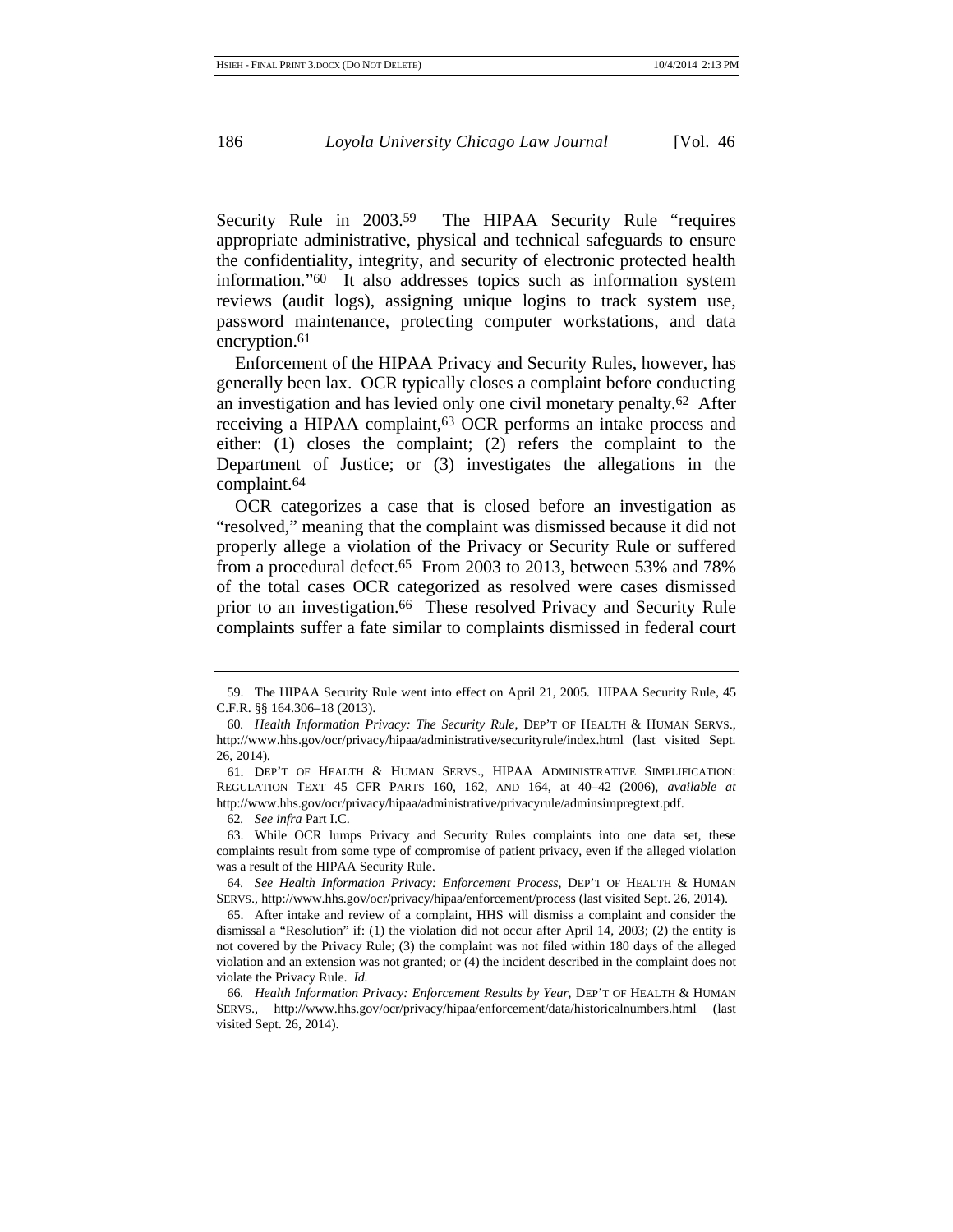Security Rule in 2003.[59] The HIPAA Security Rule "requires appropriate administrative, physical and technical safeguards to ensure the confidentiality, integrity, and security of electronic protected health information."[60] It also addresses topics such as information system reviews (audit logs), assigning unique logins to track system use, password maintenance, protecting computer workstations, and data encryption.[61]

Enforcement of the HIPAA Privacy and Security Rules, however, has generally been lax. OCR typically closes a complaint before conducting an investigation and has levied only one civil monetary penalty.[62] After receiving a HIPAA complaint,[63] OCR performs an intake process and either: (1) closes the complaint; (2) refers the complaint to the Department of Justice; or (3) investigates the allegations in the complaint.[64]

OCR categorizes a case that is closed before an investigation as "resolved," meaning that the complaint was dismissed because it did not properly allege a violation of the Privacy or Security Rule or suffered from a procedural defect.[65] From 2003 to 2013, between 53% and 78% of the total cases OCR categorized as resolved were cases dismissed prior to an investigation.[66] These resolved Privacy and Security Rule complaints suffer a fate similar to complaints dismissed in federal court

---

59. The HIPAA Security Rule went into effect on April 21, 2005. HIPAA Security Rule, 45 C.F.R. §§ 164.306–18 (2013).

60. *Health Information Privacy: The Security Rule*, DEP'T OF HEALTH & HUMAN SERVS., http://www.hhs.gov/ocr/privacy/hipaa/administrative/securityrule/index.html (last visited Sept. 26, 2014).

61. DEP'T OF HEALTH & HUMAN SERVS., HIPAA ADMINISTRATIVE SIMPLIFICATION: REGULATION TEXT 45 CFR PARTS 160, 162, AND 164, at 40–42 (2006), *available at* http://www.hhs.gov/ocr/privacy/hipaa/administrative/privacyrule/adminsimpregtext.pdf.

62. *See infra* Part I.C.

63. While OCR lumps Privacy and Security Rules complaints into one data set, these complaints result from some type of compromise of patient privacy, even if the alleged violation was a result of the HIPAA Security Rule.

64. *See Health Information Privacy: Enforcement Process*, DEP'T OF HEALTH & HUMAN SERVS., http://www.hhs.gov/ocr/privacy/hipaa/enforcement/process (last visited Sept. 26, 2014).

65. After intake and review of a complaint, HHS will dismiss a complaint and consider the dismissal a "Resolution" if: (1) the violation did not occur after April 14, 2003; (2) the entity is not covered by the Privacy Rule; (3) the complaint was not filed within 180 days of the alleged violation and an extension was not granted; or (4) the incident described in the complaint does not violate the Privacy Rule. *Id.*

66. *Health Information Privacy: Enforcement Results by Year*, DEP'T OF HEALTH & HUMAN SERVS., http://www.hhs.gov/ocr/privacy/hipaa/enforcement/data/historicalnumbers.html (last visited Sept. 26, 2014).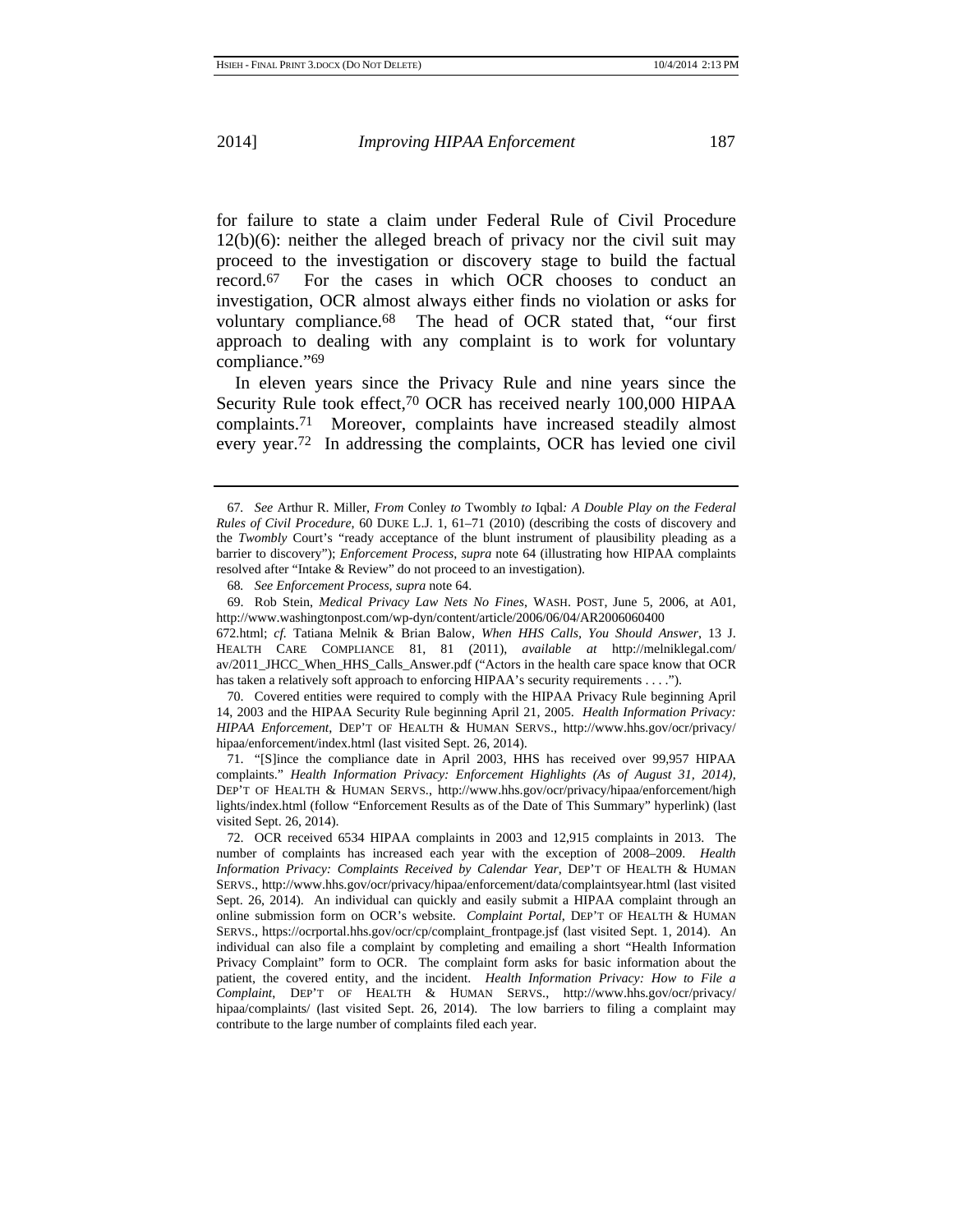for failure to state a claim under Federal Rule of Civil Procedure 12(b)(6): neither the alleged breach of privacy nor the civil suit may proceed to the investigation or discovery stage to build the factual record.[67] For the cases in which OCR chooses to conduct an investigation, OCR almost always either finds no violation or asks for voluntary compliance.[68] The head of OCR stated that, "our first approach to dealing with any complaint is to work for voluntary compliance."[69]

In eleven years since the Privacy Rule and nine years since the Security Rule took effect,[70] OCR has received nearly 100,000 HIPAA complaints.[71] Moreover, complaints have increased steadily almost every year.[72] In addressing the complaints, OCR has levied one civil

---

67. *See* Arthur R. Miller, *From* Conley *to* Twombly *to* Iqbal*: A Double Play on the Federal Rules of Civil Procedure*, 60 DUKE L.J. 1, 61–71 (2010) (describing the costs of discovery and the *Twombly* Court's "ready acceptance of the blunt instrument of plausibility pleading as a barrier to discovery"); *Enforcement Process*, *supra* note 64 (illustrating how HIPAA complaints resolved after "Intake & Review" do not proceed to an investigation).

68. *See Enforcement Process*, *supra* note 64.

69. Rob Stein, *Medical Privacy Law Nets No Fines*, WASH. POST, June 5, 2006, at A01, http://www.washingtonpost.com/wp-dyn/content/article/2006/06/04/AR2006060400672.html; *cf.* Tatiana Melnik & Brian Balow, *When HHS Calls, You Should Answer*, 13 J. HEALTH CARE COMPLIANCE 81, 81 (2011), *available at* http://melniklegal.com/av/2011_JHCC_When_HHS_Calls_Answer.pdf ("Actors in the health care space know that OCR has taken a relatively soft approach to enforcing HIPAA's security requirements . . . .").

70. Covered entities were required to comply with the HIPAA Privacy Rule beginning April 14, 2003 and the HIPAA Security Rule beginning April 21, 2005. *Health Information Privacy: HIPAA Enforcement*, DEP'T OF HEALTH & HUMAN SERVS., http://www.hhs.gov/ocr/privacy/hipaa/enforcement/index.html (last visited Sept. 26, 2014).

71. "[S]ince the compliance date in April 2003, HHS has received over 99,957 HIPAA complaints." *Health Information Privacy: Enforcement Highlights (As of August 31, 2014)*, DEP'T OF HEALTH & HUMAN SERVS., http://www.hhs.gov/ocr/privacy/hipaa/enforcement/highlights/index.html (follow "Enforcement Results as of the Date of This Summary" hyperlink) (last visited Sept. 26, 2014).

72. OCR received 6534 HIPAA complaints in 2003 and 12,915 complaints in 2013. The number of complaints has increased each year with the exception of 2008–2009. *Health Information Privacy: Complaints Received by Calendar Year*, DEP'T OF HEALTH & HUMAN SERVS., http://www.hhs.gov/ocr/privacy/hipaa/enforcement/data/complaintsyear.html (last visited Sept. 26, 2014). An individual can quickly and easily submit a HIPAA complaint through an online submission form on OCR's website. *Complaint Portal*, DEP'T OF HEALTH & HUMAN SERVS., https://ocrportal.hhs.gov/ocr/cp/complaint_frontpage.jsf (last visited Sept. 1, 2014). An individual can also file a complaint by completing and emailing a short "Health Information Privacy Complaint" form to OCR. The complaint form asks for basic information about the patient, the covered entity, and the incident. *Health Information Privacy: How to File a Complaint*, DEP'T OF HEALTH & HUMAN SERVS., http://www.hhs.gov/ocr/privacy/hipaa/complaints/ (last visited Sept. 26, 2014). The low barriers to filing a complaint may contribute to the large number of complaints filed each year.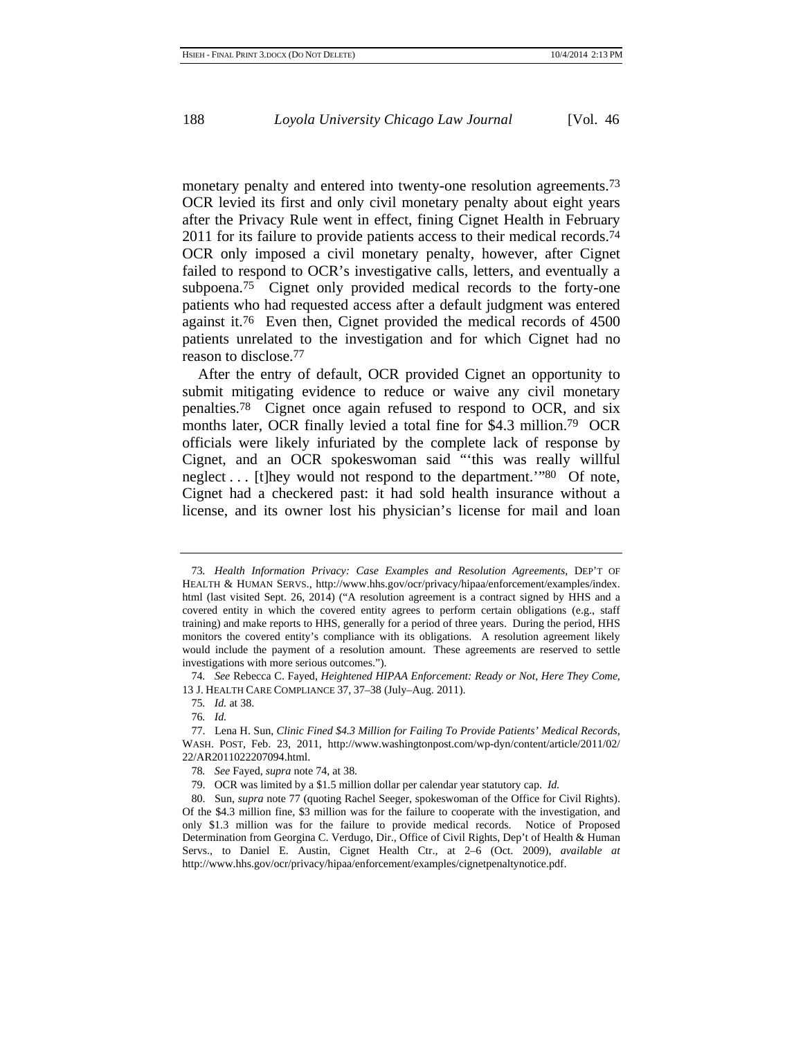monetary penalty and entered into twenty-one resolution agreements.[73] OCR levied its first and only civil monetary penalty about eight years after the Privacy Rule went in effect, fining Cignet Health in February 2011 for its failure to provide patients access to their medical records.[74] OCR only imposed a civil monetary penalty, however, after Cignet failed to respond to OCR's investigative calls, letters, and eventually a subpoena.[75] Cignet only provided medical records to the forty-one patients who had requested access after a default judgment was entered against it.[76] Even then, Cignet provided the medical records of 4500 patients unrelated to the investigation and for which Cignet had no reason to disclose.[77]

After the entry of default, OCR provided Cignet an opportunity to submit mitigating evidence to reduce or waive any civil monetary penalties.[78] Cignet once again refused to respond to OCR, and six months later, OCR finally levied a total fine for $4.3 million.[79] OCR officials were likely infuriated by the complete lack of response by Cignet, and an OCR spokeswoman said "'this was really willful neglect . . . [t]hey would not respond to the department.'"[80] Of note, Cignet had a checkered past: it had sold health insurance without a license, and its owner lost his physician's license for mail and loan

---

73. *Health Information Privacy: Case Examples and Resolution Agreements*, DEP'T OF HEALTH & HUMAN SERVS., http://www.hhs.gov/ocr/privacy/hipaa/enforcement/examples/index.html (last visited Sept. 26, 2014) ("A resolution agreement is a contract signed by HHS and a covered entity in which the covered entity agrees to perform certain obligations (e.g., staff training) and make reports to HHS, generally for a period of three years. During the period, HHS monitors the covered entity's compliance with its obligations. A resolution agreement likely would include the payment of a resolution amount. These agreements are reserved to settle investigations with more serious outcomes.").

74. *See* Rebecca C. Fayed, *Heightened HIPAA Enforcement: Ready or Not, Here They Come*, 13 J. HEALTH CARE COMPLIANCE 37, 37–38 (July–Aug. 2011).

75. *Id.* at 38.

76. *Id.*

77. Lena H. Sun, *Clinic Fined $4.3 Million for Failing To Provide Patients' Medical Records*, WASH. POST, Feb. 23, 2011, http://www.washingtonpost.com/wp-dyn/content/article/2011/02/22/AR2011022207094.html.

78. *See* Fayed, *supra* note 74, at 38.

79. OCR was limited by a $1.5 million dollar per calendar year statutory cap. *Id.*

80. Sun, *supra* note 77 (quoting Rachel Seeger, spokeswoman of the Office for Civil Rights). Of the $4.3 million fine, $3 million was for the failure to cooperate with the investigation, and only $1.3 million was for the failure to provide medical records. Notice of Proposed Determination from Georgina C. Verdugo, Dir., Office of Civil Rights, Dep't of Health & Human Servs., to Daniel E. Austin, Cignet Health Ctr., at 2–6 (Oct. 2009), *available at* http://www.hhs.gov/ocr/privacy/hipaa/enforcement/examples/cignetpenaltynotice.pdf.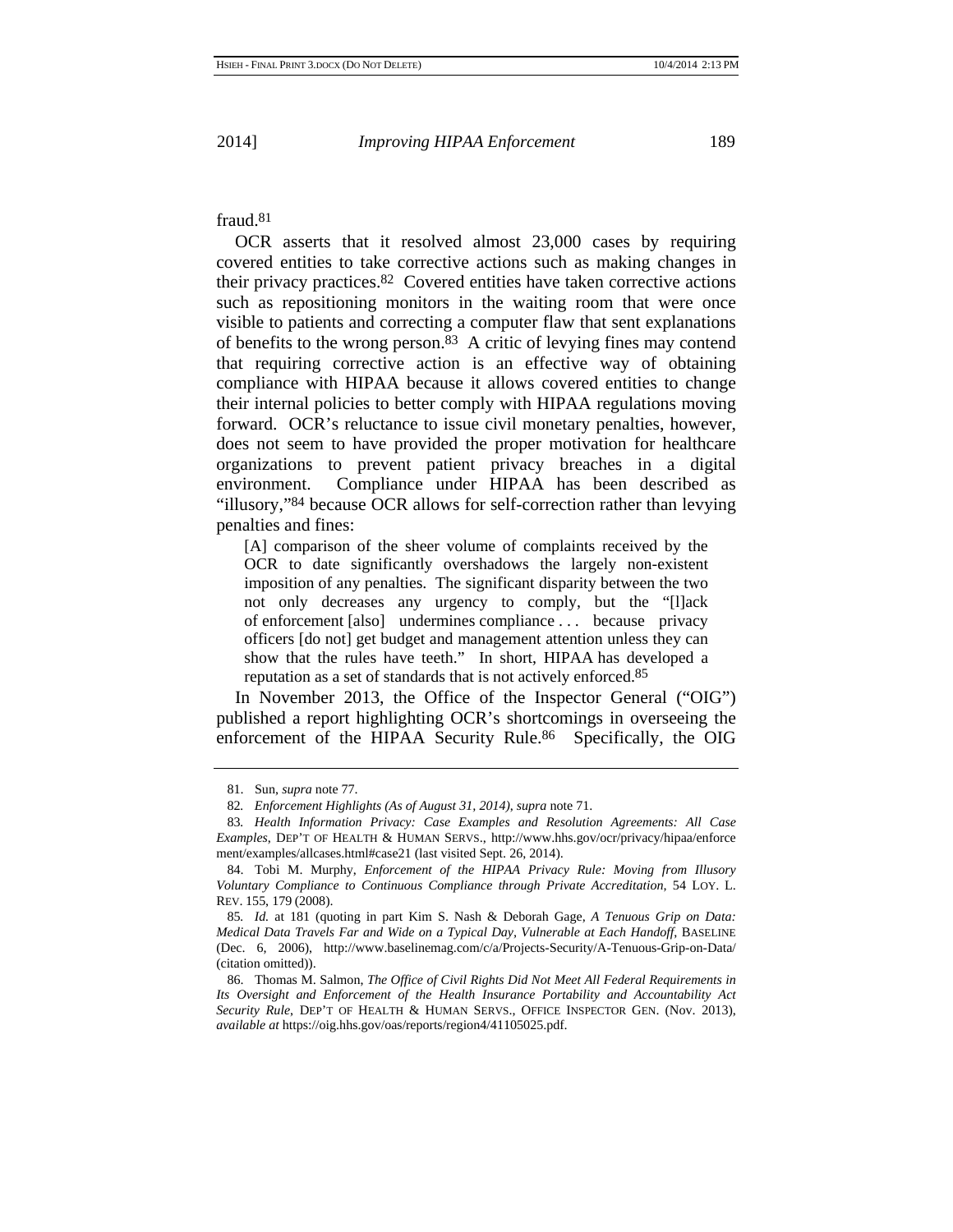fraud.[81]

OCR asserts that it resolved almost 23,000 cases by requiring covered entities to take corrective actions such as making changes in their privacy practices.[82] Covered entities have taken corrective actions such as repositioning monitors in the waiting room that were once visible to patients and correcting a computer flaw that sent explanations of benefits to the wrong person.[83] A critic of levying fines may contend that requiring corrective action is an effective way of obtaining compliance with HIPAA because it allows covered entities to change their internal policies to better comply with HIPAA regulations moving forward. OCR's reluctance to issue civil monetary penalties, however, does not seem to have provided the proper motivation for healthcare organizations to prevent patient privacy breaches in a digital environment. Compliance under HIPAA has been described as "illusory,"[84] because OCR allows for self-correction rather than levying penalties and fines:

> [A] comparison of the sheer volume of complaints received by the OCR to date significantly overshadows the largely non-existent imposition of any penalties. The significant disparity between the two not only decreases any urgency to comply, but the "[l]ack of enforcement [also] undermines compliance . . . because privacy officers [do not] get budget and management attention unless they can show that the rules have teeth." In short, HIPAA has developed a reputation as a set of standards that is not actively enforced.[85]

In November 2013, the Office of the Inspector General ("OIG") published a report highlighting OCR's shortcomings in overseeing the enforcement of the HIPAA Security Rule.[86] Specifically, the OIG

---

81. Sun, *supra* note 77.

82. *Enforcement Highlights (As of August 31, 2014)*, *supra* note 71.

83. *Health Information Privacy: Case Examples and Resolution Agreements: All Case Examples*, DEP'T OF HEALTH & HUMAN SERVS., http://www.hhs.gov/ocr/privacy/hipaa/enforcement/examples/allcases.html#case21 (last visited Sept. 26, 2014).

84. Tobi M. Murphy, *Enforcement of the HIPAA Privacy Rule: Moving from Illusory Voluntary Compliance to Continuous Compliance through Private Accreditation*, 54 LOY. L. REV. 155, 179 (2008).

85. *Id.* at 181 (quoting in part Kim S. Nash & Deborah Gage, *A Tenuous Grip on Data: Medical Data Travels Far and Wide on a Typical Day, Vulnerable at Each Handoff*, BASELINE (Dec. 6, 2006), http://www.baselinemag.com/c/a/Projects-Security/A-Tenuous-Grip-on-Data/ (citation omitted)).

86. Thomas M. Salmon, *The Office of Civil Rights Did Not Meet All Federal Requirements in Its Oversight and Enforcement of the Health Insurance Portability and Accountability Act Security Rule*, DEP'T OF HEALTH & HUMAN SERVS., OFFICE INSPECTOR GEN. (Nov. 2013), *available at* https://oig.hhs.gov/oas/reports/region4/41105025.pdf.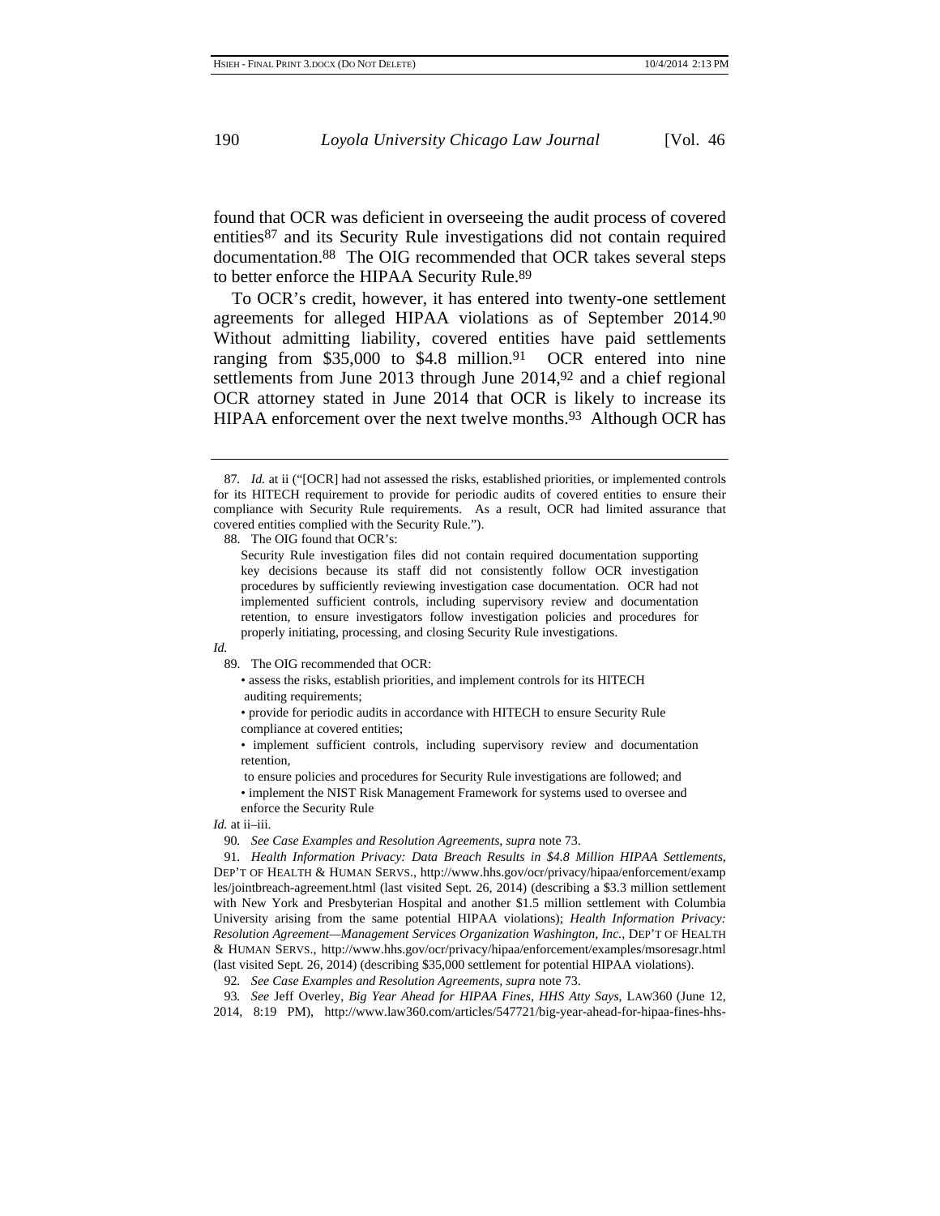found that OCR was deficient in overseeing the audit process of covered entities[87] and its Security Rule investigations did not contain required documentation.[88] The OIG recommended that OCR takes several steps to better enforce the HIPAA Security Rule.[89]

To OCR's credit, however, it has entered into twenty-one settlement agreements for alleged HIPAA violations as of September 2014.[90] Without admitting liability, covered entities have paid settlements ranging from $35,000 to $4.8 million.[91] OCR entered into nine settlements from June 2013 through June 2014,[92] and a chief regional OCR attorney stated in June 2014 that OCR is likely to increase its HIPAA enforcement over the next twelve months.[93] Although OCR has

---

87. *Id.* at ii ("[OCR] had not assessed the risks, established priorities, or implemented controls for its HITECH requirement to provide for periodic audits of covered entities to ensure their compliance with Security Rule requirements. As a result, OCR had limited assurance that covered entities complied with the Security Rule.").

88. The OIG found that OCR's:

> Security Rule investigation files did not contain required documentation supporting key decisions because its staff did not consistently follow OCR investigation procedures by sufficiently reviewing investigation case documentation. OCR had not implemented sufficient controls, including supervisory review and documentation retention, to ensure investigators follow investigation policies and procedures for properly initiating, processing, and closing Security Rule investigations.

*Id.*

89. The OIG recommended that OCR:

> • assess the risks, establish priorities, and implement controls for its HITECH auditing requirements;
>
> • provide for periodic audits in accordance with HITECH to ensure Security Rule compliance at covered entities;
>
> • implement sufficient controls, including supervisory review and documentation retention,
>
> to ensure policies and procedures for Security Rule investigations are followed; and
>
> • implement the NIST Risk Management Framework for systems used to oversee and enforce the Security Rule

*Id.* at ii–iii.

90. *See Case Examples and Resolution Agreements*, *supra* note 73.

91. *Health Information Privacy: Data Breach Results in $4.8 Million HIPAA Settlements*, DEP'T OF HEALTH & HUMAN SERVS., http://www.hhs.gov/ocr/privacy/hipaa/enforcement/examples/jointbreach-agreement.html (last visited Sept. 26, 2014) (describing a $3.3 million settlement with New York and Presbyterian Hospital and another $1.5 million settlement with Columbia University arising from the same potential HIPAA violations); *Health Information Privacy: Resolution Agreement—Management Services Organization Washington, Inc.*, DEP'T OF HEALTH & HUMAN SERVS., http://www.hhs.gov/ocr/privacy/hipaa/enforcement/examples/msoresagr.html (last visited Sept. 26, 2014) (describing $35,000 settlement for potential HIPAA violations).

92. *See Case Examples and Resolution Agreements*, *supra* note 73.

93. *See* Jeff Overley, *Big Year Ahead for HIPAA Fines, HHS Atty Says*, LAW360 (June 12, 2014, 8:19 PM), http://www.law360.com/articles/547721/big-year-ahead-for-hipaa-fines-hhs-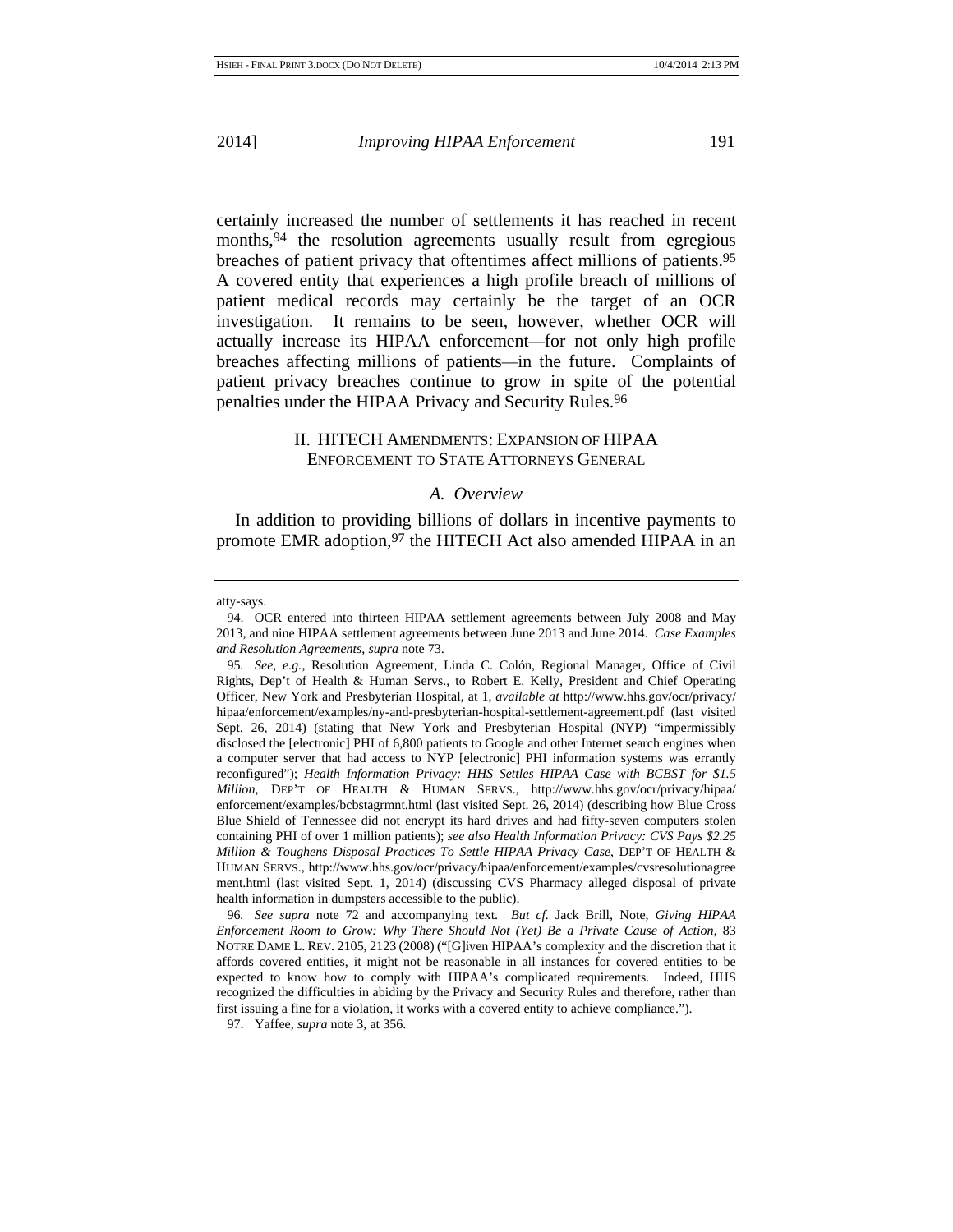certainly increased the number of settlements it has reached in recent months,[94] the resolution agreements usually result from egregious breaches of patient privacy that oftentimes affect millions of patients.[95] A covered entity that experiences a high profile breach of millions of patient medical records may certainly be the target of an OCR investigation. It remains to be seen, however, whether OCR will actually increase its HIPAA enforcement—for not only high profile breaches affecting millions of patients—in the future. Complaints of patient privacy breaches continue to grow in spite of the potential penalties under the HIPAA Privacy and Security Rules.[96]

## II. HITECH Amendments: Expansion of HIPAA Enforcement to State Attorneys General

### *A. Overview*

In addition to providing billions of dollars in incentive payments to promote EMR adoption,[97] the HITECH Act also amended HIPAA in an

---

atty-says.

94. OCR entered into thirteen HIPAA settlement agreements between July 2008 and May 2013, and nine HIPAA settlement agreements between June 2013 and June 2014. *Case Examples and Resolution Agreements*, *supra* note 73.

95. *See, e.g.*, Resolution Agreement, Linda C. Colón, Regional Manager, Office of Civil Rights, Dep't of Health & Human Servs., to Robert E. Kelly, President and Chief Operating Officer, New York and Presbyterian Hospital, at 1, *available at* http://www.hhs.gov/ocr/privacy/hipaa/enforcement/examples/ny-and-presbyterian-hospital-settlement-agreement.pdf (last visited Sept. 26, 2014) (stating that New York and Presbyterian Hospital (NYP) "impermissibly disclosed the [electronic] PHI of 6,800 patients to Google and other Internet search engines when a computer server that had access to NYP [electronic] PHI information systems was errantly reconfigured"); *Health Information Privacy: HHS Settles HIPAA Case with BCBST for $1.5 Million*, DEP'T OF HEALTH & HUMAN SERVS., http://www.hhs.gov/ocr/privacy/hipaa/enforcement/examples/bcbstagrmnt.html (last visited Sept. 26, 2014) (describing how Blue Cross Blue Shield of Tennessee did not encrypt its hard drives and had fifty-seven computers stolen containing PHI of over 1 million patients); *see also Health Information Privacy: CVS Pays $2.25 Million & Toughens Disposal Practices To Settle HIPAA Privacy Case*, DEP'T OF HEALTH & HUMAN SERVS., http://www.hhs.gov/ocr/privacy/hipaa/enforcement/examples/cvsresolutionagreement.html (last visited Sept. 1, 2014) (discussing CVS Pharmacy alleged disposal of private health information in dumpsters accessible to the public).

96. *See supra* note 72 and accompanying text. *But cf.* Jack Brill, Note, *Giving HIPAA Enforcement Room to Grow: Why There Should Not (Yet) Be a Private Cause of Action*, 83 NOTRE DAME L. REV. 2105, 2123 (2008) ("[G]iven HIPAA's complexity and the discretion that it affords covered entities, it might not be reasonable in all instances for covered entities to be expected to know how to comply with HIPAA's complicated requirements. Indeed, HHS recognized the difficulties in abiding by the Privacy and Security Rules and therefore, rather than first issuing a fine for a violation, it works with a covered entity to achieve compliance.").

97. Yaffee, *supra* note 3, at 356.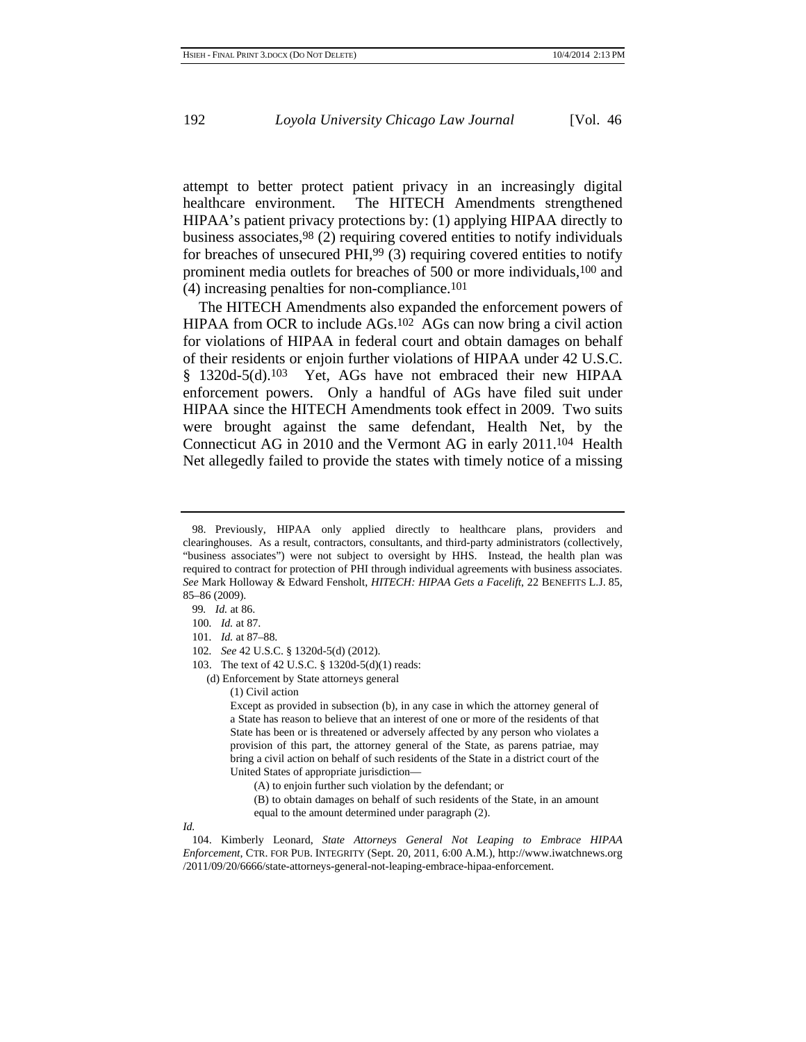attempt to better protect patient privacy in an increasingly digital healthcare environment. The HITECH Amendments strengthened HIPAA's patient privacy protections by: (1) applying HIPAA directly to business associates,[98] (2) requiring covered entities to notify individuals for breaches of unsecured PHI,[99] (3) requiring covered entities to notify prominent media outlets for breaches of 500 or more individuals,[100] and (4) increasing penalties for non-compliance.[101]

The HITECH Amendments also expanded the enforcement powers of HIPAA from OCR to include AGs.[102] AGs can now bring a civil action for violations of HIPAA in federal court and obtain damages on behalf of their residents or enjoin further violations of HIPAA under 42 U.S.C. § 1320d-5(d).[103] Yet, AGs have not embraced their new HIPAA enforcement powers. Only a handful of AGs have filed suit under HIPAA since the HITECH Amendments took effect in 2009. Two suits were brought against the same defendant, Health Net, by the Connecticut AG in 2010 and the Vermont AG in early 2011.[104] Health Net allegedly failed to provide the states with timely notice of a missing

---

98. Previously, HIPAA only applied directly to healthcare plans, providers and clearinghouses. As a result, contractors, consultants, and third-party administrators (collectively, "business associates") were not subject to oversight by HHS. Instead, the health plan was required to contract for protection of PHI through individual agreements with business associates. *See* Mark Holloway & Edward Fensholt, *HITECH: HIPAA Gets a Facelift*, 22 BENEFITS L.J. 85, 85–86 (2009).

99. *Id.* at 86.

100. *Id.* at 87.

101. *Id.* at 87–88.

102. *See* 42 U.S.C. § 1320d-5(d) (2012).

103. The text of 42 U.S.C. § 1320d-5(d)(1) reads:

> (d) Enforcement by State attorneys general
>
> (1) Civil action
>
> Except as provided in subsection (b), in any case in which the attorney general of a State has reason to believe that an interest of one or more of the residents of that State has been or is threatened or adversely affected by any person who violates a provision of this part, the attorney general of the State, as parens patriae, may bring a civil action on behalf of such residents of the State in a district court of the United States of appropriate jurisdiction—
>
> (A) to enjoin further such violation by the defendant; or
>
> (B) to obtain damages on behalf of such residents of the State, in an amount equal to the amount determined under paragraph (2).

*Id.*

104. Kimberly Leonard, *State Attorneys General Not Leaping to Embrace HIPAA Enforcement*, CTR. FOR PUB. INTEGRITY (Sept. 20, 2011, 6:00 A.M.), http://www.iwatchnews.org/2011/09/20/6666/state-attorneys-general-not-leaping-embrace-hipaa-enforcement.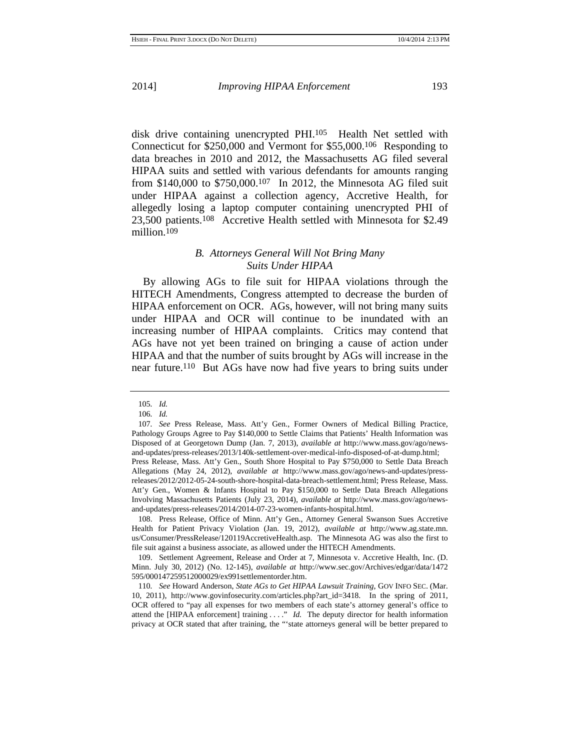disk drive containing unencrypted PHI.[105] Health Net settled with Connecticut for $250,000 and Vermont for $55,000.[106] Responding to data breaches in 2010 and 2012, the Massachusetts AG filed several HIPAA suits and settled with various defendants for amounts ranging from $140,000 to $750,000.[107] In 2012, the Minnesota AG filed suit under HIPAA against a collection agency, Accretive Health, for allegedly losing a laptop computer containing unencrypted PHI of 23,500 patients.[108] Accretive Health settled with Minnesota for $2.49 million.[109]

### *B. Attorneys General Will Not Bring Many Suits Under HIPAA*

By allowing AGs to file suit for HIPAA violations through the HITECH Amendments, Congress attempted to decrease the burden of HIPAA enforcement on OCR. AGs, however, will not bring many suits under HIPAA and OCR will continue to be inundated with an increasing number of HIPAA complaints. Critics may contend that AGs have not yet been trained on bringing a cause of action under HIPAA and that the number of suits brought by AGs will increase in the near future.[110] But AGs have now had five years to bring suits under

---

105. *Id.*

106. *Id.*

107. *See* Press Release, Mass. Att'y Gen., Former Owners of Medical Billing Practice, Pathology Groups Agree to Pay $140,000 to Settle Claims that Patients' Health Information was Disposed of at Georgetown Dump (Jan. 7, 2013), *available at* http://www.mass.gov/ago/news-and-updates/press-releases/2013/140k-settlement-over-medical-info-disposed-of-at-dump.html; Press Release, Mass. Att'y Gen., South Shore Hospital to Pay $750,000 to Settle Data Breach Allegations (May 24, 2012), *available at* http://www.mass.gov/ago/news-and-updates/press-releases/2012/2012-05-24-south-shore-hospital-data-breach-settlement.html; Press Release, Mass. Att'y Gen., Women & Infants Hospital to Pay $150,000 to Settle Data Breach Allegations Involving Massachusetts Patients (July 23, 2014), *available at* http://www.mass.gov/ago/news-and-updates/press-releases/2014/2014-07-23-women-infants-hospital.html.

108. Press Release, Office of Minn. Att'y Gen., Attorney General Swanson Sues Accretive Health for Patient Privacy Violation (Jan. 19, 2012), *available at* http://www.ag.state.mn.us/Consumer/PressRelease/120119AccretiveHealth.asp. The Minnesota AG was also the first to file suit against a business associate, as allowed under the HITECH Amendments.

109. Settlement Agreement, Release and Order at 7, Minnesota v. Accretive Health, Inc. (D. Minn. July 30, 2012) (No. 12-145), *available at* http://www.sec.gov/Archives/edgar/data/1472595/000147259512000029/ex991settlementorder.htm.

110. *See* Howard Anderson, *State AGs to Get HIPAA Lawsuit Training*, GOV INFO SEC. (Mar. 10, 2011), http://www.govinfosecurity.com/articles.php?art_id=3418. In the spring of 2011, OCR offered to "pay all expenses for two members of each state's attorney general's office to attend the [HIPAA enforcement] training . . . ." *Id.* The deputy director for health information privacy at OCR stated that after training, the "'state attorneys general will be better prepared to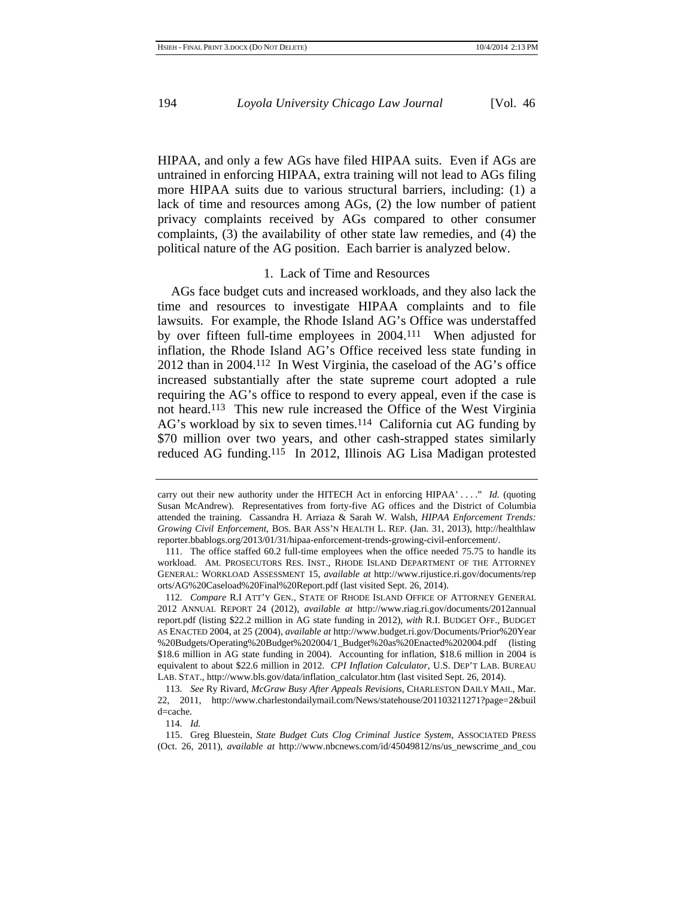HIPAA, and only a few AGs have filed HIPAA suits. Even if AGs are untrained in enforcing HIPAA, extra training will not lead to AGs filing more HIPAA suits due to various structural barriers, including: (1) a lack of time and resources among AGs, (2) the low number of patient privacy complaints received by AGs compared to other consumer complaints, (3) the availability of other state law remedies, and (4) the political nature of the AG position. Each barrier is analyzed below.

### 1. Lack of Time and Resources

AGs face budget cuts and increased workloads, and they also lack the time and resources to investigate HIPAA complaints and to file lawsuits. For example, the Rhode Island AG's Office was understaffed by over fifteen full-time employees in 2004.[111] When adjusted for inflation, the Rhode Island AG's Office received less state funding in 2012 than in 2004.[112] In West Virginia, the caseload of the AG's office increased substantially after the state supreme court adopted a rule requiring the AG's office to respond to every appeal, even if the case is not heard.[113] This new rule increased the Office of the West Virginia AG's workload by six to seven times.[114] California cut AG funding by $70 million over two years, and other cash-strapped states similarly reduced AG funding.[115] In 2012, Illinois AG Lisa Madigan protested

---

carry out their new authority under the HITECH Act in enforcing HIPAA' . . . ." *Id.* (quoting Susan McAndrew). Representatives from forty-five AG offices and the District of Columbia attended the training. Cassandra H. Arriaza & Sarah W. Walsh, *HIPAA Enforcement Trends: Growing Civil Enforcement*, BOS. BAR ASS'N HEALTH L. REP. (Jan. 31, 2013), http://healthlawreporter.bbablogs.org/2013/01/31/hipaa-enforcement-trends-growing-civil-enforcement/.

111. The office staffed 60.2 full-time employees when the office needed 75.75 to handle its workload. AM. PROSECUTORS RES. INST., RHODE ISLAND DEPARTMENT OF THE ATTORNEY GENERAL: WORKLOAD ASSESSMENT 15, *available at* http://www.rijustice.ri.gov/documents/reports/AG%20Caseload%20Final%20Report.pdf (last visited Sept. 26, 2014).

112. *Compare* R.I ATT'Y GEN., STATE OF RHODE ISLAND OFFICE OF ATTORNEY GENERAL 2012 ANNUAL REPORT 24 (2012), *available at* http://www.riag.ri.gov/documents/2012annualreport.pdf (listing $22.2 million in AG state funding in 2012), *with* R.I. BUDGET OFF., BUDGET AS ENACTED 2004, at 25 (2004), *available at* http://www.budget.ri.gov/Documents/Prior%20Year%20Budgets/Operating%20Budget%202004/1_Budget%20as%20Enacted%202004.pdf (listing $18.6 million in AG state funding in 2004). Accounting for inflation, $18.6 million in 2004 is equivalent to about $22.6 million in 2012. *CPI Inflation Calculator*, U.S. DEP'T LAB. BUREAU LAB. STAT., http://www.bls.gov/data/inflation_calculator.htm (last visited Sept. 26, 2014).

113. *See* Ry Rivard, *McGraw Busy After Appeals Revisions*, CHARLESTON DAILY MAIL, Mar. 22, 2011, http://www.charlestondailymail.com/News/statehouse/201103211271?page=2&build=cache.

114. *Id.*

115. Greg Bluestein, *State Budget Cuts Clog Criminal Justice System*, ASSOCIATED PRESS (Oct. 26, 2011), *available at* http://www.nbcnews.com/id/45049812/ns/us_newscrime_and_cou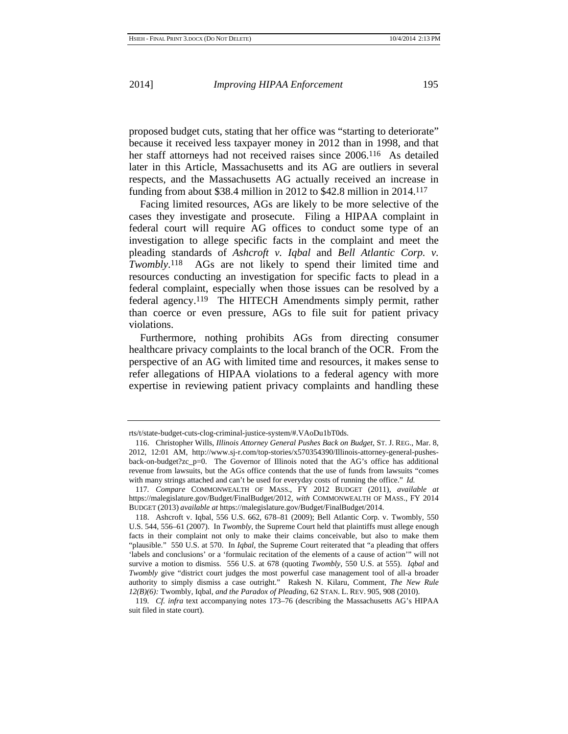proposed budget cuts, stating that her office was "starting to deteriorate" because it received less taxpayer money in 2012 than in 1998, and that her staff attorneys had not received raises since 2006.[116] As detailed later in this Article, Massachusetts and its AG are outliers in several respects, and the Massachusetts AG actually received an increase in funding from about $38.4 million in 2012 to $42.8 million in 2014.[117]

Facing limited resources, AGs are likely to be more selective of the cases they investigate and prosecute. Filing a HIPAA complaint in federal court will require AG offices to conduct some type of an investigation to allege specific facts in the complaint and meet the pleading standards of *Ashcroft v. Iqbal* and *Bell Atlantic Corp. v. Twombly*.[118] AGs are not likely to spend their limited time and resources conducting an investigation for specific facts to plead in a federal complaint, especially when those issues can be resolved by a federal agency.[119] The HITECH Amendments simply permit, rather than coerce or even pressure, AGs to file suit for patient privacy violations.

Furthermore, nothing prohibits AGs from directing consumer healthcare privacy complaints to the local branch of the OCR. From the perspective of an AG with limited time and resources, it makes sense to refer allegations of HIPAA violations to a federal agency with more expertise in reviewing patient privacy complaints and handling these

---

rts/t/state-budget-cuts-clog-criminal-justice-system/#.VAoDu1bT0ds.

116. Christopher Wills, *Illinois Attorney General Pushes Back on Budget*, ST. J. REG., Mar. 8, 2012, 12:01 AM, http://www.sj-r.com/top-stories/x570354390/Illinois-attorney-general-pushes-back-on-budget?zc_p=0. The Governor of Illinois noted that the AG's office has additional revenue from lawsuits, but the AGs office contends that the use of funds from lawsuits "comes with many strings attached and can't be used for everyday costs of running the office." *Id.*

117. *Compare* COMMONWEALTH OF MASS., FY 2012 BUDGET (2011), *available at* https://malegislature.gov/Budget/FinalBudget/2012, *with* COMMONWEALTH OF MASS., FY 2014 BUDGET (2013) *available at* https://malegislature.gov/Budget/FinalBudget/2014.

118. Ashcroft v. Iqbal, 556 U.S. 662, 678–81 (2009); Bell Atlantic Corp. v. Twombly, 550 U.S. 544, 556–61 (2007). In *Twombly*, the Supreme Court held that plaintiffs must allege enough facts in their complaint not only to make their claims conceivable, but also to make them "plausible." 550 U.S. at 570. In *Iqbal*, the Supreme Court reiterated that "a pleading that offers 'labels and conclusions' or a 'formulaic recitation of the elements of a cause of action'" will not survive a motion to dismiss. 556 U.S. at 678 (quoting *Twombly*, 550 U.S. at 555). *Iqbal* and *Twombly* give "district court judges the most powerful case management tool of all-a broader authority to simply dismiss a case outright." Rakesh N. Kilaru, Comment, *The New Rule 12(B)(6):* Twombly, Iqbal, *and the Paradox of Pleading*, 62 STAN. L. REV. 905, 908 (2010).

119. *Cf. infra* text accompanying notes 173–76 (describing the Massachusetts AG's HIPAA suit filed in state court).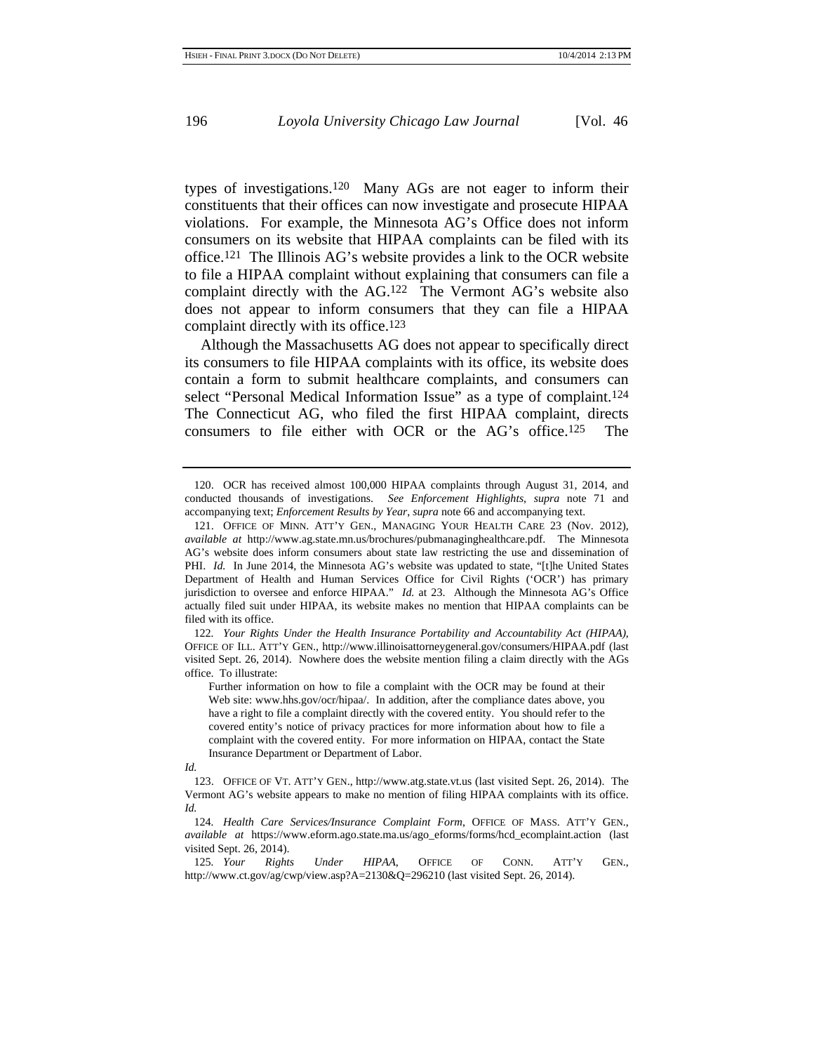types of investigations.[120] Many AGs are not eager to inform their constituents that their offices can now investigate and prosecute HIPAA violations. For example, the Minnesota AG's Office does not inform consumers on its website that HIPAA complaints can be filed with its office.[121] The Illinois AG's website provides a link to the OCR website to file a HIPAA complaint without explaining that consumers can file a complaint directly with the AG.[122] The Vermont AG's website also does not appear to inform consumers that they can file a HIPAA complaint directly with its office.[123]

Although the Massachusetts AG does not appear to specifically direct its consumers to file HIPAA complaints with its office, its website does contain a form to submit healthcare complaints, and consumers can select "Personal Medical Information Issue" as a type of complaint.[124] The Connecticut AG, who filed the first HIPAA complaint, directs consumers to file either with OCR or the AG's office.[125] The

---

120. OCR has received almost 100,000 HIPAA complaints through August 31, 2014, and conducted thousands of investigations. *See Enforcement Highlights*, *supra* note 71 and accompanying text; *Enforcement Results by Year*, *supra* note 66 and accompanying text.

121. OFFICE OF MINN. ATT'Y GEN., MANAGING YOUR HEALTH CARE 23 (Nov. 2012), *available at* http://www.ag.state.mn.us/brochures/pubmanaginghealthcare.pdf. The Minnesota AG's website does inform consumers about state law restricting the use and dissemination of PHI. *Id.* In June 2014, the Minnesota AG's website was updated to state, "[t]he United States Department of Health and Human Services Office for Civil Rights ('OCR') has primary jurisdiction to oversee and enforce HIPAA." *Id.* at 23. Although the Minnesota AG's Office actually filed suit under HIPAA, its website makes no mention that HIPAA complaints can be filed with its office.

122. *Your Rights Under the Health Insurance Portability and Accountability Act (HIPAA)*, OFFICE OF ILL. ATT'Y GEN., http://www.illinoisattorneygeneral.gov/consumers/HIPAA.pdf (last visited Sept. 26, 2014). Nowhere does the website mention filing a claim directly with the AGs office. To illustrate:

> Further information on how to file a complaint with the OCR may be found at their Web site: www.hhs.gov/ocr/hipaa/. In addition, after the compliance dates above, you have a right to file a complaint directly with the covered entity. You should refer to the covered entity's notice of privacy practices for more information about how to file a complaint with the covered entity. For more information on HIPAA, contact the State Insurance Department or Department of Labor.

*Id.*

123. OFFICE OF VT. ATT'Y GEN., http://www.atg.state.vt.us (last visited Sept. 26, 2014). The Vermont AG's website appears to make no mention of filing HIPAA complaints with its office. *Id.*

124. *Health Care Services/Insurance Complaint Form*, OFFICE OF MASS. ATT'Y GEN., *available at* https://www.eform.ago.state.ma.us/ago_eforms/forms/hcd_ecomplaint.action (last visited Sept. 26, 2014).

125. *Your Rights Under HIPAA*, OFFICE OF CONN. ATT'Y GEN., http://www.ct.gov/ag/cwp/view.asp?A=2130&Q=296210 (last visited Sept. 26, 2014).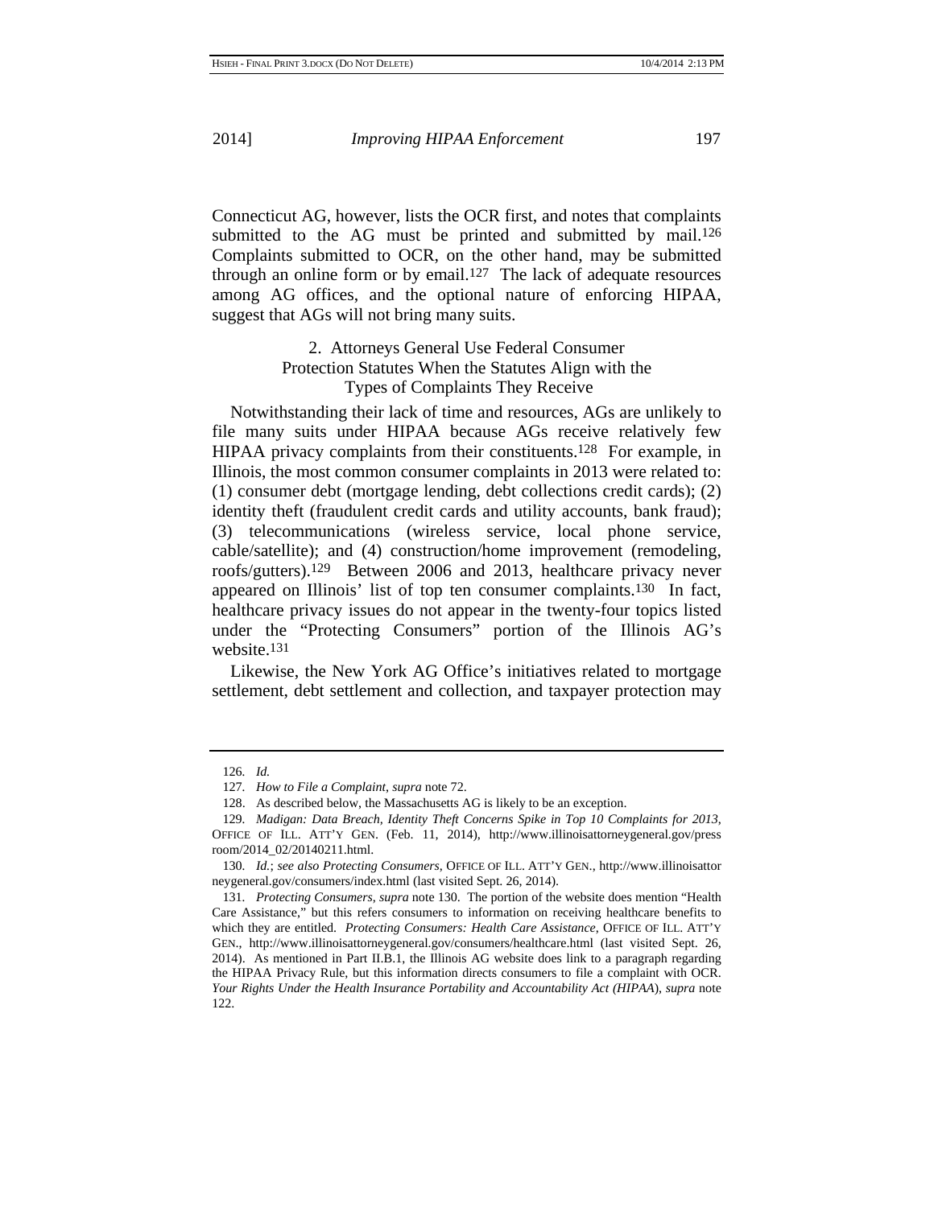Connecticut AG, however, lists the OCR first, and notes that complaints submitted to the AG must be printed and submitted by mail.[126] Complaints submitted to OCR, on the other hand, may be submitted through an online form or by email.[127] The lack of adequate resources among AG offices, and the optional nature of enforcing HIPAA, suggest that AGs will not bring many suits.

### 2. Attorneys General Use Federal Consumer Protection Statutes When the Statutes Align with the Types of Complaints They Receive

Notwithstanding their lack of time and resources, AGs are unlikely to file many suits under HIPAA because AGs receive relatively few HIPAA privacy complaints from their constituents.[128] For example, in Illinois, the most common consumer complaints in 2013 were related to: (1) consumer debt (mortgage lending, debt collections credit cards); (2) identity theft (fraudulent credit cards and utility accounts, bank fraud); (3) telecommunications (wireless service, local phone service, cable/satellite); and (4) construction/home improvement (remodeling, roofs/gutters).[129] Between 2006 and 2013, healthcare privacy never appeared on Illinois' list of top ten consumer complaints.[130] In fact, healthcare privacy issues do not appear in the twenty-four topics listed under the "Protecting Consumers" portion of the Illinois AG's website.[131]

Likewise, the New York AG Office's initiatives related to mortgage settlement, debt settlement and collection, and taxpayer protection may

---

126. *Id.*

127. *How to File a Complaint*, *supra* note 72.

128. As described below, the Massachusetts AG is likely to be an exception.

129. *Madigan: Data Breach, Identity Theft Concerns Spike in Top 10 Complaints for 2013*, OFFICE OF ILL. ATT'Y GEN. (Feb. 11, 2014), http://www.illinoisattorneygeneral.gov/pressroom/2014_02/20140211.html.

130. *Id.*; *see also Protecting Consumers*, OFFICE OF ILL. ATT'Y GEN., http://www.illinoisattorneygeneral.gov/consumers/index.html (last visited Sept. 26, 2014).

131. *Protecting Consumers*, *supra* note 130. The portion of the website does mention "Health Care Assistance," but this refers consumers to information on receiving healthcare benefits to which they are entitled. *Protecting Consumers: Health Care Assistance*, OFFICE OF ILL. ATT'Y GEN., http://www.illinoisattorneygeneral.gov/consumers/healthcare.html (last visited Sept. 26, 2014). As mentioned in Part II.B.1, the Illinois AG website does link to a paragraph regarding the HIPAA Privacy Rule, but this information directs consumers to file a complaint with OCR. *Your Rights Under the Health Insurance Portability and Accountability Act (HIPAA)*, *supra* note 122.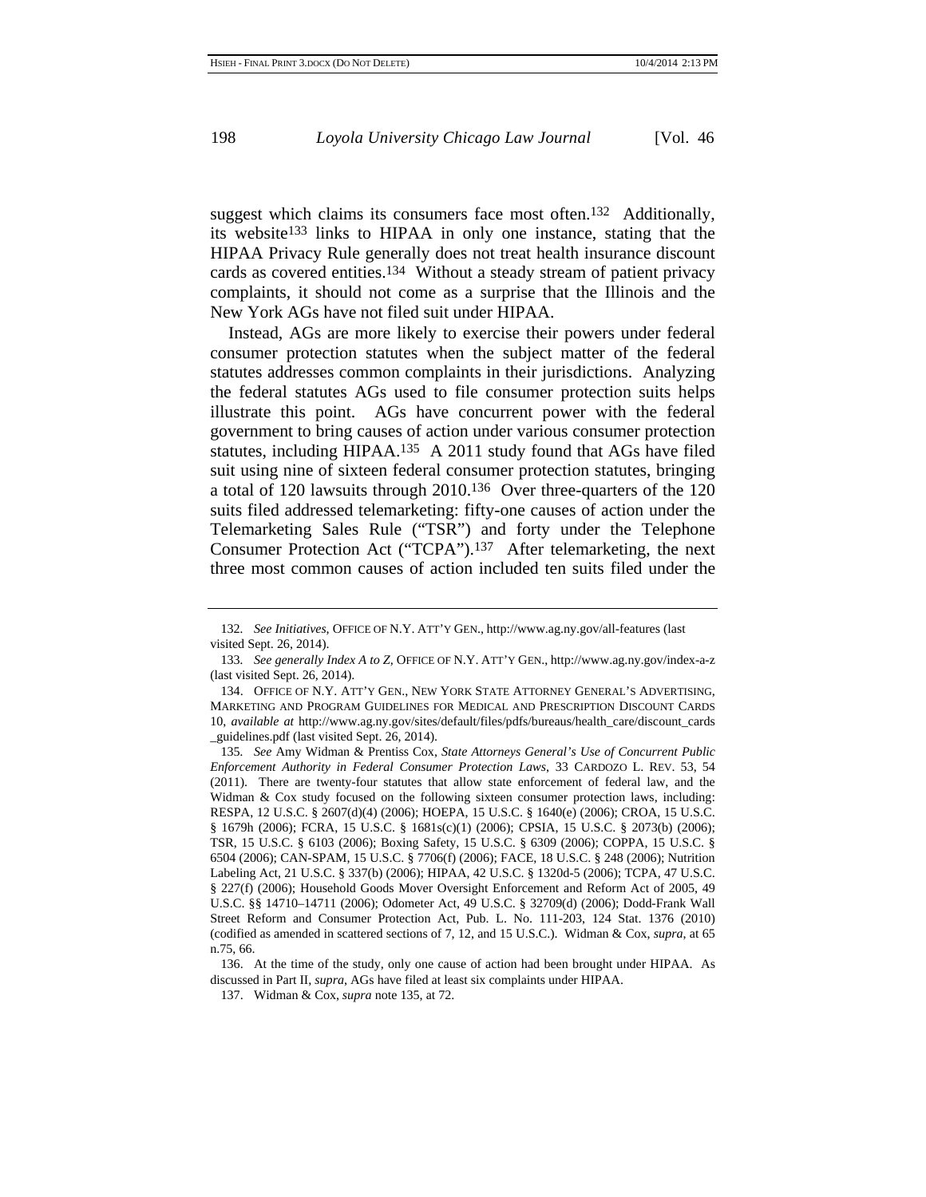suggest which claims its consumers face most often.[132] Additionally, its website[133] links to HIPAA in only one instance, stating that the HIPAA Privacy Rule generally does not treat health insurance discount cards as covered entities.[134] Without a steady stream of patient privacy complaints, it should not come as a surprise that the Illinois and the New York AGs have not filed suit under HIPAA.

Instead, AGs are more likely to exercise their powers under federal consumer protection statutes when the subject matter of the federal statutes addresses common complaints in their jurisdictions. Analyzing the federal statutes AGs used to file consumer protection suits helps illustrate this point. AGs have concurrent power with the federal government to bring causes of action under various consumer protection statutes, including HIPAA.[135] A 2011 study found that AGs have filed suit using nine of sixteen federal consumer protection statutes, bringing a total of 120 lawsuits through 2010.[136] Over three-quarters of the 120 suits filed addressed telemarketing: fifty-one causes of action under the Telemarketing Sales Rule ("TSR") and forty under the Telephone Consumer Protection Act ("TCPA").[137] After telemarketing, the next three most common causes of action included ten suits filed under the

---

132. *See Initiatives*, OFFICE OF N.Y. ATT'Y GEN., http://www.ag.ny.gov/all-features (last visited Sept. 26, 2014).

133. *See generally Index A to Z*, OFFICE OF N.Y. ATT'Y GEN., http://www.ag.ny.gov/index-a-z (last visited Sept. 26, 2014).

134. OFFICE OF N.Y. ATT'Y GEN., NEW YORK STATE ATTORNEY GENERAL'S ADVERTISING, MARKETING AND PROGRAM GUIDELINES FOR MEDICAL AND PRESCRIPTION DISCOUNT CARDS 10, *available at* http://www.ag.ny.gov/sites/default/files/pdfs/bureaus/health_care/discount_cards_guidelines.pdf (last visited Sept. 26, 2014).

135. *See* Amy Widman & Prentiss Cox, *State Attorneys General's Use of Concurrent Public Enforcement Authority in Federal Consumer Protection Laws*, 33 CARDOZO L. REV. 53, 54 (2011). There are twenty-four statutes that allow state enforcement of federal law, and the Widman & Cox study focused on the following sixteen consumer protection laws, including: RESPA, 12 U.S.C. § 2607(d)(4) (2006); HOEPA, 15 U.S.C. § 1640(e) (2006); CROA, 15 U.S.C. § 1679h (2006); FCRA, 15 U.S.C. § 1681s(c)(1) (2006); CPSIA, 15 U.S.C. § 2073(b) (2006); TSR, 15 U.S.C. § 6103 (2006); Boxing Safety, 15 U.S.C. § 6309 (2006); COPPA, 15 U.S.C. § 6504 (2006); CAN-SPAM, 15 U.S.C. § 7706(f) (2006); FACE, 18 U.S.C. § 248 (2006); Nutrition Labeling Act, 21 U.S.C. § 337(b) (2006); HIPAA, 42 U.S.C. § 1320d-5 (2006); TCPA, 47 U.S.C. § 227(f) (2006); Household Goods Mover Oversight Enforcement and Reform Act of 2005, 49 U.S.C. §§ 14710–14711 (2006); Odometer Act, 49 U.S.C. § 32709(d) (2006); Dodd-Frank Wall Street Reform and Consumer Protection Act, Pub. L. No. 111-203, 124 Stat. 1376 (2010) (codified as amended in scattered sections of 7, 12, and 15 U.S.C.). Widman & Cox, *supra*, at 65 n.75, 66.

136. At the time of the study, only one cause of action had been brought under HIPAA. As discussed in Part II, *supra*, AGs have filed at least six complaints under HIPAA.

137. Widman & Cox, *supra* note 135, at 72.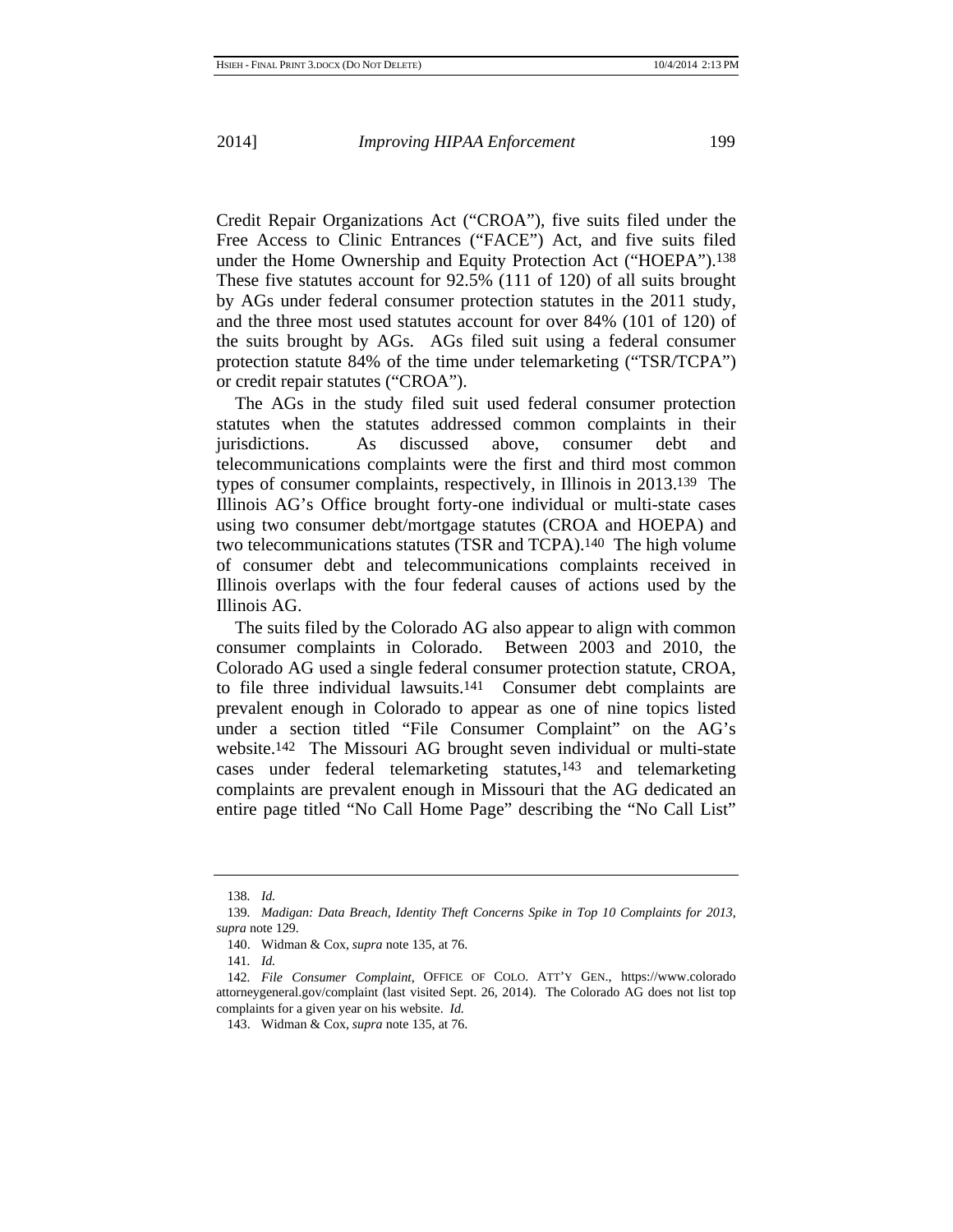Credit Repair Organizations Act ("CROA"), five suits filed under the Free Access to Clinic Entrances ("FACE") Act, and five suits filed under the Home Ownership and Equity Protection Act ("HOEPA").[138] These five statutes account for 92.5% (111 of 120) of all suits brought by AGs under federal consumer protection statutes in the 2011 study, and the three most used statutes account for over 84% (101 of 120) of the suits brought by AGs. AGs filed suit using a federal consumer protection statute 84% of the time under telemarketing ("TSR/TCPA") or credit repair statutes ("CROA").

The AGs in the study filed suit used federal consumer protection statutes when the statutes addressed common complaints in their jurisdictions. As discussed above, consumer debt and telecommunications complaints were the first and third most common types of consumer complaints, respectively, in Illinois in 2013.[139] The Illinois AG's Office brought forty-one individual or multi-state cases using two consumer debt/mortgage statutes (CROA and HOEPA) and two telecommunications statutes (TSR and TCPA).[140] The high volume of consumer debt and telecommunications complaints received in Illinois overlaps with the four federal causes of actions used by the Illinois AG.

The suits filed by the Colorado AG also appear to align with common consumer complaints in Colorado. Between 2003 and 2010, the Colorado AG used a single federal consumer protection statute, CROA, to file three individual lawsuits.[141] Consumer debt complaints are prevalent enough in Colorado to appear as one of nine topics listed under a section titled "File Consumer Complaint" on the AG's website.[142] The Missouri AG brought seven individual or multi-state cases under federal telemarketing statutes,[143] and telemarketing complaints are prevalent enough in Missouri that the AG dedicated an entire page titled "No Call Home Page" describing the "No Call List"

---

138. *Id.*

139. *Madigan: Data Breach, Identity Theft Concerns Spike in Top 10 Complaints for 2013*, *supra* note 129.

140. Widman & Cox, *supra* note 135, at 76.

141. *Id.*

142. *File Consumer Complaint*, OFFICE OF COLO. ATT'Y GEN., https://www.coloradoattorneygeneral.gov/complaint (last visited Sept. 26, 2014). The Colorado AG does not list top complaints for a given year on his website. *Id.*

143. Widman & Cox, *supra* note 135, at 76.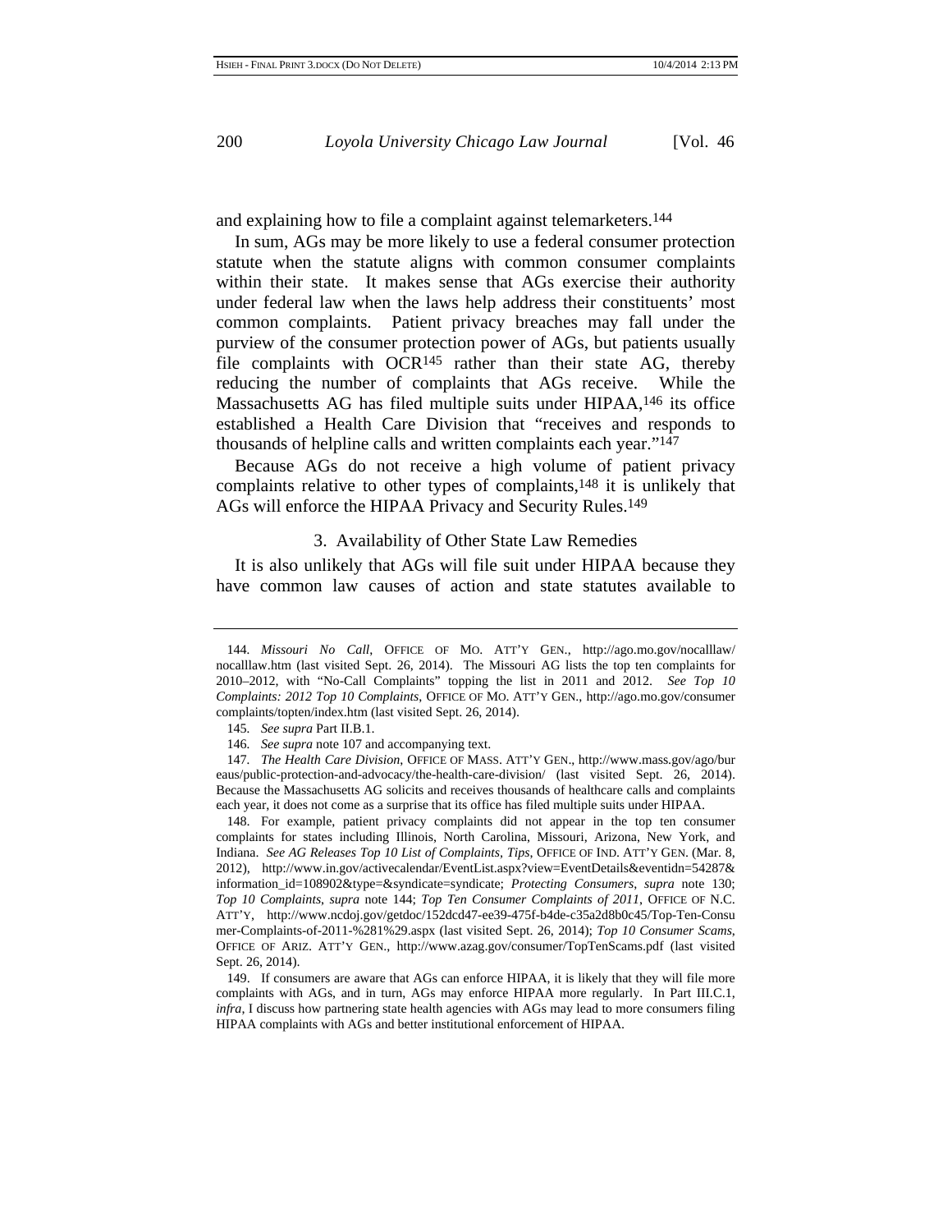and explaining how to file a complaint against telemarketers.[144]

In sum, AGs may be more likely to use a federal consumer protection statute when the statute aligns with common consumer complaints within their state. It makes sense that AGs exercise their authority under federal law when the laws help address their constituents' most common complaints. Patient privacy breaches may fall under the purview of the consumer protection power of AGs, but patients usually file complaints with OCR[145] rather than their state AG, thereby reducing the number of complaints that AGs receive. While the Massachusetts AG has filed multiple suits under HIPAA,[146] its office established a Health Care Division that "receives and responds to thousands of helpline calls and written complaints each year."[147]

Because AGs do not receive a high volume of patient privacy complaints relative to other types of complaints,[148] it is unlikely that AGs will enforce the HIPAA Privacy and Security Rules.[149]

### 3. Availability of Other State Law Remedies

It is also unlikely that AGs will file suit under HIPAA because they have common law causes of action and state statutes available to

---

144. *Missouri No Call*, OFFICE OF MO. ATT'Y GEN., http://ago.mo.gov/nocalllaw/nocalllaw.htm (last visited Sept. 26, 2014). The Missouri AG lists the top ten complaints for 2010–2012, with "No-Call Complaints" topping the list in 2011 and 2012. *See Top 10 Complaints: 2012 Top 10 Complaints*, OFFICE OF MO. ATT'Y GEN., http://ago.mo.gov/consumercomplaints/topten/index.htm (last visited Sept. 26, 2014).

145. *See supra* Part II.B.1.

146. *See supra* note 107 and accompanying text.

147. *The Health Care Division*, OFFICE OF MASS. ATT'Y GEN., http://www.mass.gov/ago/bureaus/public-protection-and-advocacy/the-health-care-division/ (last visited Sept. 26, 2014). Because the Massachusetts AG solicits and receives thousands of healthcare calls and complaints each year, it does not come as a surprise that its office has filed multiple suits under HIPAA.

148. For example, patient privacy complaints did not appear in the top ten consumer complaints for states including Illinois, North Carolina, Missouri, Arizona, New York, and Indiana. *See AG Releases Top 10 List of Complaints, Tips*, OFFICE OF IND. ATT'Y GEN. (Mar. 8, 2012), http://www.in.gov/activecalendar/EventList.aspx?view=EventDetails&eventidn=54287&information_id=108902&type=&syndicate=syndicate; *Protecting Consumers*, *supra* note 130; *Top 10 Complaints*, *supra* note 144; *Top Ten Consumer Complaints of 2011*, OFFICE OF N.C. ATT'Y, http://www.ncdoj.gov/getdoc/152dcd47-ee39-475f-b4de-c35a2d8b0c45/Top-Ten-Consumer-Complaints-of-2011-%281%29.aspx (last visited Sept. 26, 2014); *Top 10 Consumer Scams*, OFFICE OF ARIZ. ATT'Y GEN., http://www.azag.gov/consumer/TopTenScams.pdf (last visited Sept. 26, 2014).

149. If consumers are aware that AGs can enforce HIPAA, it is likely that they will file more complaints with AGs, and in turn, AGs may enforce HIPAA more regularly. In Part III.C.1, *infra*, I discuss how partnering state health agencies with AGs may lead to more consumers filing HIPAA complaints with AGs and better institutional enforcement of HIPAA.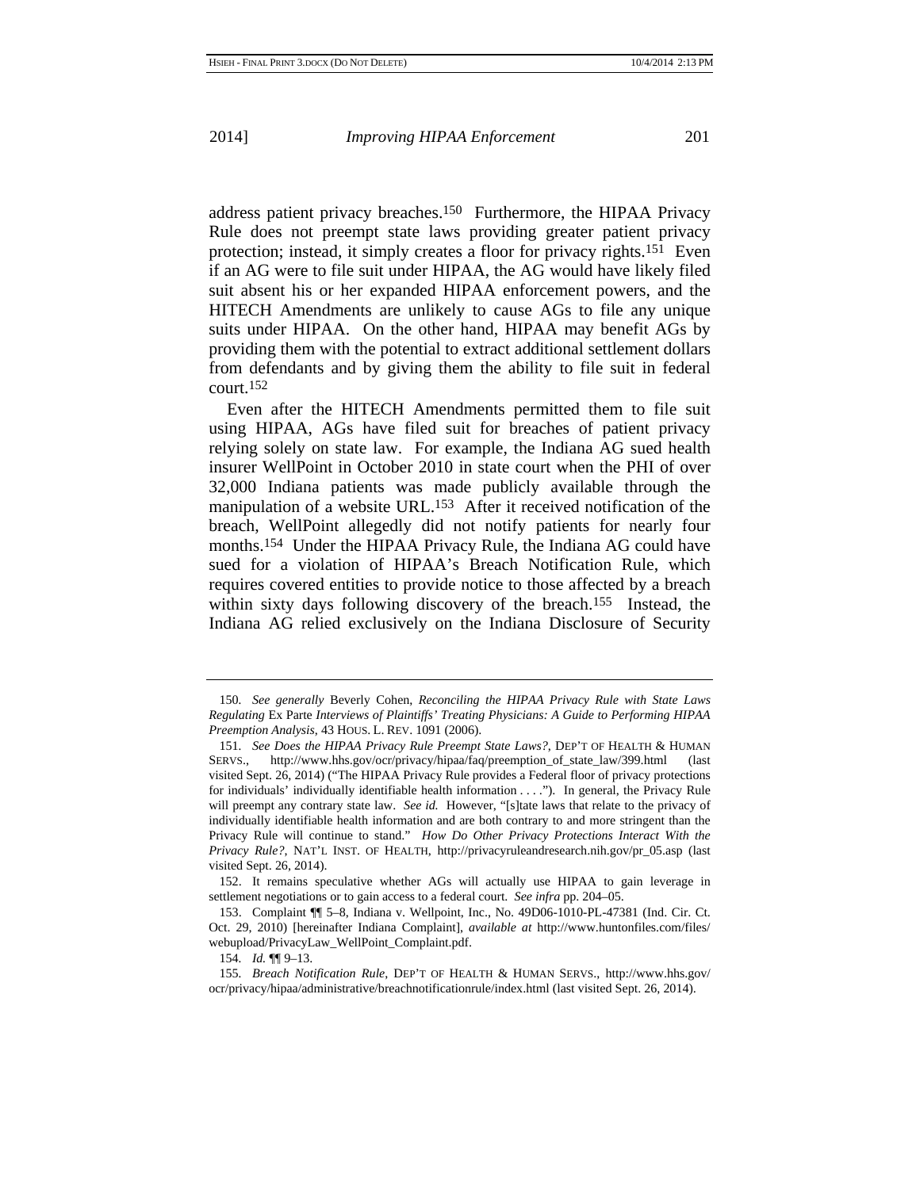address patient privacy breaches.[150] Furthermore, the HIPAA Privacy Rule does not preempt state laws providing greater patient privacy protection; instead, it simply creates a floor for privacy rights.[151] Even if an AG were to file suit under HIPAA, the AG would have likely filed suit absent his or her expanded HIPAA enforcement powers, and the HITECH Amendments are unlikely to cause AGs to file any unique suits under HIPAA. On the other hand, HIPAA may benefit AGs by providing them with the potential to extract additional settlement dollars from defendants and by giving them the ability to file suit in federal court.[152]

Even after the HITECH Amendments permitted them to file suit using HIPAA, AGs have filed suit for breaches of patient privacy relying solely on state law. For example, the Indiana AG sued health insurer WellPoint in October 2010 in state court when the PHI of over 32,000 Indiana patients was made publicly available through the manipulation of a website URL.[153] After it received notification of the breach, WellPoint allegedly did not notify patients for nearly four months.[154] Under the HIPAA Privacy Rule, the Indiana AG could have sued for a violation of HIPAA's Breach Notification Rule, which requires covered entities to provide notice to those affected by a breach within sixty days following discovery of the breach.[155] Instead, the Indiana AG relied exclusively on the Indiana Disclosure of Security

---

150. *See generally* Beverly Cohen, *Reconciling the HIPAA Privacy Rule with State Laws Regulating* Ex Parte *Interviews of Plaintiffs' Treating Physicians: A Guide to Performing HIPAA Preemption Analysis*, 43 HOUS. L. REV. 1091 (2006).

151. *See Does the HIPAA Privacy Rule Preempt State Laws?*, DEP'T OF HEALTH & HUMAN SERVS., http://www.hhs.gov/ocr/privacy/hipaa/faq/preemption_of_state_law/399.html (last visited Sept. 26, 2014) ("The HIPAA Privacy Rule provides a Federal floor of privacy protections for individuals' individually identifiable health information . . . ."). In general, the Privacy Rule will preempt any contrary state law. *See id.* However, "[s]tate laws that relate to the privacy of individually identifiable health information and are both contrary to and more stringent than the Privacy Rule will continue to stand." *How Do Other Privacy Protections Interact With the Privacy Rule?*, NAT'L INST. OF HEALTH, http://privacyruleandresearch.nih.gov/pr_05.asp (last visited Sept. 26, 2014).

152. It remains speculative whether AGs will actually use HIPAA to gain leverage in settlement negotiations or to gain access to a federal court. *See infra* pp. 204–05.

153. Complaint ¶¶ 5–8, Indiana v. Wellpoint, Inc., No. 49D06-1010-PL-47381 (Ind. Cir. Ct. Oct. 29, 2010) [hereinafter Indiana Complaint], *available at* http://www.huntonfiles.com/files/webupload/PrivacyLaw_WellPoint_Complaint.pdf.

154. *Id.* ¶¶ 9–13.

155. *Breach Notification Rule*, DEP'T OF HEALTH & HUMAN SERVS., http://www.hhs.gov/ocr/privacy/hipaa/administrative/breachnotificationrule/index.html (last visited Sept. 26, 2014).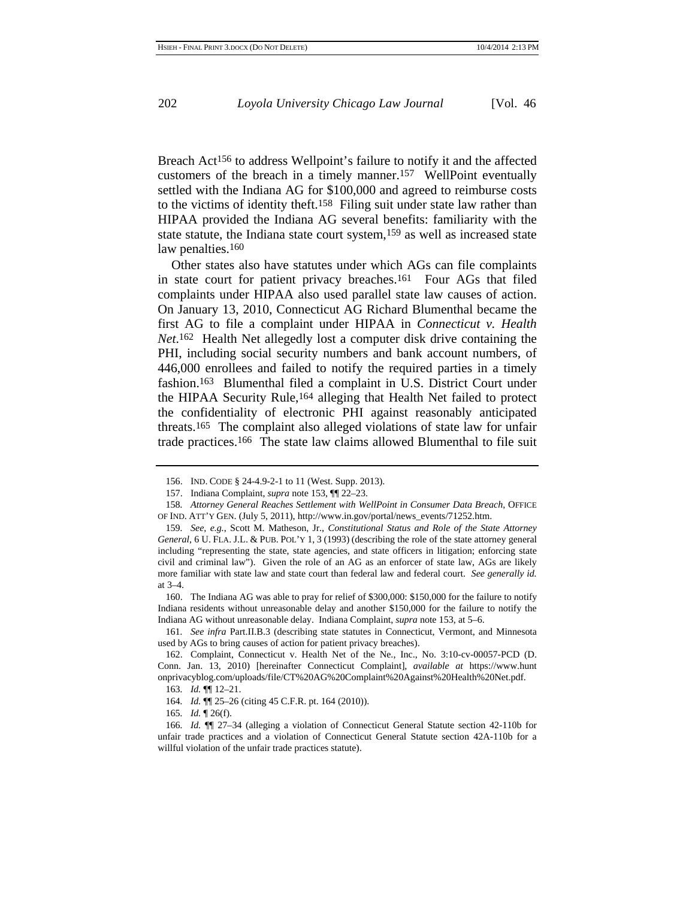Breach Act[156] to address Wellpoint's failure to notify it and the affected customers of the breach in a timely manner.[157] WellPoint eventually settled with the Indiana AG for $100,000 and agreed to reimburse costs to the victims of identity theft.[158] Filing suit under state law rather than HIPAA provided the Indiana AG several benefits: familiarity with the state statute, the Indiana state court system,[159] as well as increased state law penalties.[160]

Other states also have statutes under which AGs can file complaints in state court for patient privacy breaches.[161] Four AGs that filed complaints under HIPAA also used parallel state law causes of action. On January 13, 2010, Connecticut AG Richard Blumenthal became the first AG to file a complaint under HIPAA in *Connecticut v. Health Net*.[162] Health Net allegedly lost a computer disk drive containing the PHI, including social security numbers and bank account numbers, of 446,000 enrollees and failed to notify the required parties in a timely fashion.[163] Blumenthal filed a complaint in U.S. District Court under the HIPAA Security Rule,[164] alleging that Health Net failed to protect the confidentiality of electronic PHI against reasonably anticipated threats.[165] The complaint also alleged violations of state law for unfair trade practices.[166] The state law claims allowed Blumenthal to file suit

---

156. IND. CODE § 24-4.9-2-1 to 11 (West. Supp. 2013).

157. Indiana Complaint, *supra* note 153, ¶¶ 22–23.

158. *Attorney General Reaches Settlement with WellPoint in Consumer Data Breach*, OFFICE OF IND. ATT'Y GEN. (July 5, 2011), http://www.in.gov/portal/news_events/71252.htm.

159. *See, e.g.*, Scott M. Matheson, Jr., *Constitutional Status and Role of the State Attorney General*, 6 U. FLA. J.L. & PUB. POL'Y 1, 3 (1993) (describing the role of the state attorney general including "representing the state, state agencies, and state officers in litigation; enforcing state civil and criminal law"). Given the role of an AG as an enforcer of state law, AGs are likely more familiar with state law and state court than federal law and federal court. *See generally id.* at 3–4.

160. The Indiana AG was able to pray for relief of $300,000: $150,000 for the failure to notify Indiana residents without unreasonable delay and another $150,000 for the failure to notify the Indiana AG without unreasonable delay. Indiana Complaint, *supra* note 153, at 5–6.

161. *See infra* Part.II.B.3 (describing state statutes in Connecticut, Vermont, and Minnesota used by AGs to bring causes of action for patient privacy breaches).

162. Complaint, Connecticut v. Health Net of the Ne., Inc., No. 3:10-cv-00057-PCD (D. Conn. Jan. 13, 2010) [hereinafter Connecticut Complaint], *available at* https://www.huntonprivacyblog.com/uploads/file/CT%20AG%20Complaint%20Against%20Health%20Net.pdf.

163. *Id.* ¶¶ 12–21.

164. *Id.* ¶¶ 25–26 (citing 45 C.F.R. pt. 164 (2010)).

165. *Id.* ¶ 26(f).

166. *Id.* ¶¶ 27–34 (alleging a violation of Connecticut General Statute section 42-110b for unfair trade practices and a violation of Connecticut General Statute section 42A-110b for a willful violation of the unfair trade practices statute).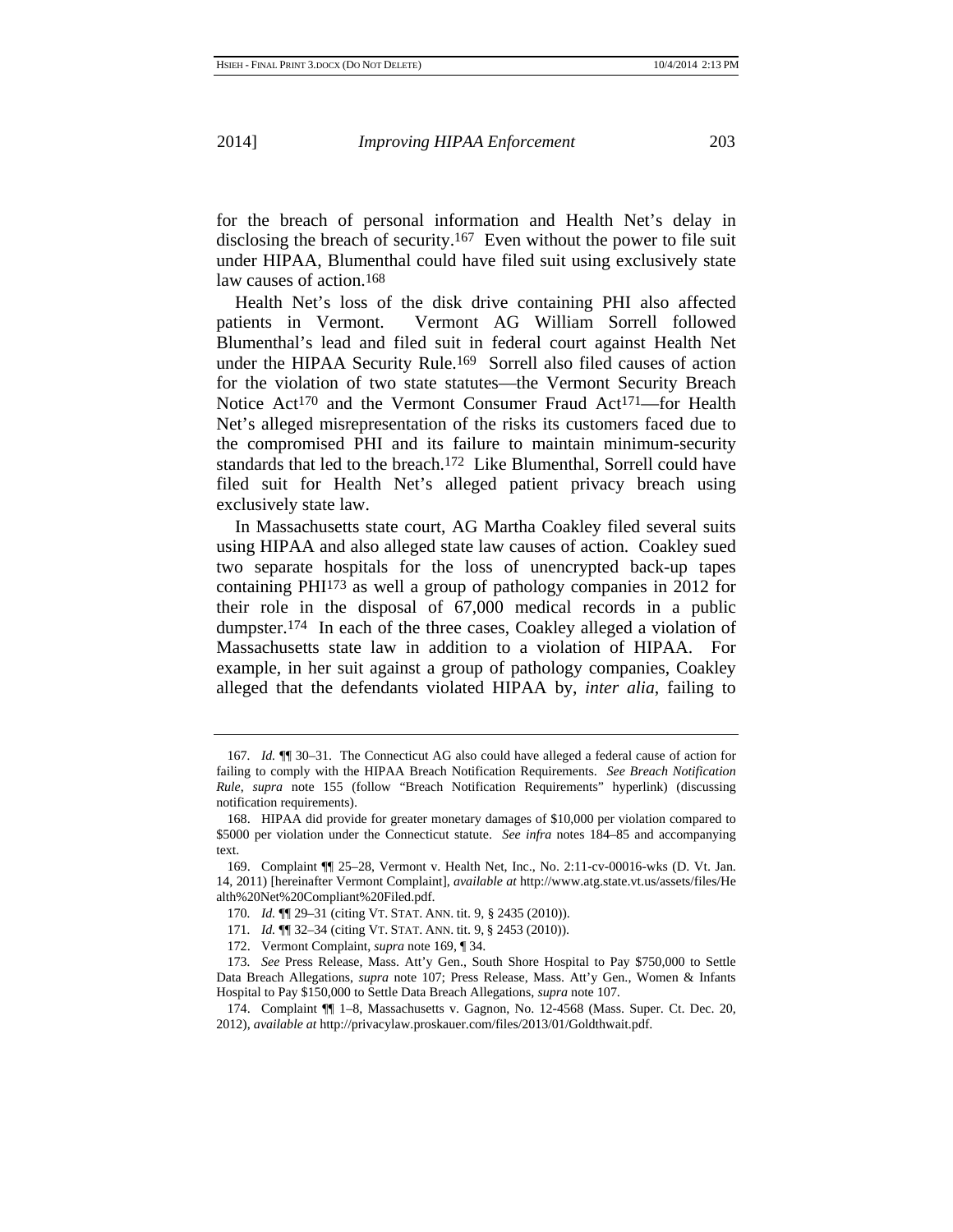for the breach of personal information and Health Net's delay in disclosing the breach of security.[167] Even without the power to file suit under HIPAA, Blumenthal could have filed suit using exclusively state law causes of action.[168]

Health Net's loss of the disk drive containing PHI also affected patients in Vermont. Vermont AG William Sorrell followed Blumenthal's lead and filed suit in federal court against Health Net under the HIPAA Security Rule.[169] Sorrell also filed causes of action for the violation of two state statutes—the Vermont Security Breach Notice Act[170] and the Vermont Consumer Fraud Act[171]—for Health Net's alleged misrepresentation of the risks its customers faced due to the compromised PHI and its failure to maintain minimum-security standards that led to the breach.[172] Like Blumenthal, Sorrell could have filed suit for Health Net's alleged patient privacy breach using exclusively state law.

In Massachusetts state court, AG Martha Coakley filed several suits using HIPAA and also alleged state law causes of action. Coakley sued two separate hospitals for the loss of unencrypted back-up tapes containing PHI[173] as well a group of pathology companies in 2012 for their role in the disposal of 67,000 medical records in a public dumpster.[174] In each of the three cases, Coakley alleged a violation of Massachusetts state law in addition to a violation of HIPAA. For example, in her suit against a group of pathology companies, Coakley alleged that the defendants violated HIPAA by, *inter alia*, failing to

---

167. *Id.* ¶¶ 30–31. The Connecticut AG also could have alleged a federal cause of action for failing to comply with the HIPAA Breach Notification Requirements. *See Breach Notification Rule*, *supra* note 155 (follow "Breach Notification Requirements" hyperlink) (discussing notification requirements).

168. HIPAA did provide for greater monetary damages of $10,000 per violation compared to $5000 per violation under the Connecticut statute. *See infra* notes 184–85 and accompanying text.

169. Complaint ¶¶ 25–28, Vermont v. Health Net, Inc., No. 2:11-cv-00016-wks (D. Vt. Jan. 14, 2011) [hereinafter Vermont Complaint], *available at* http://www.atg.state.vt.us/assets/files/Health%20Net%20Compliant%20Filed.pdf.

170. *Id.* ¶¶ 29–31 (citing VT. STAT. ANN. tit. 9, § 2435 (2010)).

171. *Id.* ¶¶ 32–34 (citing VT. STAT. ANN. tit. 9, § 2453 (2010)).

172. Vermont Complaint, *supra* note 169, ¶ 34.

173. *See* Press Release, Mass. Att'y Gen., South Shore Hospital to Pay $750,000 to Settle Data Breach Allegations, *supra* note 107; Press Release, Mass. Att'y Gen., Women & Infants Hospital to Pay $150,000 to Settle Data Breach Allegations, *supra* note 107.

174. Complaint ¶¶ 1–8, Massachusetts v. Gagnon, No. 12-4568 (Mass. Super. Ct. Dec. 20, 2012), *available at* http://privacylaw.proskauer.com/files/2013/01/Goldthwait.pdf.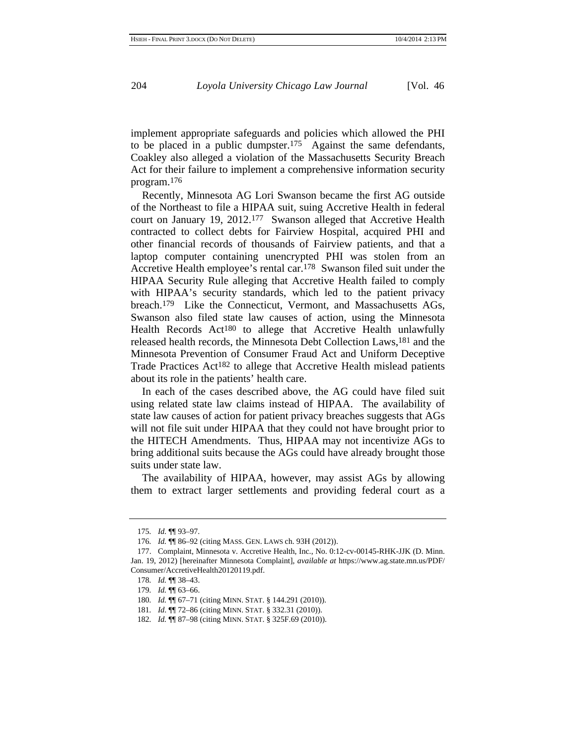implement appropriate safeguards and policies which allowed the PHI to be placed in a public dumpster.[175] Against the same defendants, Coakley also alleged a violation of the Massachusetts Security Breach Act for their failure to implement a comprehensive information security program.[176]

Recently, Minnesota AG Lori Swanson became the first AG outside of the Northeast to file a HIPAA suit, suing Accretive Health in federal court on January 19, 2012.[177] Swanson alleged that Accretive Health contracted to collect debts for Fairview Hospital, acquired PHI and other financial records of thousands of Fairview patients, and that a laptop computer containing unencrypted PHI was stolen from an Accretive Health employee's rental car.[178] Swanson filed suit under the HIPAA Security Rule alleging that Accretive Health failed to comply with HIPAA's security standards, which led to the patient privacy breach.[179] Like the Connecticut, Vermont, and Massachusetts AGs, Swanson also filed state law causes of action, using the Minnesota Health Records Act[180] to allege that Accretive Health unlawfully released health records, the Minnesota Debt Collection Laws,[181] and the Minnesota Prevention of Consumer Fraud Act and Uniform Deceptive Trade Practices Act[182] to allege that Accretive Health mislead patients about its role in the patients' health care.

In each of the cases described above, the AG could have filed suit using related state law claims instead of HIPAA. The availability of state law causes of action for patient privacy breaches suggests that AGs will not file suit under HIPAA that they could not have brought prior to the HITECH Amendments. Thus, HIPAA may not incentivize AGs to bring additional suits because the AGs could have already brought those suits under state law.

The availability of HIPAA, however, may assist AGs by allowing them to extract larger settlements and providing federal court as a

---

175. *Id.* ¶¶ 93–97.

176. *Id.* ¶¶ 86–92 (citing MASS. GEN. LAWS ch. 93H (2012)).

177. Complaint, Minnesota v. Accretive Health, Inc., No. 0:12-cv-00145-RHK-JJK (D. Minn. Jan. 19, 2012) [hereinafter Minnesota Complaint], *available at* https://www.ag.state.mn.us/PDF/Consumer/AccretiveHealth20120119.pdf.

178. *Id.* ¶¶ 38–43.

179. *Id.* ¶¶ 63–66.

180. *Id.* ¶¶ 67–71 (citing MINN. STAT. § 144.291 (2010)).

181. *Id.* ¶¶ 72–86 (citing MINN. STAT. § 332.31 (2010)).

182. *Id.* ¶¶ 87–98 (citing MINN. STAT. § 325F.69 (2010)).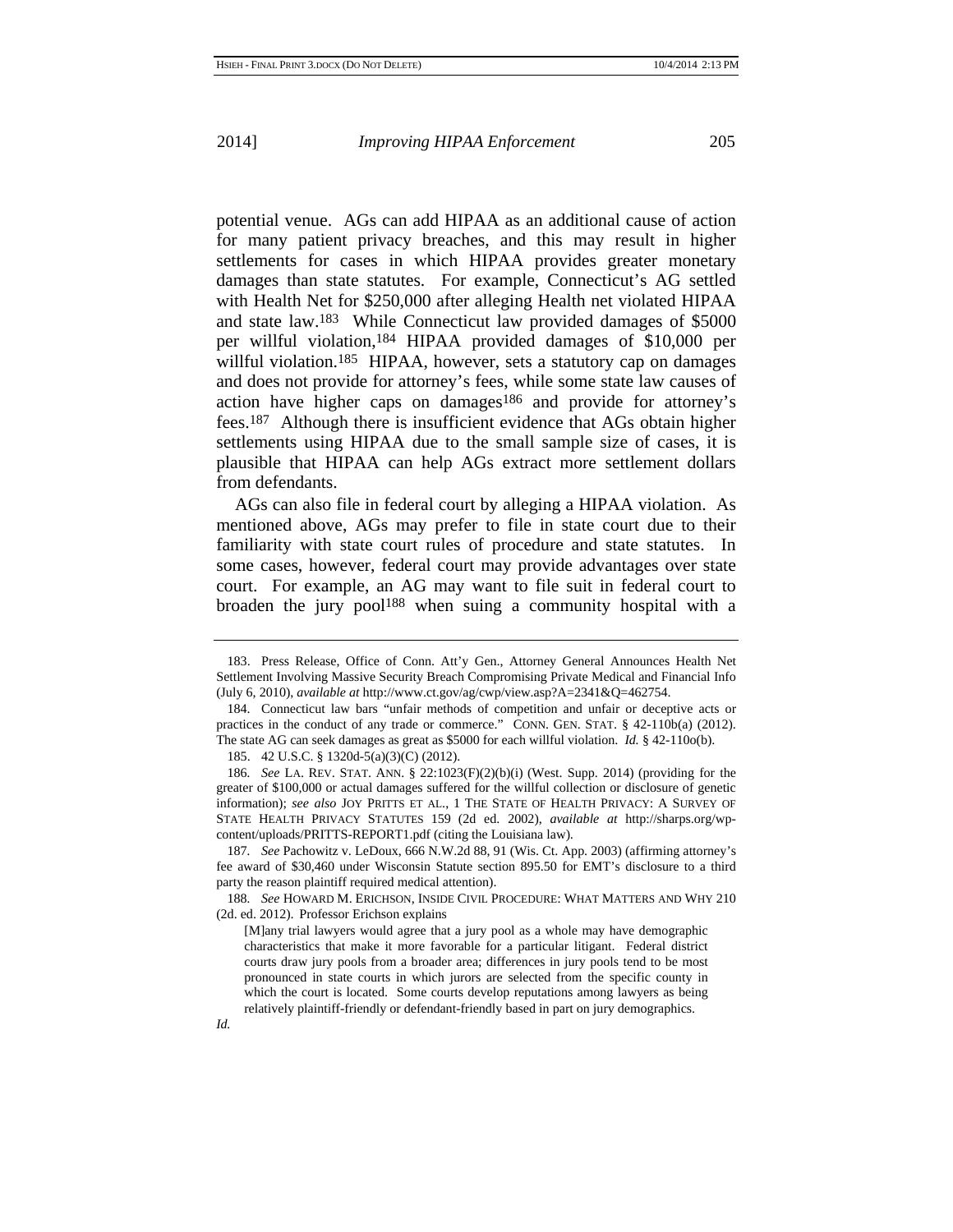potential venue. AGs can add HIPAA as an additional cause of action for many patient privacy breaches, and this may result in higher settlements for cases in which HIPAA provides greater monetary damages than state statutes. For example, Connecticut's AG settled with Health Net for $250,000 after alleging Health net violated HIPAA and state law.[183] While Connecticut law provided damages of $5000 per willful violation,[184] HIPAA provided damages of $10,000 per willful violation.[185] HIPAA, however, sets a statutory cap on damages and does not provide for attorney's fees, while some state law causes of action have higher caps on damages[186] and provide for attorney's fees.[187] Although there is insufficient evidence that AGs obtain higher settlements using HIPAA due to the small sample size of cases, it is plausible that HIPAA can help AGs extract more settlement dollars from defendants.

AGs can also file in federal court by alleging a HIPAA violation. As mentioned above, AGs may prefer to file in state court due to their familiarity with state court rules of procedure and state statutes. In some cases, however, federal court may provide advantages over state court. For example, an AG may want to file suit in federal court to broaden the jury pool[188] when suing a community hospital with a

---

183. Press Release, Office of Conn. Att'y Gen., Attorney General Announces Health Net Settlement Involving Massive Security Breach Compromising Private Medical and Financial Info (July 6, 2010), *available at* http://www.ct.gov/ag/cwp/view.asp?A=2341&Q=462754.

184. Connecticut law bars "unfair methods of competition and unfair or deceptive acts or practices in the conduct of any trade or commerce." CONN. GEN. STAT. § 42-110b(a) (2012). The state AG can seek damages as great as $5000 for each willful violation. *Id.* § 42-110o(b).

185. 42 U.S.C. § 1320d-5(a)(3)(C) (2012).

186. *See* LA. REV. STAT. ANN. § 22:1023(F)(2)(b)(i) (West. Supp. 2014) (providing for the greater of $100,000 or actual damages suffered for the willful collection or disclosure of genetic information); *see also* JOY PRITTS ET AL., 1 THE STATE OF HEALTH PRIVACY: A SURVEY OF STATE HEALTH PRIVACY STATUTES 159 (2d ed. 2002), *available at* http://sharps.org/wp-content/uploads/PRITTS-REPORT1.pdf (citing the Louisiana law).

187. *See* Pachowitz v. LeDoux, 666 N.W.2d 88, 91 (Wis. Ct. App. 2003) (affirming attorney's fee award of $30,460 under Wisconsin Statute section 895.50 for EMT's disclosure to a third party the reason plaintiff required medical attention).

188. *See* HOWARD M. ERICHSON, INSIDE CIVIL PROCEDURE: WHAT MATTERS AND WHY 210 (2d. ed. 2012). Professor Erichson explains

> [M]any trial lawyers would agree that a jury pool as a whole may have demographic characteristics that make it more favorable for a particular litigant. Federal district courts draw jury pools from a broader area; differences in jury pools tend to be most pronounced in state courts in which jurors are selected from the specific county in which the court is located. Some courts develop reputations among lawyers as being relatively plaintiff-friendly or defendant-friendly based in part on jury demographics.

*Id.*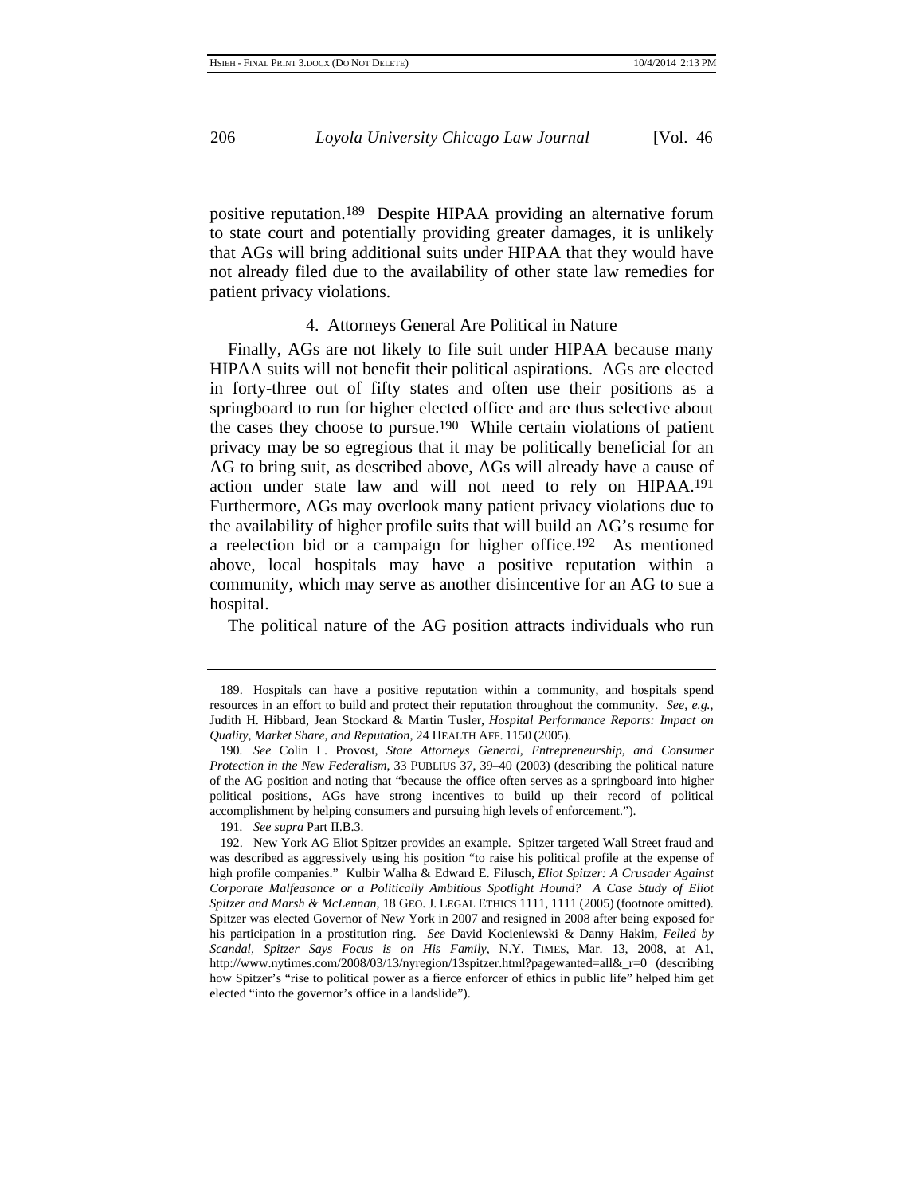positive reputation.[189] Despite HIPAA providing an alternative forum to state court and potentially providing greater damages, it is unlikely that AGs will bring additional suits under HIPAA that they would have not already filed due to the availability of other state law remedies for patient privacy violations.

### 4. Attorneys General Are Political in Nature

Finally, AGs are not likely to file suit under HIPAA because many HIPAA suits will not benefit their political aspirations. AGs are elected in forty-three out of fifty states and often use their positions as a springboard to run for higher elected office and are thus selective about the cases they choose to pursue.[190] While certain violations of patient privacy may be so egregious that it may be politically beneficial for an AG to bring suit, as described above, AGs will already have a cause of action under state law and will not need to rely on HIPAA.[191] Furthermore, AGs may overlook many patient privacy violations due to the availability of higher profile suits that will build an AG's resume for a reelection bid or a campaign for higher office.[192] As mentioned above, local hospitals may have a positive reputation within a community, which may serve as another disincentive for an AG to sue a hospital.

The political nature of the AG position attracts individuals who run

---

189. Hospitals can have a positive reputation within a community, and hospitals spend resources in an effort to build and protect their reputation throughout the community. *See, e.g.*, Judith H. Hibbard, Jean Stockard & Martin Tusler, *Hospital Performance Reports: Impact on Quality, Market Share, and Reputation*, 24 HEALTH AFF. 1150 (2005).

190. *See* Colin L. Provost, *State Attorneys General, Entrepreneurship, and Consumer Protection in the New Federalism*, 33 PUBLIUS 37, 39–40 (2003) (describing the political nature of the AG position and noting that "because the office often serves as a springboard into higher political positions, AGs have strong incentives to build up their record of political accomplishment by helping consumers and pursuing high levels of enforcement.").

191. *See supra* Part II.B.3.

192. New York AG Eliot Spitzer provides an example. Spitzer targeted Wall Street fraud and was described as aggressively using his position "to raise his political profile at the expense of high profile companies." Kulbir Walha & Edward E. Filusch, *Eliot Spitzer: A Crusader Against Corporate Malfeasance or a Politically Ambitious Spotlight Hound? A Case Study of Eliot Spitzer and Marsh & McLennan*, 18 GEO. J. LEGAL ETHICS 1111, 1111 (2005) (footnote omitted). Spitzer was elected Governor of New York in 2007 and resigned in 2008 after being exposed for his participation in a prostitution ring. *See* David Kocieniewski & Danny Hakim, *Felled by Scandal, Spitzer Says Focus is on His Family*, N.Y. TIMES, Mar. 13, 2008, at A1, http://www.nytimes.com/2008/03/13/nyregion/13spitzer.html?pagewanted=all&_r=0 (describing how Spitzer's "rise to political power as a fierce enforcer of ethics in public life" helped him get elected "into the governor's office in a landslide").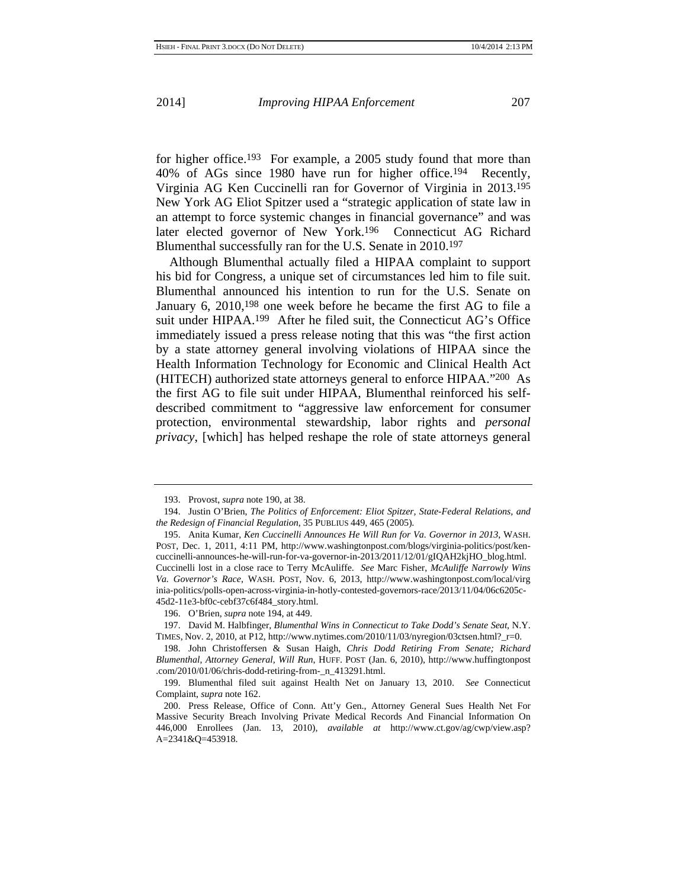for higher office.[193] For example, a 2005 study found that more than 40% of AGs since 1980 have run for higher office.[194] Recently, Virginia AG Ken Cuccinelli ran for Governor of Virginia in 2013.[195] New York AG Eliot Spitzer used a "strategic application of state law in an attempt to force systemic changes in financial governance" and was later elected governor of New York.[196] Connecticut AG Richard Blumenthal successfully ran for the U.S. Senate in 2010.[197]

Although Blumenthal actually filed a HIPAA complaint to support his bid for Congress, a unique set of circumstances led him to file suit. Blumenthal announced his intention to run for the U.S. Senate on January 6, 2010,[198] one week before he became the first AG to file a suit under HIPAA.[199] After he filed suit, the Connecticut AG's Office immediately issued a press release noting that this was "the first action by a state attorney general involving violations of HIPAA since the Health Information Technology for Economic and Clinical Health Act (HITECH) authorized state attorneys general to enforce HIPAA."[200] As the first AG to file suit under HIPAA, Blumenthal reinforced his self-described commitment to "aggressive law enforcement for consumer protection, environmental stewardship, labor rights and *personal privacy*, [which] has helped reshape the role of state attorneys general

---

193. Provost, *supra* note 190, at 38.

194. Justin O'Brien, *The Politics of Enforcement: Eliot Spitzer, State-Federal Relations, and the Redesign of Financial Regulation*, 35 PUBLIUS 449, 465 (2005).

195. Anita Kumar, *Ken Cuccinelli Announces He Will Run for Va. Governor in 2013*, WASH. POST, Dec. 1, 2011, 4:11 PM, http://www.washingtonpost.com/blogs/virginia-politics/post/ken-cuccinelli-announces-he-will-run-for-va-governor-in-2013/2011/12/01/gIQAH2kjHO_blog.html. Cuccinelli lost in a close race to Terry McAuliffe. *See* Marc Fisher, *McAuliffe Narrowly Wins Va. Governor's Race*, WASH. POST, Nov. 6, 2013, http://www.washingtonpost.com/local/virginia-politics/polls-open-across-virginia-in-hotly-contested-governors-race/2013/11/04/06c6205c-45d2-11e3-bf0c-cebf37c6f484_story.html.

196. O'Brien, *supra* note 194, at 449.

197. David M. Halbfinger, *Blumenthal Wins in Connecticut to Take Dodd's Senate Seat*, N.Y. TIMES, Nov. 2, 2010, at P12, http://www.nytimes.com/2010/11/03/nyregion/03ctsen.html?_r=0.

198. John Christoffersen & Susan Haigh, *Chris Dodd Retiring From Senate; Richard Blumenthal, Attorney General, Will Run*, HUFF. POST (Jan. 6, 2010), http://www.huffingtonpost.com/2010/01/06/chris-dodd-retiring-from-_n_413291.html.

199. Blumenthal filed suit against Health Net on January 13, 2010. *See* Connecticut Complaint, *supra* note 162.

200. Press Release, Office of Conn. Att'y Gen., Attorney General Sues Health Net For Massive Security Breach Involving Private Medical Records And Financial Information On 446,000 Enrollees (Jan. 13, 2010), *available at* http://www.ct.gov/ag/cwp/view.asp?A=2341&Q=453918.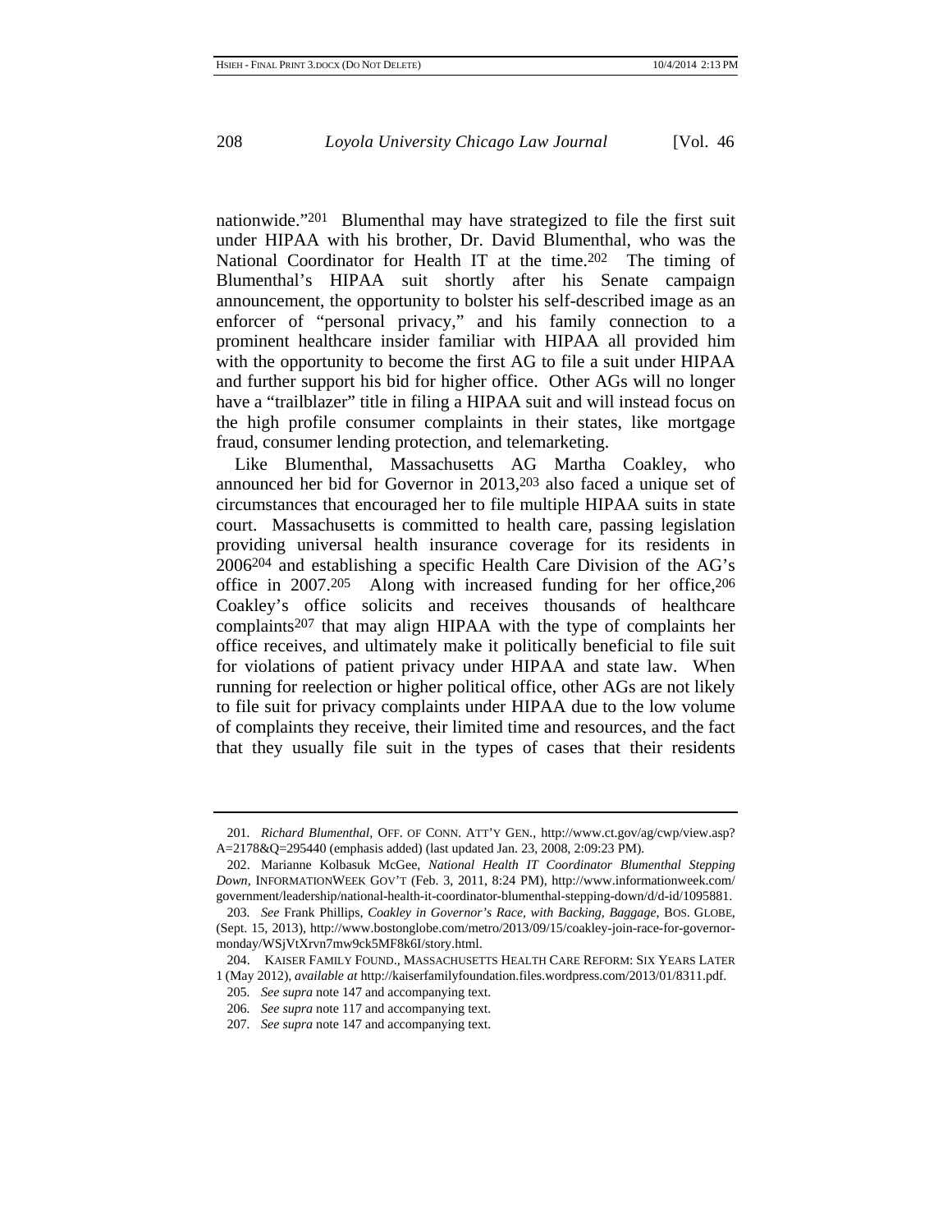nationwide."[201] Blumenthal may have strategized to file the first suit under HIPAA with his brother, Dr. David Blumenthal, who was the National Coordinator for Health IT at the time.[202] The timing of Blumenthal's HIPAA suit shortly after his Senate campaign announcement, the opportunity to bolster his self-described image as an enforcer of "personal privacy," and his family connection to a prominent healthcare insider familiar with HIPAA all provided him with the opportunity to become the first AG to file a suit under HIPAA and further support his bid for higher office. Other AGs will no longer have a "trailblazer" title in filing a HIPAA suit and will instead focus on the high profile consumer complaints in their states, like mortgage fraud, consumer lending protection, and telemarketing.

Like Blumenthal, Massachusetts AG Martha Coakley, who announced her bid for Governor in 2013,[203] also faced a unique set of circumstances that encouraged her to file multiple HIPAA suits in state court. Massachusetts is committed to health care, passing legislation providing universal health insurance coverage for its residents in 2006[204] and establishing a specific Health Care Division of the AG's office in 2007.[205] Along with increased funding for her office,[206] Coakley's office solicits and receives thousands of healthcare complaints[207] that may align HIPAA with the type of complaints her office receives, and ultimately make it politically beneficial to file suit for violations of patient privacy under HIPAA and state law. When running for reelection or higher political office, other AGs are not likely to file suit for privacy complaints under HIPAA due to the low volume of complaints they receive, their limited time and resources, and the fact that they usually file suit in the types of cases that their residents

---

201. *Richard Blumenthal*, OFF. OF CONN. ATT'Y GEN., http://www.ct.gov/ag/cwp/view.asp?A=2178&Q=295440 (emphasis added) (last updated Jan. 23, 2008, 2:09:23 PM).

202. Marianne Kolbasuk McGee, *National Health IT Coordinator Blumenthal Stepping Down*, INFORMATIONWEEK GOV'T (Feb. 3, 2011, 8:24 PM), http://www.informationweek.com/government/leadership/national-health-it-coordinator-blumenthal-stepping-down/d/d-id/1095881.

203. *See* Frank Phillips, *Coakley in Governor's Race, with Backing, Baggage*, BOS. GLOBE, (Sept. 15, 2013), http://www.bostonglobe.com/metro/2013/09/15/coakley-join-race-for-governor-monday/WSjVtXrvn7mw9ck5MF8k6I/story.html.

204. KAISER FAMILY FOUND., MASSACHUSETTS HEALTH CARE REFORM: SIX YEARS LATER 1 (May 2012), *available at* http://kaiserfamilyfoundation.files.wordpress.com/2013/01/8311.pdf.

205. *See supra* note 147 and accompanying text.

206. *See supra* note 117 and accompanying text.

207. *See supra* note 147 and accompanying text.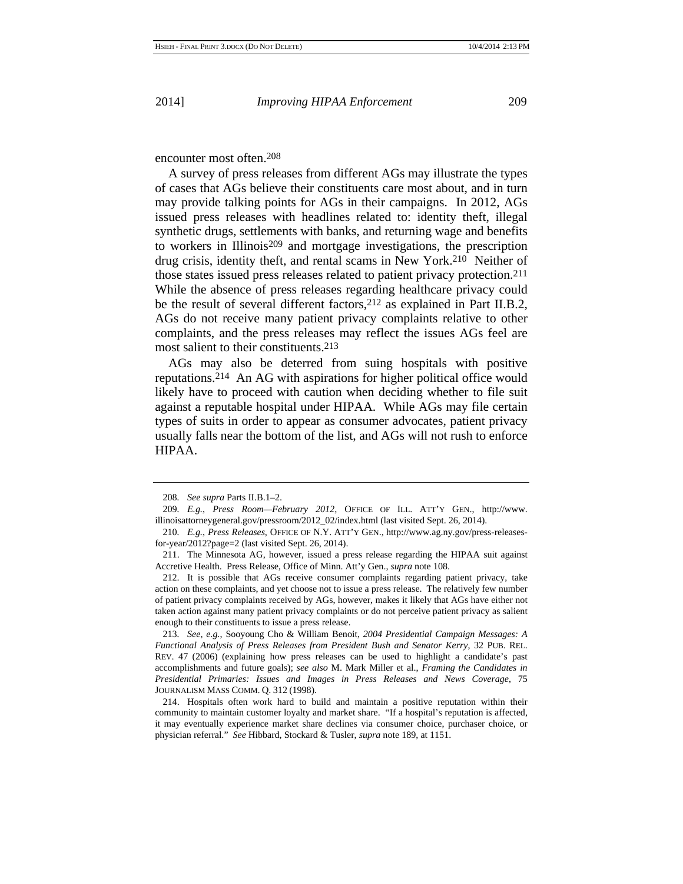encounter most often.[208]

A survey of press releases from different AGs may illustrate the types of cases that AGs believe their constituents care most about, and in turn may provide talking points for AGs in their campaigns. In 2012, AGs issued press releases with headlines related to: identity theft, illegal synthetic drugs, settlements with banks, and returning wage and benefits to workers in Illinois[209] and mortgage investigations, the prescription drug crisis, identity theft, and rental scams in New York.[210] Neither of those states issued press releases related to patient privacy protection.[211] While the absence of press releases regarding healthcare privacy could be the result of several different factors,[212] as explained in Part II.B.2, AGs do not receive many patient privacy complaints relative to other complaints, and the press releases may reflect the issues AGs feel are most salient to their constituents.[213]

AGs may also be deterred from suing hospitals with positive reputations.[214] An AG with aspirations for higher political office would likely have to proceed with caution when deciding whether to file suit against a reputable hospital under HIPAA. While AGs may file certain types of suits in order to appear as consumer advocates, patient privacy usually falls near the bottom of the list, and AGs will not rush to enforce HIPAA.

---

208. *See supra* Parts II.B.1–2.

209. *E.g.*, *Press Room—February 2012*, OFFICE OF ILL. ATT'Y GEN., http://www.illinoisattorneygeneral.gov/pressroom/2012_02/index.html (last visited Sept. 26, 2014).

210. *E.g.*, *Press Releases*, OFFICE OF N.Y. ATT'Y GEN., http://www.ag.ny.gov/press-releases-for-year/2012?page=2 (last visited Sept. 26, 2014).

211. The Minnesota AG, however, issued a press release regarding the HIPAA suit against Accretive Health. Press Release, Office of Minn. Att'y Gen., *supra* note 108.

212. It is possible that AGs receive consumer complaints regarding patient privacy, take action on these complaints, and yet choose not to issue a press release. The relatively few number of patient privacy complaints received by AGs, however, makes it likely that AGs have either not taken action against many patient privacy complaints or do not perceive patient privacy as salient enough to their constituents to issue a press release.

213. *See, e.g.*, Sooyoung Cho & William Benoit, *2004 Presidential Campaign Messages: A Functional Analysis of Press Releases from President Bush and Senator Kerry*, 32 PUB. REL. REV. 47 (2006) (explaining how press releases can be used to highlight a candidate's past accomplishments and future goals); *see also* M. Mark Miller et al., *Framing the Candidates in Presidential Primaries: Issues and Images in Press Releases and News Coverage*, 75 JOURNALISM MASS COMM. Q. 312 (1998).

214. Hospitals often work hard to build and maintain a positive reputation within their community to maintain customer loyalty and market share. "If a hospital's reputation is affected, it may eventually experience market share declines via consumer choice, purchaser choice, or physician referral." *See* Hibbard, Stockard & Tusler, *supra* note 189, at 1151.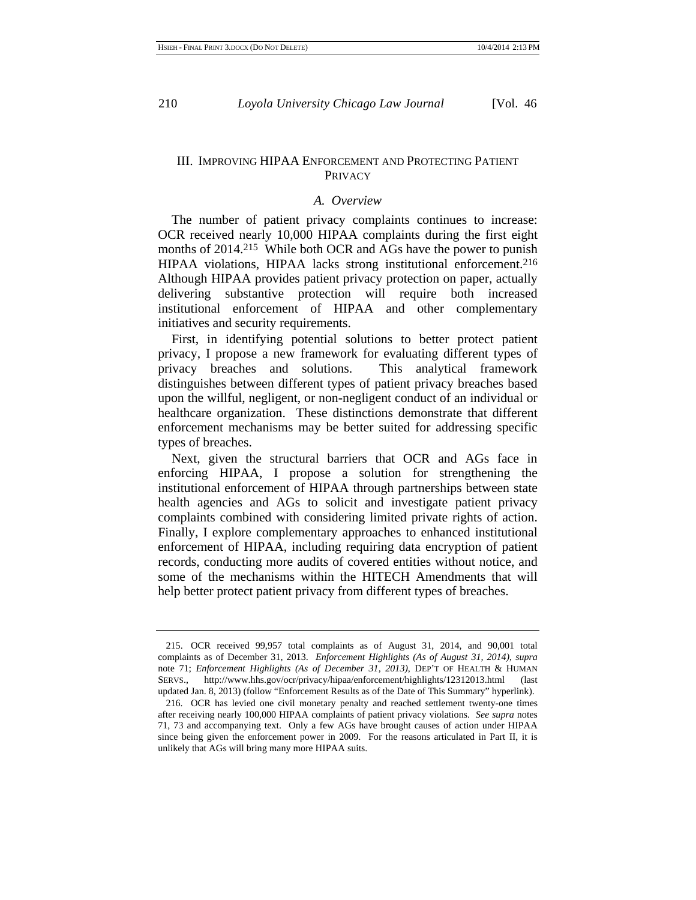## III. IMPROVING HIPAA ENFORCEMENT AND PROTECTING PATIENT PRIVACY

### *A. Overview*

The number of patient privacy complaints continues to increase: OCR received nearly 10,000 HIPAA complaints during the first eight months of 2014.[215] While both OCR and AGs have the power to punish HIPAA violations, HIPAA lacks strong institutional enforcement.[216] Although HIPAA provides patient privacy protection on paper, actually delivering substantive protection will require both increased institutional enforcement of HIPAA and other complementary initiatives and security requirements.

First, in identifying potential solutions to better protect patient privacy, I propose a new framework for evaluating different types of privacy breaches and solutions. This analytical framework distinguishes between different types of patient privacy breaches based upon the willful, negligent, or non-negligent conduct of an individual or healthcare organization. These distinctions demonstrate that different enforcement mechanisms may be better suited for addressing specific types of breaches.

Next, given the structural barriers that OCR and AGs face in enforcing HIPAA, I propose a solution for strengthening the institutional enforcement of HIPAA through partnerships between state health agencies and AGs to solicit and investigate patient privacy complaints combined with considering limited private rights of action. Finally, I explore complementary approaches to enhanced institutional enforcement of HIPAA, including requiring data encryption of patient records, conducting more audits of covered entities without notice, and some of the mechanisms within the HITECH Amendments that will help better protect patient privacy from different types of breaches.

---

215. OCR received 99,957 total complaints as of August 31, 2014, and 90,001 total complaints as of December 31, 2013. *Enforcement Highlights (As of August 31, 2014)*, *supra* note 71; *Enforcement Highlights (As of December 31, 2013)*, DEP'T OF HEALTH & HUMAN SERVS., http://www.hhs.gov/ocr/privacy/hipaa/enforcement/highlights/12312013.html (last updated Jan. 8, 2013) (follow "Enforcement Results as of the Date of This Summary" hyperlink).

216. OCR has levied one civil monetary penalty and reached settlement twenty-one times after receiving nearly 100,000 HIPAA complaints of patient privacy violations. *See supra* notes 71, 73 and accompanying text. Only a few AGs have brought causes of action under HIPAA since being given the enforcement power in 2009. For the reasons articulated in Part II, it is unlikely that AGs will bring many more HIPAA suits.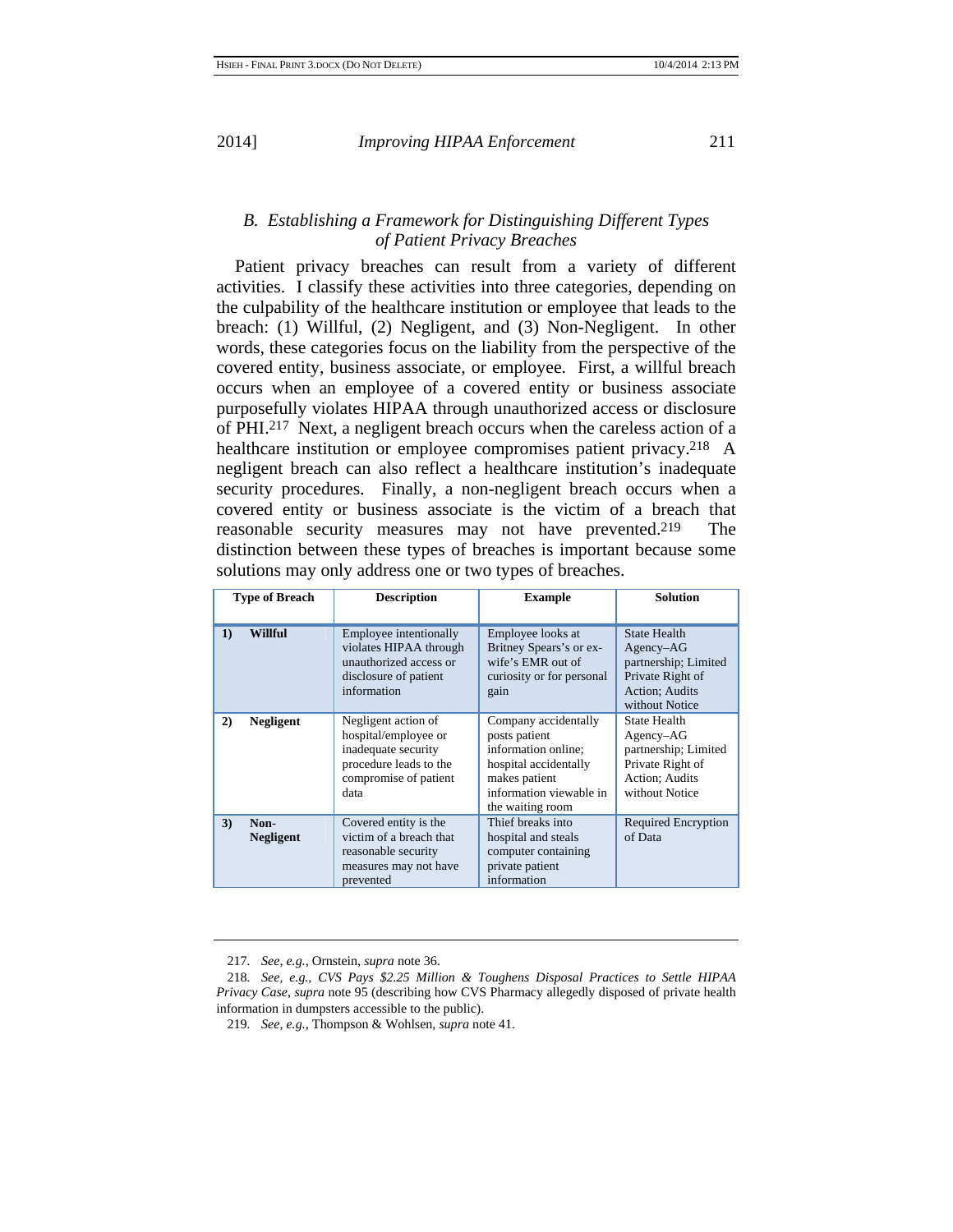### B. *Establishing a Framework for Distinguishing Different Types of Patient Privacy Breaches*

Patient privacy breaches can result from a variety of different activities. I classify these activities into three categories, depending on the culpability of the healthcare institution or employee that leads to the breach: (1) Willful, (2) Negligent, and (3) Non-Negligent. In other words, these categories focus on the liability from the perspective of the covered entity, business associate, or employee. First, a willful breach occurs when an employee of a covered entity or business associate purposefully violates HIPAA through unauthorized access or disclosure of PHI.[217] Next, a negligent breach occurs when the careless action of a healthcare institution or employee compromises patient privacy.[218] A negligent breach can also reflect a healthcare institution's inadequate security procedures. Finally, a non-negligent breach occurs when a covered entity or business associate is the victim of a breach that reasonable security measures may not have prevented.[219] The distinction between these types of breaches is important because some solutions may only address one or two types of breaches.

| Type of Breach | Description | Example | Solution |
|---|---|---|---|
| **1) Willful** | Employee intentionally violates HIPAA through unauthorized access or disclosure of patient information | Employee looks at Britney Spears's or ex-wife's EMR out of curiosity or for personal gain | State Health Agency–AG partnership; Limited Private Right of Action; Audits without Notice |
| **2) Negligent** | Negligent action of hospital/employee or inadequate security procedure leads to the compromise of patient data | Company accidentally posts patient information online; hospital accidentally makes patient information viewable in the waiting room | State Health Agency–AG partnership; Limited Private Right of Action; Audits without Notice |
| **3) Non-Negligent** | Covered entity is the victim of a breach that reasonable security measures may not have prevented | Thief breaks into hospital and steals computer containing private patient information | Required Encryption of Data |

217. *See, e.g.*, Ornstein, *supra* note 36.

218. *See, e.g.*, *CVS Pays $2.25 Million & Toughens Disposal Practices to Settle HIPAA Privacy Case*, *supra* note 95 (describing how CVS Pharmacy allegedly disposed of private health information in dumpsters accessible to the public).

219. *See, e.g.*, Thompson & Wohlsen, *supra* note 41.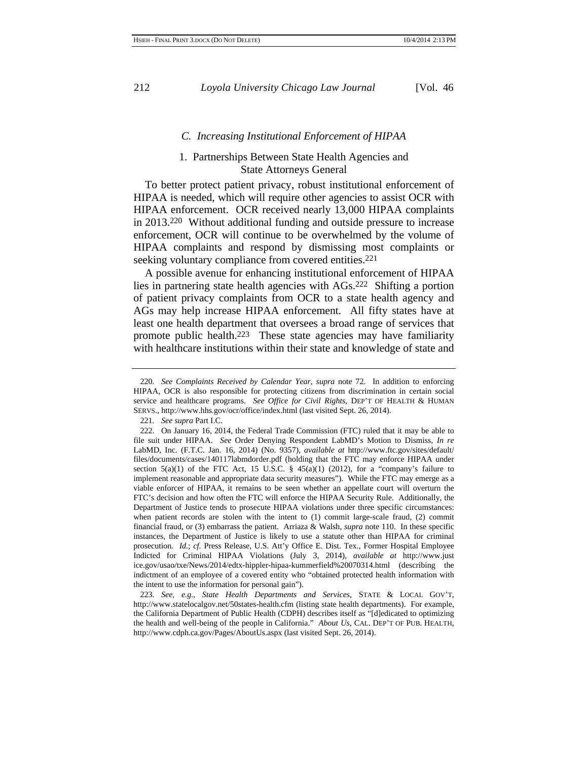### *C. Increasing Institutional Enforcement of HIPAA*

#### 1. Partnerships Between State Health Agencies and State Attorneys General

To better protect patient privacy, robust institutional enforcement of HIPAA is needed, which will require other agencies to assist OCR with HIPAA enforcement. OCR received nearly 13,000 HIPAA complaints in 2013.[220] Without additional funding and outside pressure to increase enforcement, OCR will continue to be overwhelmed by the volume of HIPAA complaints and respond by dismissing most complaints or seeking voluntary compliance from covered entities.[221]

A possible avenue for enhancing institutional enforcement of HIPAA lies in partnering state health agencies with AGs.[222] Shifting a portion of patient privacy complaints from OCR to a state health agency and AGs may help increase HIPAA enforcement. All fifty states have at least one health department that oversees a broad range of services that promote public health.[223] These state agencies may have familiarity with healthcare institutions within their state and knowledge of state and

---

220. *See Complaints Received by Calendar Year*, *supra* note 72. In addition to enforcing HIPAA, OCR is also responsible for protecting citizens from discrimination in certain social service and healthcare programs. *See Office for Civil Rights*, DEP'T OF HEALTH & HUMAN SERVS., http://www.hhs.gov/ocr/office/index.html (last visited Sept. 26, 2014).

221. *See supra* Part I.C.

222. On January 16, 2014, the Federal Trade Commission (FTC) ruled that it may be able to file suit under HIPAA. *See* Order Denying Respondent LabMD's Motion to Dismiss, *In re* LabMD, Inc. (F.T.C. Jan. 16, 2014) (No. 9357), *available at* http://www.ftc.gov/sites/default/files/documents/cases/140117labmdorder.pdf (holding that the FTC may enforce HIPAA under section 5(a)(1) of the FTC Act, 15 U.S.C. § 45(a)(1) (2012), for a "company's failure to implement reasonable and appropriate data security measures"). While the FTC may emerge as a viable enforcer of HIPAA, it remains to be seen whether an appellate court will overturn the FTC's decision and how often the FTC will enforce the HIPAA Security Rule. Additionally, the Department of Justice tends to prosecute HIPAA violations under three specific circumstances: when patient records are stolen with the intent to (1) commit large-scale fraud, (2) commit financial fraud, or (3) embarrass the patient. Arriaza & Walsh, *supra* note 110. In these specific instances, the Department of Justice is likely to use a statute other than HIPAA for criminal prosecution. *Id.*; *cf.* Press Release, U.S. Att'y Office E. Dist. Tex., Former Hospital Employee Indicted for Criminal HIPAA Violations (July 3, 2014), *available at* http://www.justice.gov/usao/txe/News/2014/edtx-hippler-hipaa-kummerfield%20070314.html (describing the indictment of an employee of a covered entity who "obtained protected health information with the intent to use the information for personal gain").

223. *See, e.g.*, *State Health Departments and Services*, STATE & LOCAL GOV'T, http://www.statelocalgov.net/50states-health.cfm (listing state health departments). For example, the California Department of Public Health (CDPH) describes itself as "[d]edicated to optimizing the health and well-being of the people in California." *About Us*, CAL. DEP'T OF PUB. HEALTH, http://www.cdph.ca.gov/Pages/AboutUs.aspx (last visited Sept. 26, 2014).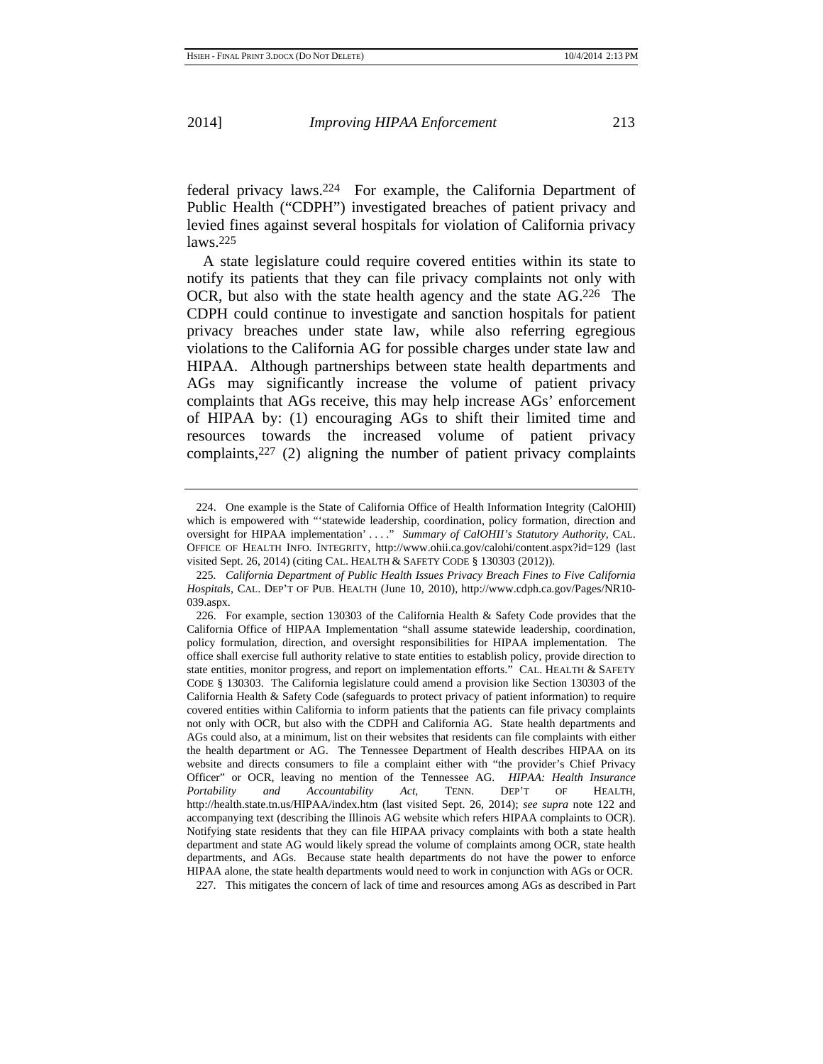federal privacy laws.[224] For example, the California Department of Public Health ("CDPH") investigated breaches of patient privacy and levied fines against several hospitals for violation of California privacy laws.[225]

A state legislature could require covered entities within its state to notify its patients that they can file privacy complaints not only with OCR, but also with the state health agency and the state AG.[226] The CDPH could continue to investigate and sanction hospitals for patient privacy breaches under state law, while also referring egregious violations to the California AG for possible charges under state law and HIPAA. Although partnerships between state health departments and AGs may significantly increase the volume of patient privacy complaints that AGs receive, this may help increase AGs' enforcement of HIPAA by: (1) encouraging AGs to shift their limited time and resources towards the increased volume of patient privacy complaints,[227] (2) aligning the number of patient privacy complaints

---

224. One example is the State of California Office of Health Information Integrity (CalOHII) which is empowered with "'statewide leadership, coordination, policy formation, direction and oversight for HIPAA implementation' . . . ." *Summary of CalOHII's Statutory Authority*, CAL. OFFICE OF HEALTH INFO. INTEGRITY, http://www.ohii.ca.gov/calohi/content.aspx?id=129 (last visited Sept. 26, 2014) (citing CAL. HEALTH & SAFETY CODE § 130303 (2012)).

225. *California Department of Public Health Issues Privacy Breach Fines to Five California Hospitals*, CAL. DEP'T OF PUB. HEALTH (June 10, 2010), http://www.cdph.ca.gov/Pages/NR10-039.aspx.

226. For example, section 130303 of the California Health & Safety Code provides that the California Office of HIPAA Implementation "shall assume statewide leadership, coordination, policy formulation, direction, and oversight responsibilities for HIPAA implementation. The office shall exercise full authority relative to state entities to establish policy, provide direction to state entities, monitor progress, and report on implementation efforts." CAL. HEALTH & SAFETY CODE § 130303. The California legislature could amend a provision like Section 130303 of the California Health & Safety Code (safeguards to protect privacy of patient information) to require covered entities within California to inform patients that the patients can file privacy complaints not only with OCR, but also with the CDPH and California AG. State health departments and AGs could also, at a minimum, list on their websites that residents can file complaints with either the health department or AG. The Tennessee Department of Health describes HIPAA on its website and directs consumers to file a complaint either with "the provider's Chief Privacy Officer" or OCR, leaving no mention of the Tennessee AG. *HIPAA: Health Insurance Portability and Accountability Act*, TENN. DEP'T OF HEALTH, http://health.state.tn.us/HIPAA/index.htm (last visited Sept. 26, 2014); *see supra* note 122 and accompanying text (describing the Illinois AG website which refers HIPAA complaints to OCR). Notifying state residents that they can file HIPAA privacy complaints with both a state health department and state AG would likely spread the volume of complaints among OCR, state health departments, and AGs. Because state health departments do not have the power to enforce HIPAA alone, the state health departments would need to work in conjunction with AGs or OCR.

227. This mitigates the concern of lack of time and resources among AGs as described in Part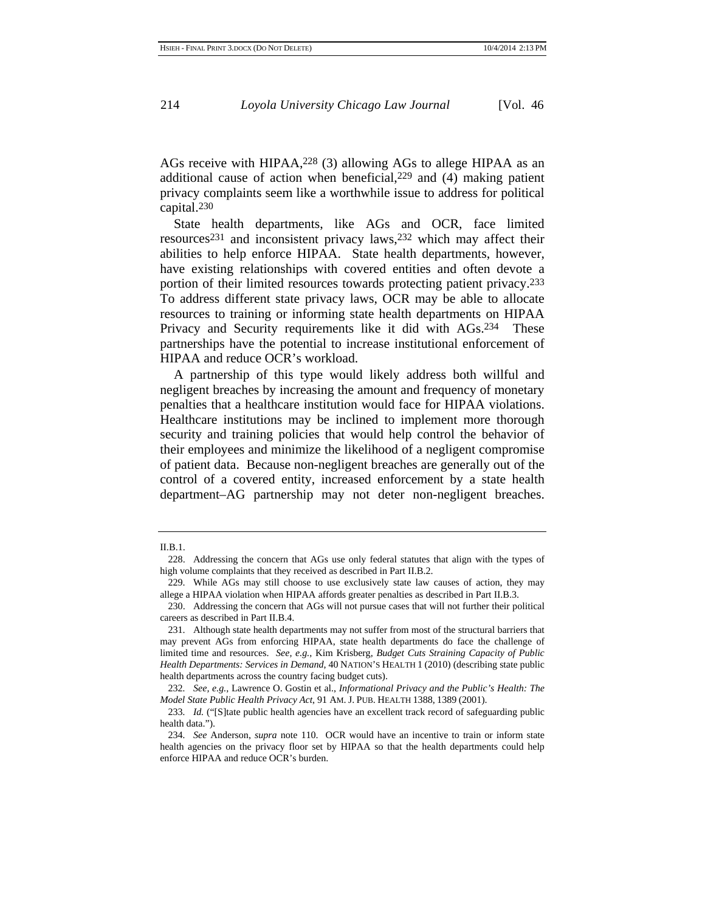AGs receive with HIPAA,[228] (3) allowing AGs to allege HIPAA as an additional cause of action when beneficial,[229] and (4) making patient privacy complaints seem like a worthwhile issue to address for political capital.[230]

State health departments, like AGs and OCR, face limited resources[231] and inconsistent privacy laws,[232] which may affect their abilities to help enforce HIPAA. State health departments, however, have existing relationships with covered entities and often devote a portion of their limited resources towards protecting patient privacy.[233] To address different state privacy laws, OCR may be able to allocate resources to training or informing state health departments on HIPAA Privacy and Security requirements like it did with AGs.[234] These partnerships have the potential to increase institutional enforcement of HIPAA and reduce OCR's workload.

A partnership of this type would likely address both willful and negligent breaches by increasing the amount and frequency of monetary penalties that a healthcare institution would face for HIPAA violations. Healthcare institutions may be inclined to implement more thorough security and training policies that would help control the behavior of their employees and minimize the likelihood of a negligent compromise of patient data. Because non-negligent breaches are generally out of the control of a covered entity, increased enforcement by a state health department–AG partnership may not deter non-negligent breaches.

---

II.B.1.

228. Addressing the concern that AGs use only federal statutes that align with the types of high volume complaints that they received as described in Part II.B.2.

229. While AGs may still choose to use exclusively state law causes of action, they may allege a HIPAA violation when HIPAA affords greater penalties as described in Part II.B.3.

230. Addressing the concern that AGs will not pursue cases that will not further their political careers as described in Part II.B.4.

231. Although state health departments may not suffer from most of the structural barriers that may prevent AGs from enforcing HIPAA, state health departments do face the challenge of limited time and resources. *See, e.g.*, Kim Krisberg, *Budget Cuts Straining Capacity of Public Health Departments: Services in Demand*, 40 NATION'S HEALTH 1 (2010) (describing state public health departments across the country facing budget cuts).

232. *See, e.g.*, Lawrence O. Gostin et al., *Informational Privacy and the Public's Health: The Model State Public Health Privacy Act*, 91 AM. J. PUB. HEALTH 1388, 1389 (2001).

233. *Id.* ("[S]tate public health agencies have an excellent track record of safeguarding public health data.").

234. *See* Anderson, *supra* note 110. OCR would have an incentive to train or inform state health agencies on the privacy floor set by HIPAA so that the health departments could help enforce HIPAA and reduce OCR's burden.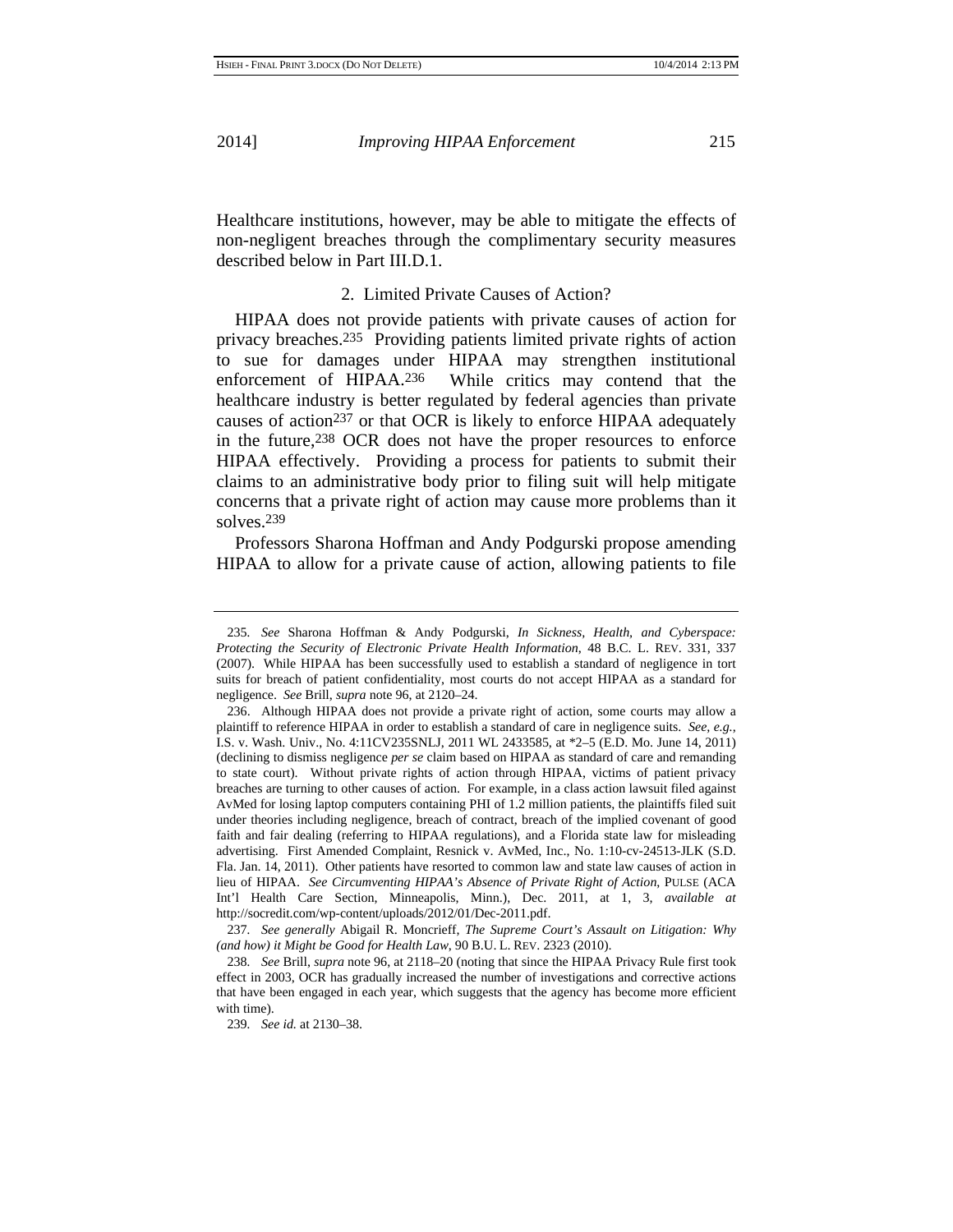Healthcare institutions, however, may be able to mitigate the effects of non-negligent breaches through the complimentary security measures described below in Part III.D.1.

### 2. Limited Private Causes of Action?

HIPAA does not provide patients with private causes of action for privacy breaches.[235] Providing patients limited private rights of action to sue for damages under HIPAA may strengthen institutional enforcement of HIPAA.[236] While critics may contend that the healthcare industry is better regulated by federal agencies than private causes of action[237] or that OCR is likely to enforce HIPAA adequately in the future,[238] OCR does not have the proper resources to enforce HIPAA effectively. Providing a process for patients to submit their claims to an administrative body prior to filing suit will help mitigate concerns that a private right of action may cause more problems than it solves.[239]

Professors Sharona Hoffman and Andy Podgurski propose amending HIPAA to allow for a private cause of action, allowing patients to file

---

235. *See* Sharona Hoffman & Andy Podgurski, *In Sickness, Health, and Cyberspace: Protecting the Security of Electronic Private Health Information*, 48 B.C. L. REV. 331, 337 (2007). While HIPAA has been successfully used to establish a standard of negligence in tort suits for breach of patient confidentiality, most courts do not accept HIPAA as a standard for negligence. *See* Brill, *supra* note 96, at 2120–24.

236. Although HIPAA does not provide a private right of action, some courts may allow a plaintiff to reference HIPAA in order to establish a standard of care in negligence suits. *See, e.g.*, I.S. v. Wash. Univ., No. 4:11CV235SNLJ, 2011 WL 2433585, at *2–5 (E.D. Mo. June 14, 2011) (declining to dismiss negligence *per se* claim based on HIPAA as standard of care and remanding to state court). Without private rights of action through HIPAA, victims of patient privacy breaches are turning to other causes of action. For example, in a class action lawsuit filed against AvMed for losing laptop computers containing PHI of 1.2 million patients, the plaintiffs filed suit under theories including negligence, breach of contract, breach of the implied covenant of good faith and fair dealing (referring to HIPAA regulations), and a Florida state law for misleading advertising. First Amended Complaint, Resnick v. AvMed, Inc., No. 1:10-cv-24513-JLK (S.D. Fla. Jan. 14, 2011). Other patients have resorted to common law and state law causes of action in lieu of HIPAA. *See Circumventing HIPAA's Absence of Private Right of Action*, PULSE (ACA Int'l Health Care Section, Minneapolis, Minn.), Dec. 2011, at 1, 3, *available at* http://socredit.com/wp-content/uploads/2012/01/Dec-2011.pdf.

237. *See generally* Abigail R. Moncrieff, *The Supreme Court's Assault on Litigation: Why (and how) it Might be Good for Health Law*, 90 B.U. L. REV. 2323 (2010).

238. *See* Brill, *supra* note 96, at 2118–20 (noting that since the HIPAA Privacy Rule first took effect in 2003, OCR has gradually increased the number of investigations and corrective actions that have been engaged in each year, which suggests that the agency has become more efficient with time).

239. *See id.* at 2130–38.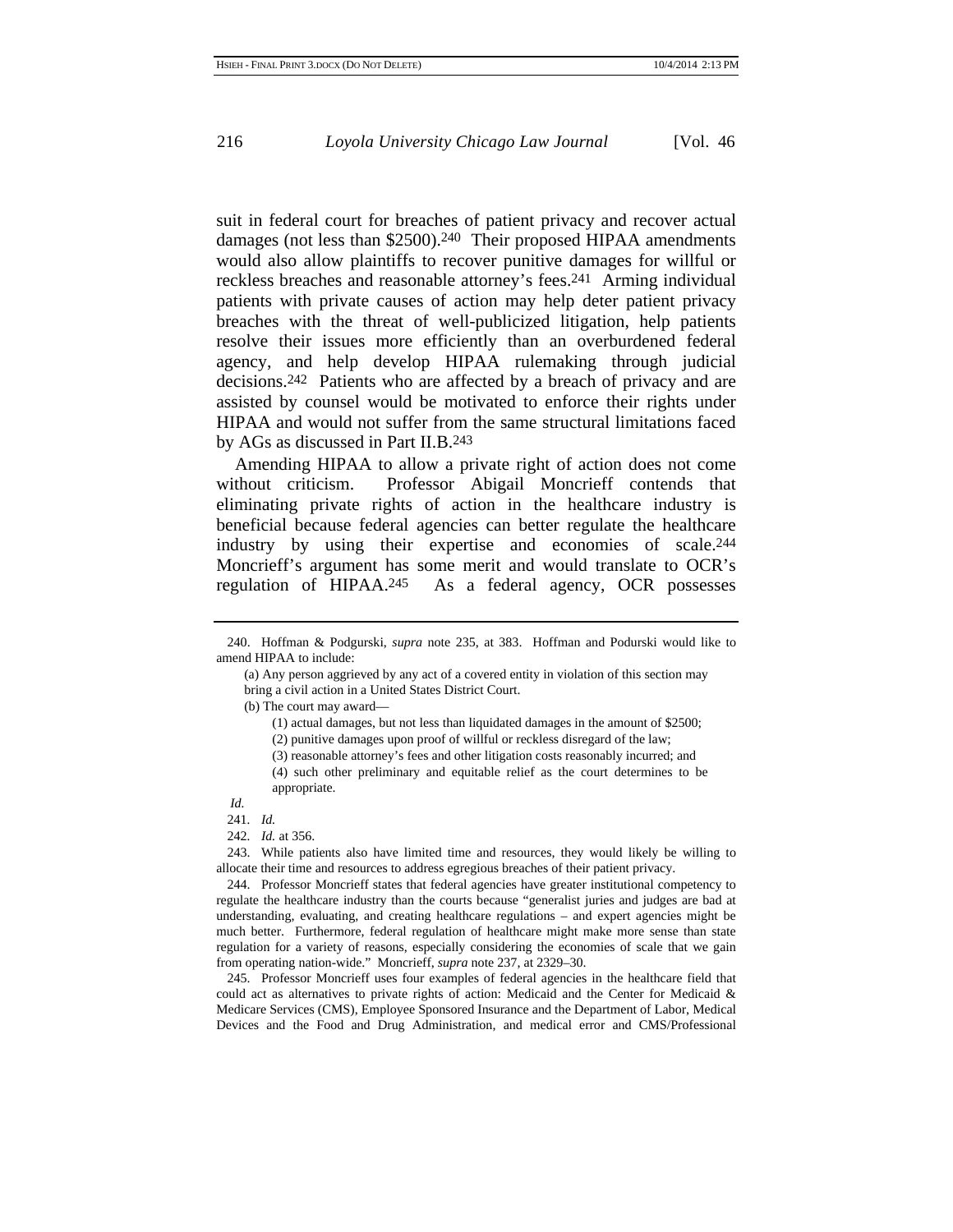suit in federal court for breaches of patient privacy and recover actual damages (not less than $2500).[240] Their proposed HIPAA amendments would also allow plaintiffs to recover punitive damages for willful or reckless breaches and reasonable attorney's fees.[241] Arming individual patients with private causes of action may help deter patient privacy breaches with the threat of well-publicized litigation, help patients resolve their issues more efficiently than an overburdened federal agency, and help develop HIPAA rulemaking through judicial decisions.[242] Patients who are affected by a breach of privacy and are assisted by counsel would be motivated to enforce their rights under HIPAA and would not suffer from the same structural limitations faced by AGs as discussed in Part II.B.[243]

Amending HIPAA to allow a private right of action does not come without criticism. Professor Abigail Moncrieff contends that eliminating private rights of action in the healthcare industry is beneficial because federal agencies can better regulate the healthcare industry by using their expertise and economies of scale.[244] Moncrieff's argument has some merit and would translate to OCR's regulation of HIPAA.[245] As a federal agency, OCR possesses

---

240. Hoffman & Podgurski, *supra* note 235, at 383. Hoffman and Podurski would like to amend HIPAA to include:

> (a) Any person aggrieved by any act of a covered entity in violation of this section may bring a civil action in a United States District Court.
>
> (b) The court may award—
>
> (1) actual damages, but not less than liquidated damages in the amount of $2500;
>
> (2) punitive damages upon proof of willful or reckless disregard of the law;
>
> (3) reasonable attorney's fees and other litigation costs reasonably incurred; and
>
> (4) such other preliminary and equitable relief as the court determines to be appropriate.

*Id.*

241. *Id.*

242. *Id.* at 356.

243. While patients also have limited time and resources, they would likely be willing to allocate their time and resources to address egregious breaches of their patient privacy.

244. Professor Moncrieff states that federal agencies have greater institutional competency to regulate the healthcare industry than the courts because "generalist juries and judges are bad at understanding, evaluating, and creating healthcare regulations – and expert agencies might be much better. Furthermore, federal regulation of healthcare might make more sense than state regulation for a variety of reasons, especially considering the economies of scale that we gain from operating nation-wide." Moncrieff, *supra* note 237, at 2329–30.

245. Professor Moncrieff uses four examples of federal agencies in the healthcare field that could act as alternatives to private rights of action: Medicaid and the Center for Medicaid & Medicare Services (CMS), Employee Sponsored Insurance and the Department of Labor, Medical Devices and the Food and Drug Administration, and medical error and CMS/Professional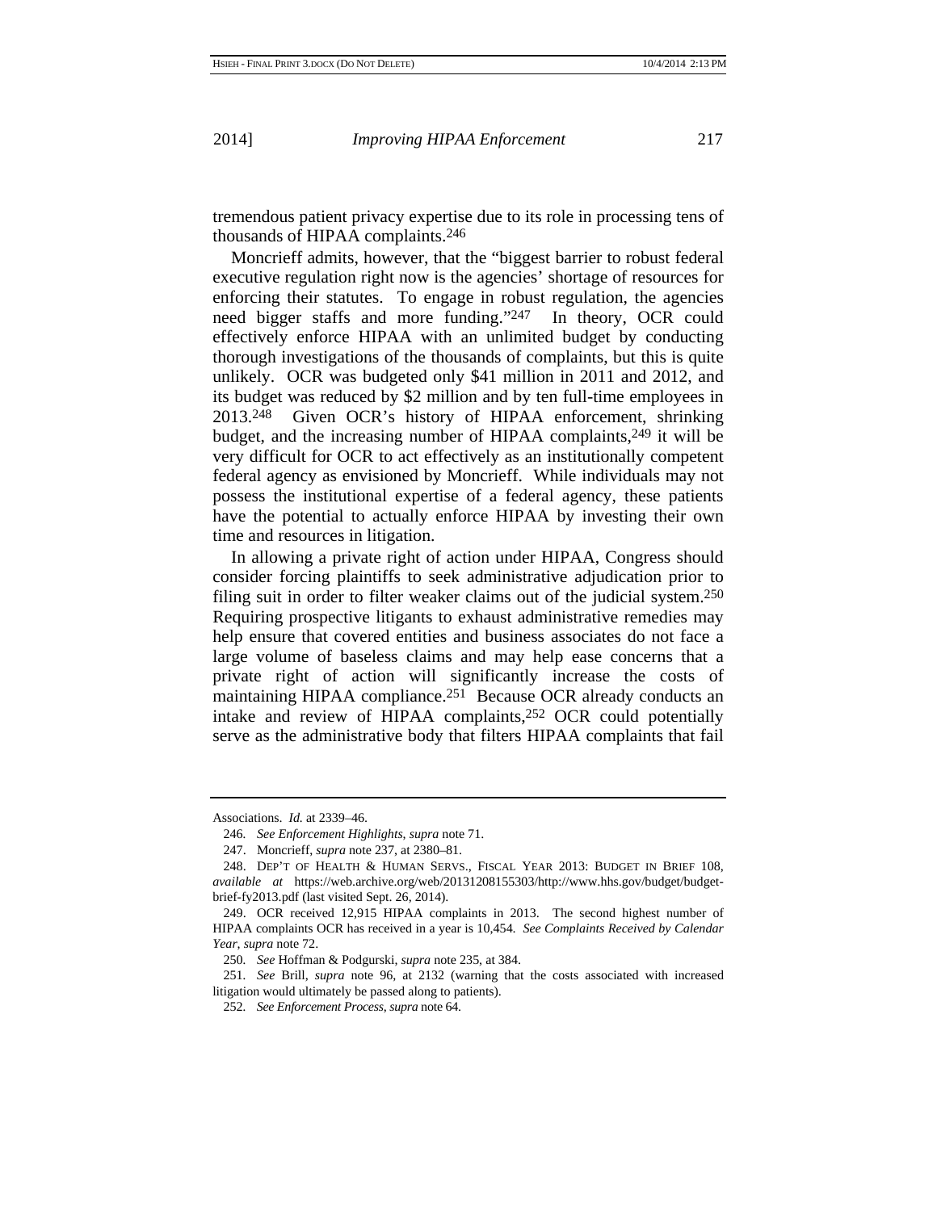tremendous patient privacy expertise due to its role in processing tens of thousands of HIPAA complaints.[246]

Moncrieff admits, however, that the "biggest barrier to robust federal executive regulation right now is the agencies' shortage of resources for enforcing their statutes. To engage in robust regulation, the agencies need bigger staffs and more funding."[247] In theory, OCR could effectively enforce HIPAA with an unlimited budget by conducting thorough investigations of the thousands of complaints, but this is quite unlikely. OCR was budgeted only $41 million in 2011 and 2012, and its budget was reduced by $2 million and by ten full-time employees in 2013.[248] Given OCR's history of HIPAA enforcement, shrinking budget, and the increasing number of HIPAA complaints,[249] it will be very difficult for OCR to act effectively as an institutionally competent federal agency as envisioned by Moncrieff. While individuals may not possess the institutional expertise of a federal agency, these patients have the potential to actually enforce HIPAA by investing their own time and resources in litigation.

In allowing a private right of action under HIPAA, Congress should consider forcing plaintiffs to seek administrative adjudication prior to filing suit in order to filter weaker claims out of the judicial system.[250] Requiring prospective litigants to exhaust administrative remedies may help ensure that covered entities and business associates do not face a large volume of baseless claims and may help ease concerns that a private right of action will significantly increase the costs of maintaining HIPAA compliance.[251] Because OCR already conducts an intake and review of HIPAA complaints,[252] OCR could potentially serve as the administrative body that filters HIPAA complaints that fail

---

Associations. *Id.* at 2339–46.

246. *See Enforcement Highlights*, *supra* note 71.

247. Moncrieff, *supra* note 237, at 2380–81.

248. DEP'T OF HEALTH & HUMAN SERVS., FISCAL YEAR 2013: BUDGET IN BRIEF 108, *available at* https://web.archive.org/web/20131208155303/http://www.hhs.gov/budget/budget-brief-fy2013.pdf (last visited Sept. 26, 2014).

249. OCR received 12,915 HIPAA complaints in 2013. The second highest number of HIPAA complaints OCR has received in a year is 10,454. *See Complaints Received by Calendar Year*, *supra* note 72.

250. *See* Hoffman & Podgurski, *supra* note 235, at 384.

251. *See* Brill, *supra* note 96, at 2132 (warning that the costs associated with increased litigation would ultimately be passed along to patients).

252. *See Enforcement Process*, *supra* note 64.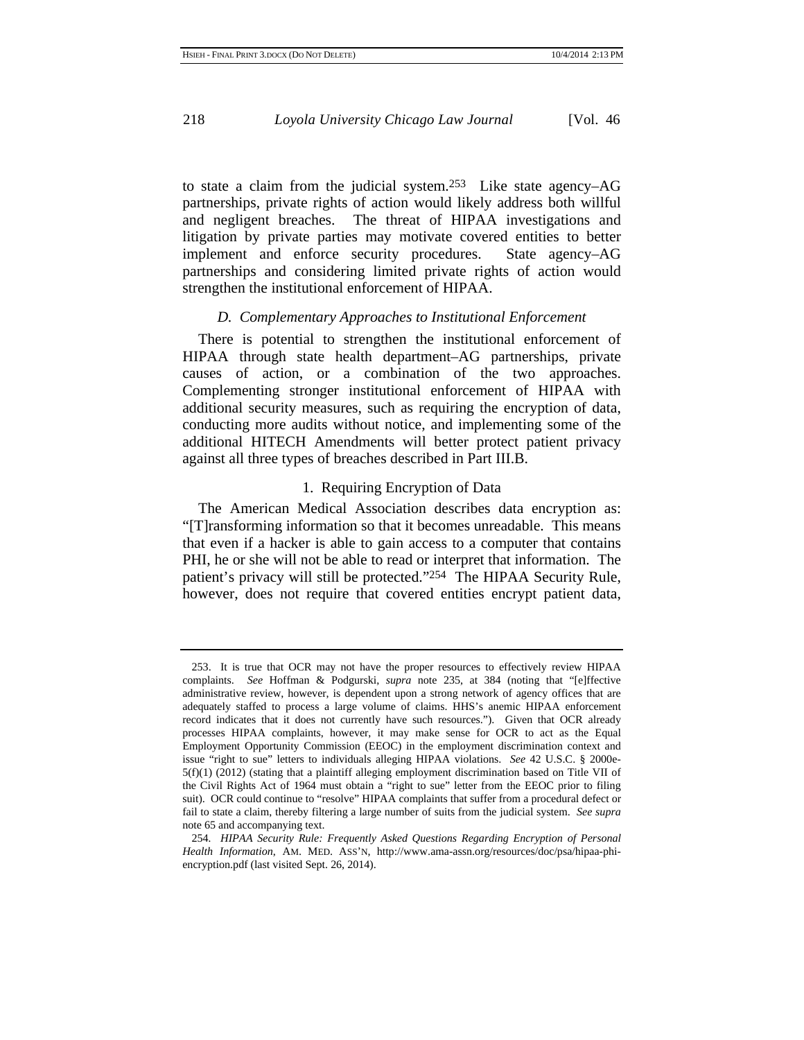to state a claim from the judicial system.[253] Like state agency–AG partnerships, private rights of action would likely address both willful and negligent breaches. The threat of HIPAA investigations and litigation by private parties may motivate covered entities to better implement and enforce security procedures. State agency–AG partnerships and considering limited private rights of action would strengthen the institutional enforcement of HIPAA.

### *D. Complementary Approaches to Institutional Enforcement*

There is potential to strengthen the institutional enforcement of HIPAA through state health department–AG partnerships, private causes of action, or a combination of the two approaches. Complementing stronger institutional enforcement of HIPAA with additional security measures, such as requiring the encryption of data, conducting more audits without notice, and implementing some of the additional HITECH Amendments will better protect patient privacy against all three types of breaches described in Part III.B.

#### 1. Requiring Encryption of Data

The American Medical Association describes data encryption as: "[T]ransforming information so that it becomes unreadable. This means that even if a hacker is able to gain access to a computer that contains PHI, he or she will not be able to read or interpret that information. The patient's privacy will still be protected."[254] The HIPAA Security Rule, however, does not require that covered entities encrypt patient data,

---

253. It is true that OCR may not have the proper resources to effectively review HIPAA complaints. *See* Hoffman & Podgurski, *supra* note 235, at 384 (noting that "[e]ffective administrative review, however, is dependent upon a strong network of agency offices that are adequately staffed to process a large volume of claims. HHS's anemic HIPAA enforcement record indicates that it does not currently have such resources."). Given that OCR already processes HIPAA complaints, however, it may make sense for OCR to act as the Equal Employment Opportunity Commission (EEOC) in the employment discrimination context and issue "right to sue" letters to individuals alleging HIPAA violations. *See* 42 U.S.C. § 2000e-5(f)(1) (2012) (stating that a plaintiff alleging employment discrimination based on Title VII of the Civil Rights Act of 1964 must obtain a "right to sue" letter from the EEOC prior to filing suit). OCR could continue to "resolve" HIPAA complaints that suffer from a procedural defect or fail to state a claim, thereby filtering a large number of suits from the judicial system. *See supra* note 65 and accompanying text.

254. *HIPAA Security Rule: Frequently Asked Questions Regarding Encryption of Personal Health Information*, AM. MED. ASS'N, http://www.ama-assn.org/resources/doc/psa/hipaa-phi-encryption.pdf (last visited Sept. 26, 2014).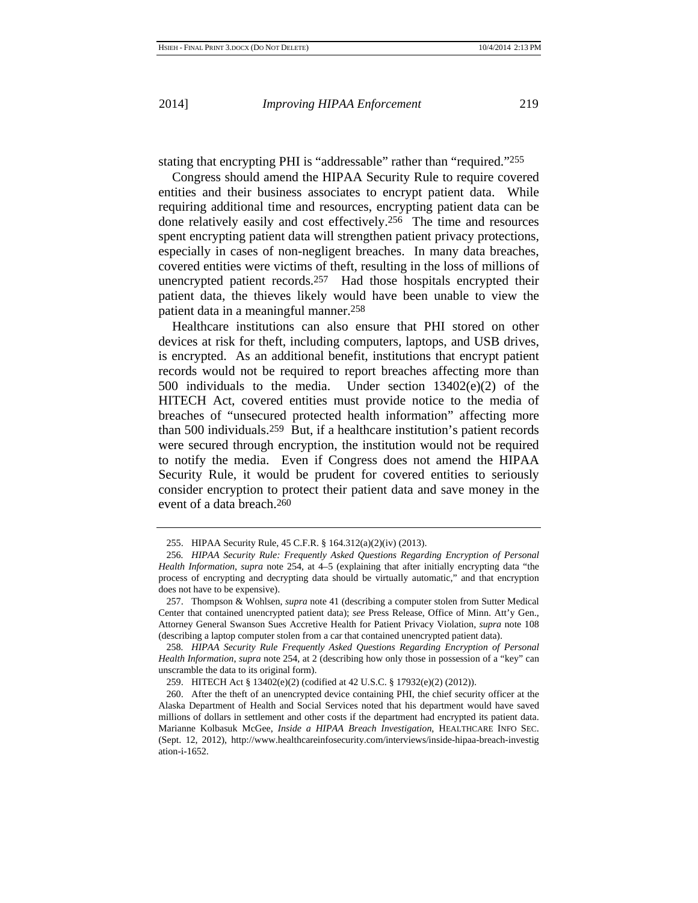stating that encrypting PHI is "addressable" rather than "required."[255]

Congress should amend the HIPAA Security Rule to require covered entities and their business associates to encrypt patient data. While requiring additional time and resources, encrypting patient data can be done relatively easily and cost effectively.[256] The time and resources spent encrypting patient data will strengthen patient privacy protections, especially in cases of non-negligent breaches. In many data breaches, covered entities were victims of theft, resulting in the loss of millions of unencrypted patient records.[257] Had those hospitals encrypted their patient data, the thieves likely would have been unable to view the patient data in a meaningful manner.[258]

Healthcare institutions can also ensure that PHI stored on other devices at risk for theft, including computers, laptops, and USB drives, is encrypted. As an additional benefit, institutions that encrypt patient records would not be required to report breaches affecting more than 500 individuals to the media. Under section 13402(e)(2) of the HITECH Act, covered entities must provide notice to the media of breaches of "unsecured protected health information" affecting more than 500 individuals.[259] But, if a healthcare institution's patient records were secured through encryption, the institution would not be required to notify the media. Even if Congress does not amend the HIPAA Security Rule, it would be prudent for covered entities to seriously consider encryption to protect their patient data and save money in the event of a data breach.[260]

---

255. HIPAA Security Rule, 45 C.F.R. § 164.312(a)(2)(iv) (2013).

256. *HIPAA Security Rule: Frequently Asked Questions Regarding Encryption of Personal Health Information*, *supra* note 254, at 4–5 (explaining that after initially encrypting data "the process of encrypting and decrypting data should be virtually automatic," and that encryption does not have to be expensive).

257. Thompson & Wohlsen, *supra* note 41 (describing a computer stolen from Sutter Medical Center that contained unencrypted patient data); *see* Press Release, Office of Minn. Att'y Gen., Attorney General Swanson Sues Accretive Health for Patient Privacy Violation, *supra* note 108 (describing a laptop computer stolen from a car that contained unencrypted patient data).

258. *HIPAA Security Rule Frequently Asked Questions Regarding Encryption of Personal Health Information*, *supra* note 254, at 2 (describing how only those in possession of a "key" can unscramble the data to its original form).

259. HITECH Act § 13402(e)(2) (codified at 42 U.S.C. § 17932(e)(2) (2012)).

260. After the theft of an unencrypted device containing PHI, the chief security officer at the Alaska Department of Health and Social Services noted that his department would have saved millions of dollars in settlement and other costs if the department had encrypted its patient data. Marianne Kolbasuk McGee, *Inside a HIPAA Breach Investigation*, HEALTHCARE INFO SEC. (Sept. 12, 2012), http://www.healthcareinfosecurity.com/interviews/inside-hipaa-breach-investigation-i-1652.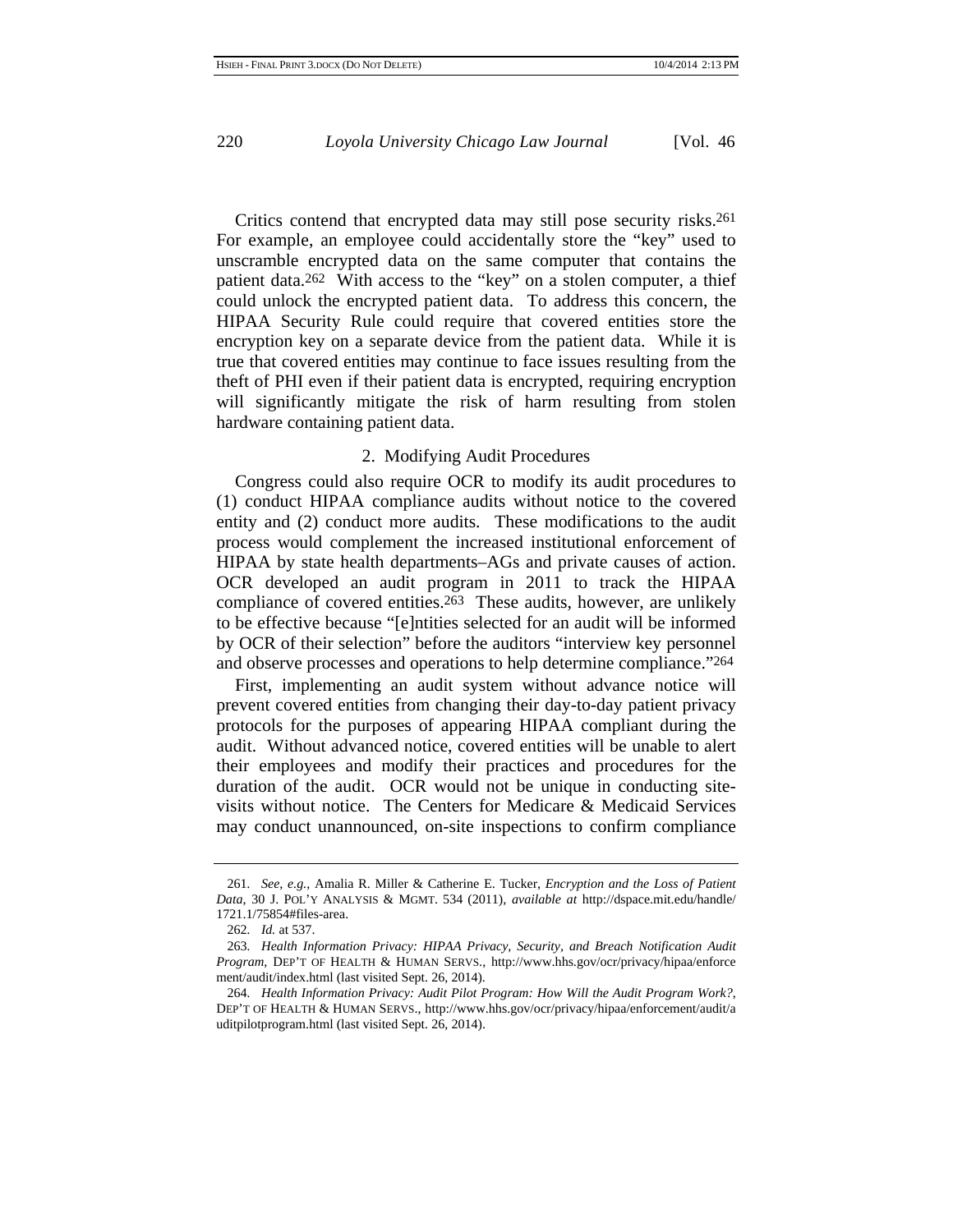Critics contend that encrypted data may still pose security risks.[261] For example, an employee could accidentally store the "key" used to unscramble encrypted data on the same computer that contains the patient data.[262] With access to the "key" on a stolen computer, a thief could unlock the encrypted patient data. To address this concern, the HIPAA Security Rule could require that covered entities store the encryption key on a separate device from the patient data. While it is true that covered entities may continue to face issues resulting from the theft of PHI even if their patient data is encrypted, requiring encryption will significantly mitigate the risk of harm resulting from stolen hardware containing patient data.

### 2. Modifying Audit Procedures

Congress could also require OCR to modify its audit procedures to (1) conduct HIPAA compliance audits without notice to the covered entity and (2) conduct more audits. These modifications to the audit process would complement the increased institutional enforcement of HIPAA by state health departments–AGs and private causes of action. OCR developed an audit program in 2011 to track the HIPAA compliance of covered entities.[263] These audits, however, are unlikely to be effective because "[e]ntities selected for an audit will be informed by OCR of their selection" before the auditors "interview key personnel and observe processes and operations to help determine compliance."[264]

First, implementing an audit system without advance notice will prevent covered entities from changing their day-to-day patient privacy protocols for the purposes of appearing HIPAA compliant during the audit. Without advanced notice, covered entities will be unable to alert their employees and modify their practices and procedures for the duration of the audit. OCR would not be unique in conducting site-visits without notice. The Centers for Medicare & Medicaid Services may conduct unannounced, on-site inspections to confirm compliance

---

261. *See, e.g.*, Amalia R. Miller & Catherine E. Tucker, *Encryption and the Loss of Patient Data*, 30 J. POL'Y ANALYSIS & MGMT. 534 (2011), *available at* http://dspace.mit.edu/handle/1721.1/75854#files-area.

262. *Id.* at 537.

263. *Health Information Privacy: HIPAA Privacy, Security, and Breach Notification Audit Program*, DEP'T OF HEALTH & HUMAN SERVS., http://www.hhs.gov/ocr/privacy/hipaa/enforcement/audit/index.html (last visited Sept. 26, 2014).

264. *Health Information Privacy: Audit Pilot Program: How Will the Audit Program Work?*, DEP'T OF HEALTH & HUMAN SERVS., http://www.hhs.gov/ocr/privacy/hipaa/enforcement/audit/auditpilotprogram.html (last visited Sept. 26, 2014).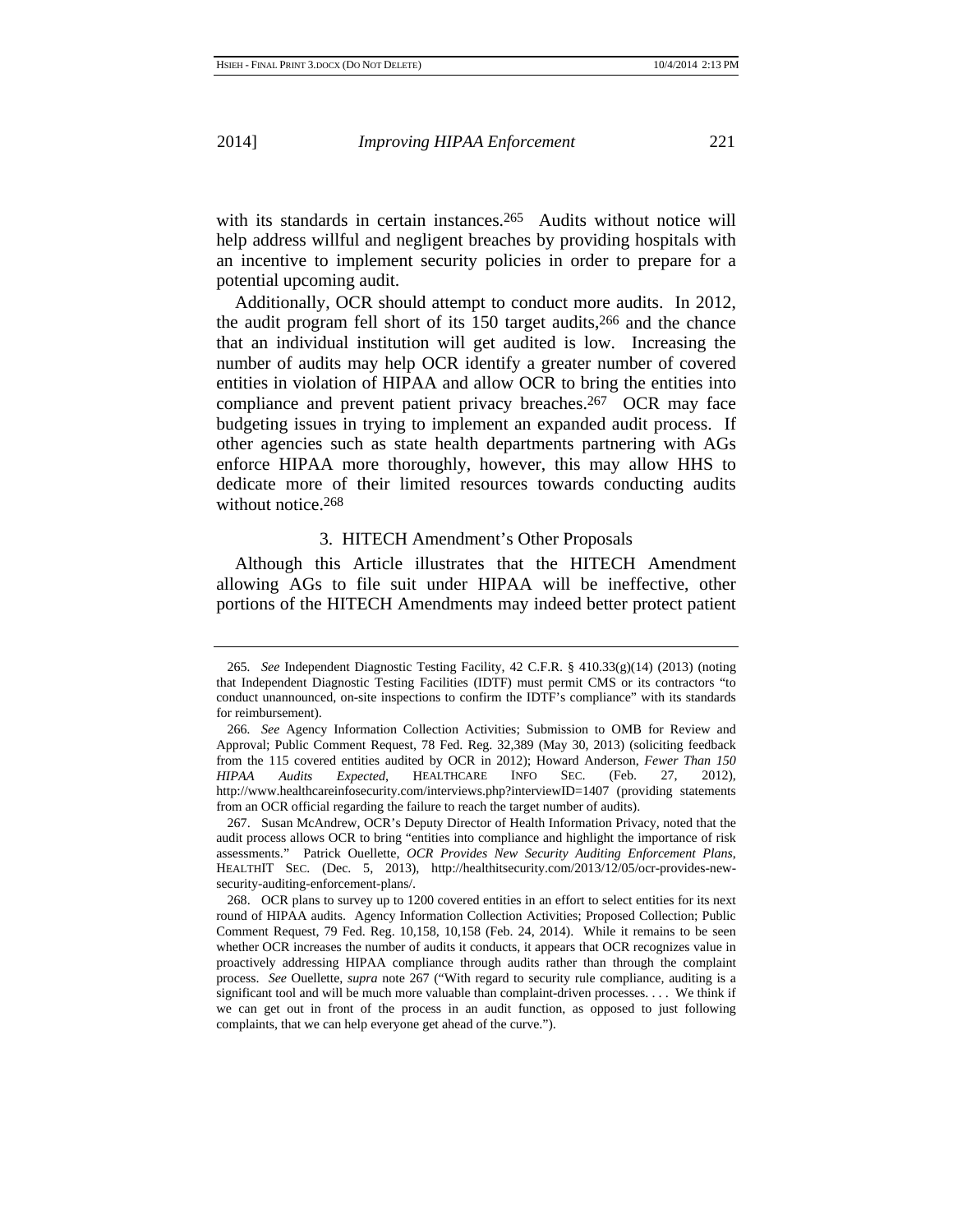with its standards in certain instances.[265] Audits without notice will help address willful and negligent breaches by providing hospitals with an incentive to implement security policies in order to prepare for a potential upcoming audit.

Additionally, OCR should attempt to conduct more audits. In 2012, the audit program fell short of its 150 target audits,[266] and the chance that an individual institution will get audited is low. Increasing the number of audits may help OCR identify a greater number of covered entities in violation of HIPAA and allow OCR to bring the entities into compliance and prevent patient privacy breaches.[267] OCR may face budgeting issues in trying to implement an expanded audit process. If other agencies such as state health departments partnering with AGs enforce HIPAA more thoroughly, however, this may allow HHS to dedicate more of their limited resources towards conducting audits without notice.[268]

### 3. HITECH Amendment's Other Proposals

Although this Article illustrates that the HITECH Amendment allowing AGs to file suit under HIPAA will be ineffective, other portions of the HITECH Amendments may indeed better protect patient

---

265. *See* Independent Diagnostic Testing Facility, 42 C.F.R. § 410.33(g)(14) (2013) (noting that Independent Diagnostic Testing Facilities (IDTF) must permit CMS or its contractors "to conduct unannounced, on-site inspections to confirm the IDTF's compliance" with its standards for reimbursement).

266. *See* Agency Information Collection Activities; Submission to OMB for Review and Approval; Public Comment Request, 78 Fed. Reg. 32,389 (May 30, 2013) (soliciting feedback from the 115 covered entities audited by OCR in 2012); Howard Anderson, *Fewer Than 150 HIPAA Audits Expected*, HEALTHCARE INFO SEC. (Feb. 27, 2012), http://www.healthcareinfosecurity.com/interviews.php?interviewID=1407 (providing statements from an OCR official regarding the failure to reach the target number of audits).

267. Susan McAndrew, OCR's Deputy Director of Health Information Privacy, noted that the audit process allows OCR to bring "entities into compliance and highlight the importance of risk assessments." Patrick Ouellette, *OCR Provides New Security Auditing Enforcement Plans*, HEALTHIT SEC. (Dec. 5, 2013), http://healthitsecurity.com/2013/12/05/ocr-provides-new-security-auditing-enforcement-plans/.

268. OCR plans to survey up to 1200 covered entities in an effort to select entities for its next round of HIPAA audits. Agency Information Collection Activities; Proposed Collection; Public Comment Request, 79 Fed. Reg. 10,158, 10,158 (Feb. 24, 2014). While it remains to be seen whether OCR increases the number of audits it conducts, it appears that OCR recognizes value in proactively addressing HIPAA compliance through audits rather than through the complaint process. *See* Ouellette, *supra* note 267 ("With regard to security rule compliance, auditing is a significant tool and will be much more valuable than complaint-driven processes. . . . We think if we can get out in front of the process in an audit function, as opposed to just following complaints, that we can help everyone get ahead of the curve.").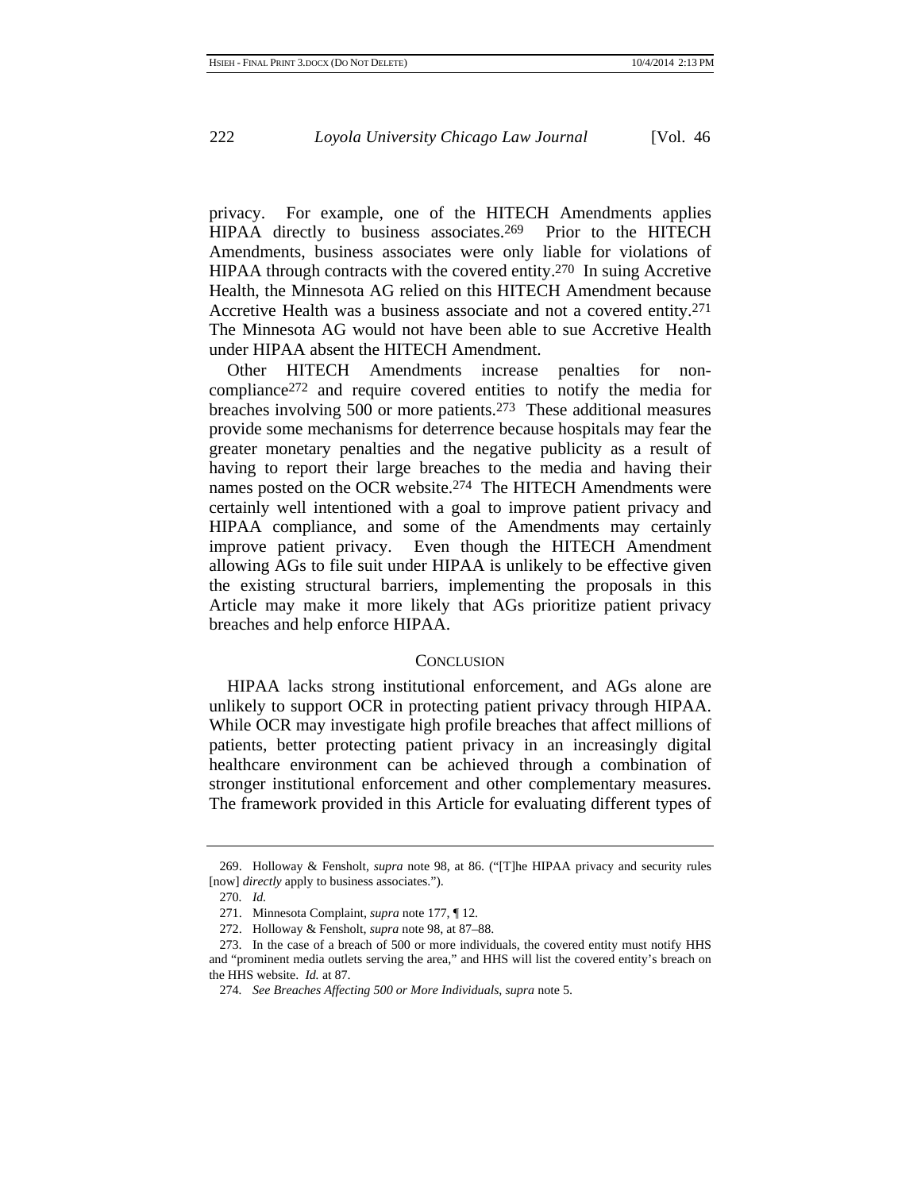privacy. For example, one of the HITECH Amendments applies HIPAA directly to business associates.[269] Prior to the HITECH Amendments, business associates were only liable for violations of HIPAA through contracts with the covered entity.[270] In suing Accretive Health, the Minnesota AG relied on this HITECH Amendment because Accretive Health was a business associate and not a covered entity.[271] The Minnesota AG would not have been able to sue Accretive Health under HIPAA absent the HITECH Amendment.

Other HITECH Amendments increase penalties for non-compliance[272] and require covered entities to notify the media for breaches involving 500 or more patients.[273] These additional measures provide some mechanisms for deterrence because hospitals may fear the greater monetary penalties and the negative publicity as a result of having to report their large breaches to the media and having their names posted on the OCR website.[274] The HITECH Amendments were certainly well intentioned with a goal to improve patient privacy and HIPAA compliance, and some of the Amendments may certainly improve patient privacy. Even though the HITECH Amendment allowing AGs to file suit under HIPAA is unlikely to be effective given the existing structural barriers, implementing the proposals in this Article may make it more likely that AGs prioritize patient privacy breaches and help enforce HIPAA.

## CONCLUSION

HIPAA lacks strong institutional enforcement, and AGs alone are unlikely to support OCR in protecting patient privacy through HIPAA. While OCR may investigate high profile breaches that affect millions of patients, better protecting patient privacy in an increasingly digital healthcare environment can be achieved through a combination of stronger institutional enforcement and other complementary measures. The framework provided in this Article for evaluating different types of

---

269. Holloway & Fensholt, *supra* note 98, at 86. ("[T]he HIPAA privacy and security rules [now] *directly* apply to business associates.").

270. *Id.*

271. Minnesota Complaint, *supra* note 177, ¶ 12.

272. Holloway & Fensholt, *supra* note 98, at 87–88.

273. In the case of a breach of 500 or more individuals, the covered entity must notify HHS and "prominent media outlets serving the area," and HHS will list the covered entity's breach on the HHS website. *Id.* at 87.

274. *See Breaches Affecting 500 or More Individuals*, *supra* note 5.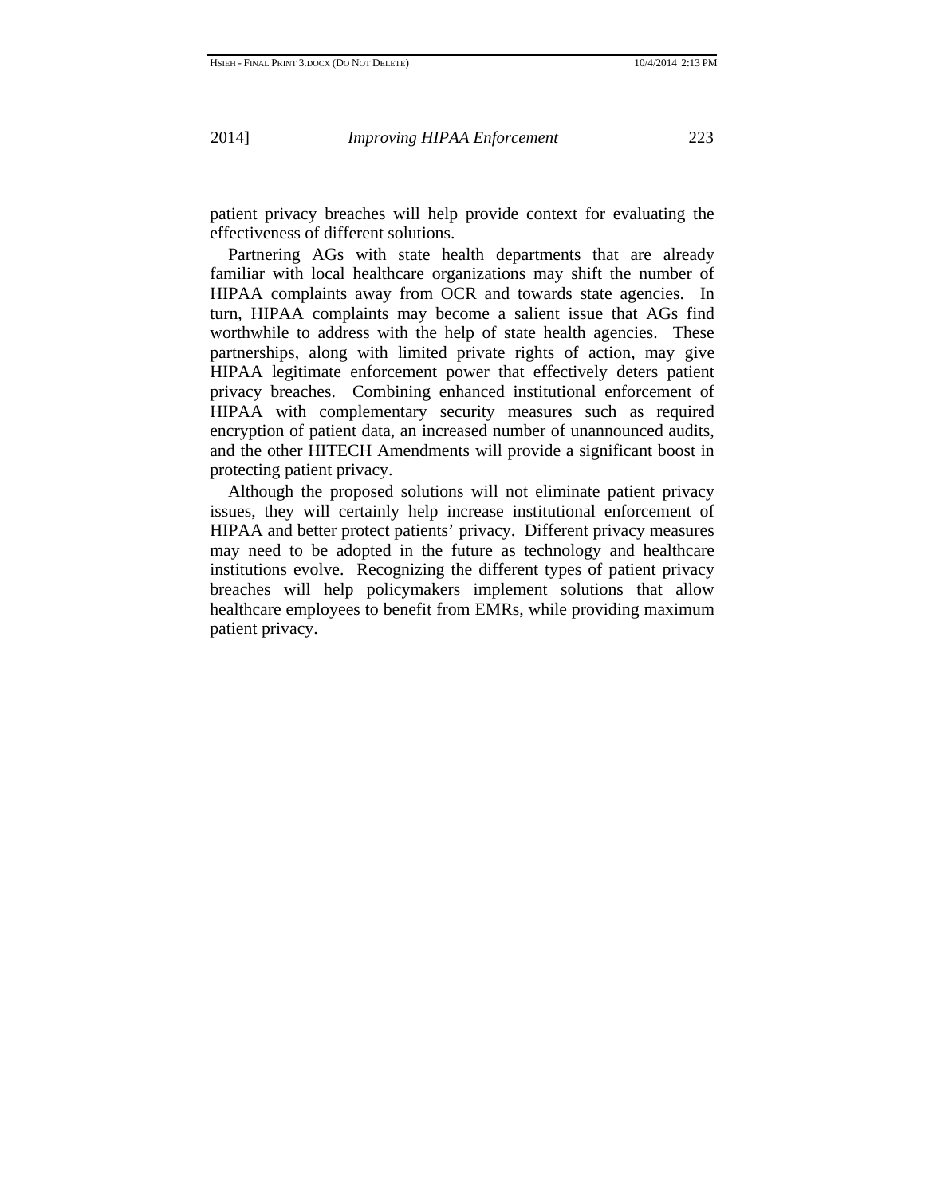patient privacy breaches will help provide context for evaluating the effectiveness of different solutions.

Partnering AGs with state health departments that are already familiar with local healthcare organizations may shift the number of HIPAA complaints away from OCR and towards state agencies. In turn, HIPAA complaints may become a salient issue that AGs find worthwhile to address with the help of state health agencies. These partnerships, along with limited private rights of action, may give HIPAA legitimate enforcement power that effectively deters patient privacy breaches. Combining enhanced institutional enforcement of HIPAA with complementary security measures such as required encryption of patient data, an increased number of unannounced audits, and the other HITECH Amendments will provide a significant boost in protecting patient privacy.

Although the proposed solutions will not eliminate patient privacy issues, they will certainly help increase institutional enforcement of HIPAA and better protect patients' privacy. Different privacy measures may need to be adopted in the future as technology and healthcare institutions evolve. Recognizing the different types of patient privacy breaches will help policymakers implement solutions that allow healthcare employees to benefit from EMRs, while providing maximum patient privacy.